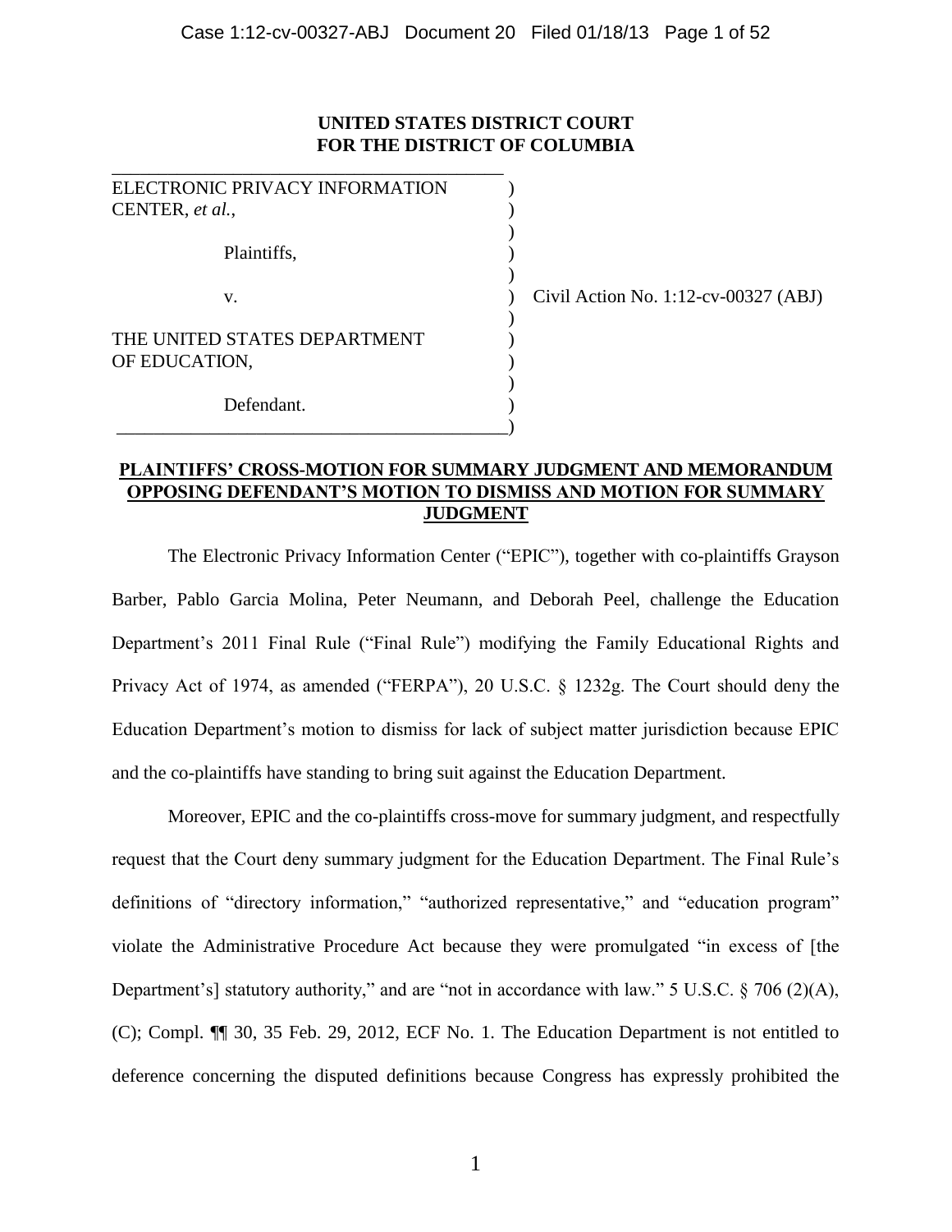**UNITED STATES DISTRICT COURT**
**FOR THE DISTRICT OF COLUMBIA**

| | | |
|---|---|---|
| ELECTRONIC PRIVACY INFORMATION CENTER, *et al.*, | ) | |
| | ) | |
| Plaintiffs, | ) | |
| | ) | |
| v. | ) | Civil Action No. 1:12-cv-00327 (ABJ) |
| | ) | |
| THE UNITED STATES DEPARTMENT OF EDUCATION, | ) | |
| | ) | |
| Defendant. | ) | |

**PLAINTIFFS' CROSS-MOTION FOR SUMMARY JUDGMENT AND MEMORANDUM OPPOSING DEFENDANT'S MOTION TO DISMISS AND MOTION FOR SUMMARY JUDGMENT**

The Electronic Privacy Information Center ("EPIC"), together with co-plaintiffs Grayson Barber, Pablo Garcia Molina, Peter Neumann, and Deborah Peel, challenge the Education Department's 2011 Final Rule ("Final Rule") modifying the Family Educational Rights and Privacy Act of 1974, as amended ("FERPA"), 20 U.S.C. § 1232g. The Court should deny the Education Department's motion to dismiss for lack of subject matter jurisdiction because EPIC and the co-plaintiffs have standing to bring suit against the Education Department.

Moreover, EPIC and the co-plaintiffs cross-move for summary judgment, and respectfully request that the Court deny summary judgment for the Education Department. The Final Rule's definitions of "directory information," "authorized representative," and "education program" violate the Administrative Procedure Act because they were promulgated "in excess of [the Department's] statutory authority," and are "not in accordance with law." 5 U.S.C. § 706 (2)(A), (C); Compl. ¶¶ 30, 35 Feb. 29, 2012, ECF No. 1. The Education Department is not entitled to deference concerning the disputed definitions because Congress has expressly prohibited the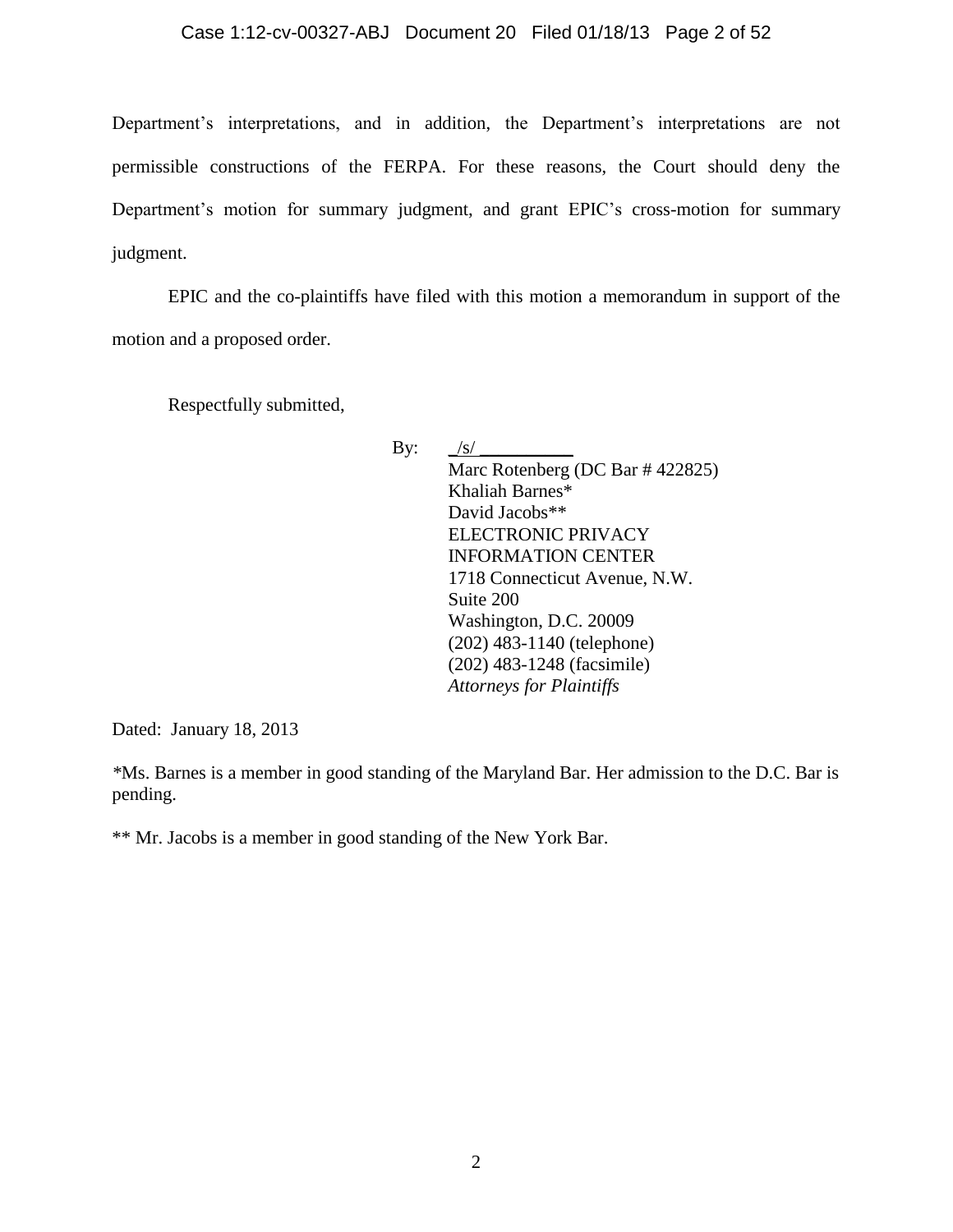Department's interpretations, and in addition, the Department's interpretations are not permissible constructions of the FERPA. For these reasons, the Court should deny the Department's motion for summary judgment, and grant EPIC's cross-motion for summary judgment.

EPIC and the co-plaintiffs have filed with this motion a memorandum in support of the motion and a proposed order.

Respectfully submitted,

By: _/s/ __________
Marc Rotenberg (DC Bar # 422825)
Khaliah Barnes*
David Jacobs**
ELECTRONIC PRIVACY
INFORMATION CENTER
1718 Connecticut Avenue, N.W.
Suite 200
Washington, D.C. 20009
(202) 483-1140 (telephone)
(202) 483-1248 (facsimile)
*Attorneys for Plaintiffs*

Dated: January 18, 2013

*Ms. Barnes is a member in good standing of the Maryland Bar. Her admission to the D.C. Bar is pending.

** Mr. Jacobs is a member in good standing of the New York Bar.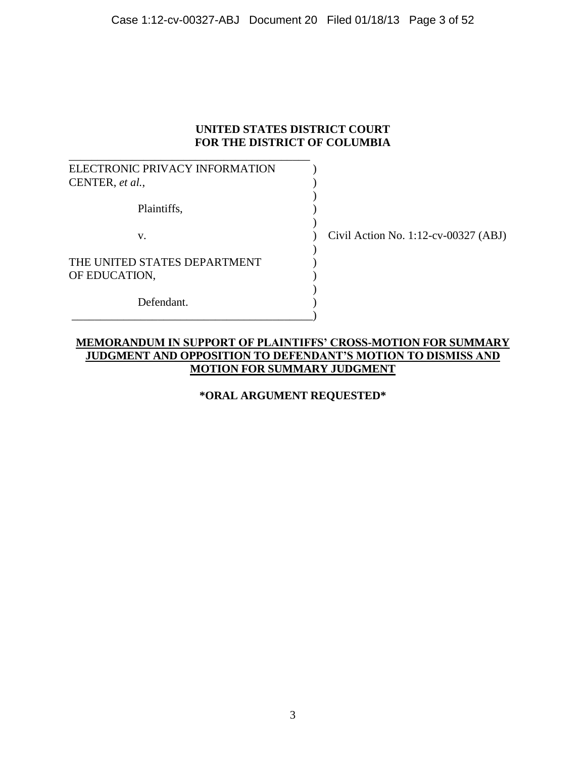**UNITED STATES DISTRICT COURT**
**FOR THE DISTRICT OF COLUMBIA**

| | | |
|---|---|---|
| ELECTRONIC PRIVACY INFORMATION CENTER, *et al.*, | ) | |
| Plaintiffs, | ) | |
| v. | ) | Civil Action No. 1:12-cv-00327 (ABJ) |
| THE UNITED STATES DEPARTMENT OF EDUCATION, | ) | |
| Defendant. | ) | |

**MEMORANDUM IN SUPPORT OF PLAINTIFFS' CROSS-MOTION FOR SUMMARY JUDGMENT AND OPPOSITION TO DEFENDANT'S MOTION TO DISMISS AND MOTION FOR SUMMARY JUDGMENT**

**\*ORAL ARGUMENT REQUESTED\***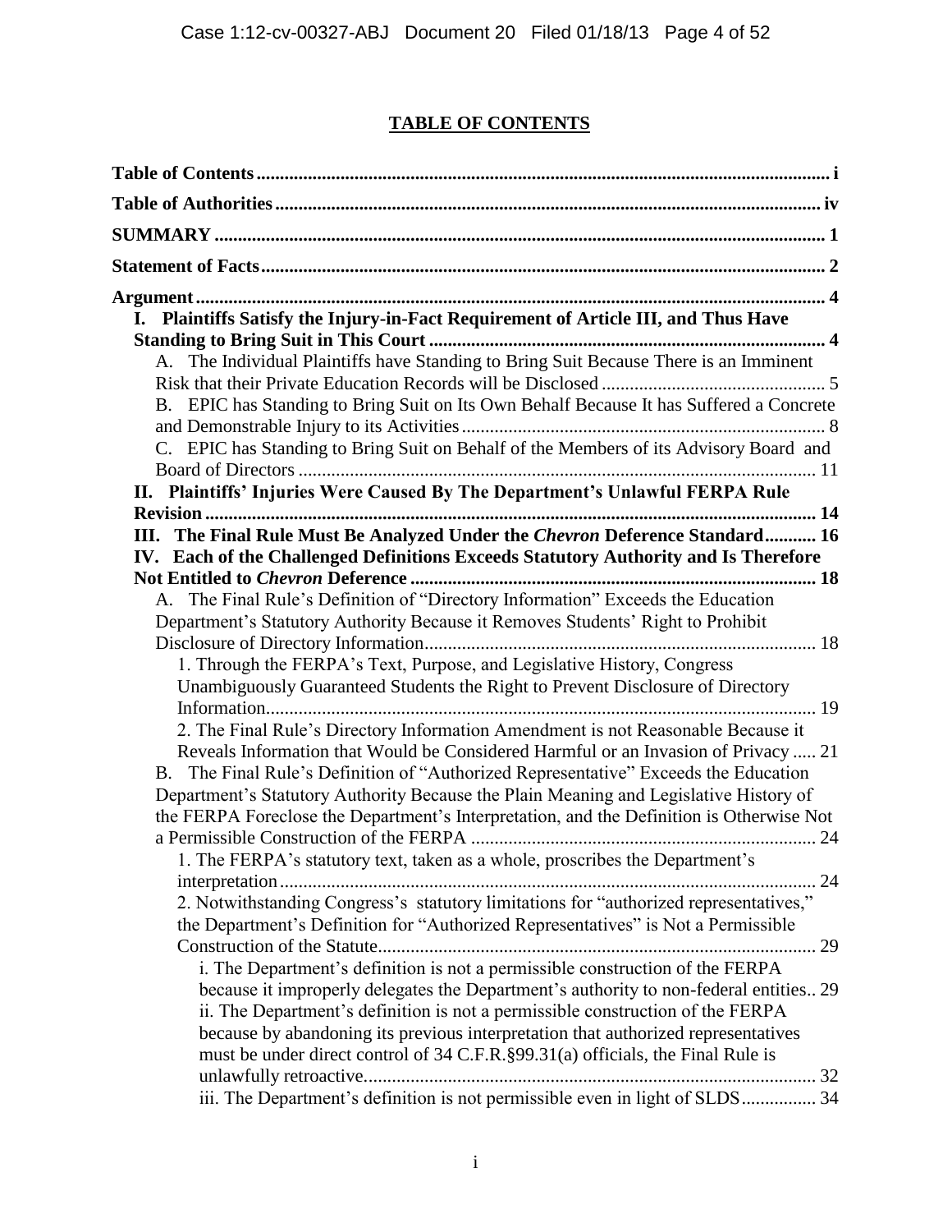# TABLE OF CONTENTS

**Table of Contents** ........ i

**Table of Authorities** ........ iv

**SUMMARY** ........ 1

**Statement of Facts** ........ 2

**Argument** ........ 4

**I. Plaintiffs Satisfy the Injury-in-Fact Requirement of Article III, and Thus Have Standing to Bring Suit in This Court** ........ 4

A. The Individual Plaintiffs have Standing to Bring Suit Because There is an Imminent Risk that their Private Education Records will be Disclosed ........ 5

B. EPIC has Standing to Bring Suit on Its Own Behalf Because It has Suffered a Concrete and Demonstrable Injury to its Activities ........ 8

C. EPIC has Standing to Bring Suit on Behalf of the Members of its Advisory Board and Board of Directors ........ 11

**II. Plaintiffs' Injuries Were Caused By The Department's Unlawful FERPA Rule Revision** ........ 14

**III. The Final Rule Must Be Analyzed Under the *Chevron* Deference Standard** ........ 16

**IV. Each of the Challenged Definitions Exceeds Statutory Authority and Is Therefore Not Entitled to *Chevron* Deference** ........ 18

A. The Final Rule's Definition of "Directory Information" Exceeds the Education Department's Statutory Authority Because it Removes Students' Right to Prohibit Disclosure of Directory Information ........ 18

1. Through the FERPA's Text, Purpose, and Legislative History, Congress Unambiguously Guaranteed Students the Right to Prevent Disclosure of Directory Information ........ 19

2. The Final Rule's Directory Information Amendment is not Reasonable Because it Reveals Information that Would be Considered Harmful or an Invasion of Privacy ........ 21

B. The Final Rule's Definition of "Authorized Representative" Exceeds the Education Department's Statutory Authority Because the Plain Meaning and Legislative History of the FERPA Foreclose the Department's Interpretation, and the Definition is Otherwise Not a Permissible Construction of the FERPA ........ 24

1. The FERPA's statutory text, taken as a whole, proscribes the Department's interpretation ........ 24

2. Notwithstanding Congress's statutory limitations for "authorized representatives," the Department's Definition for "Authorized Representatives" is Not a Permissible Construction of the Statute ........ 29

i. The Department's definition is not a permissible construction of the FERPA because it improperly delegates the Department's authority to non-federal entities ........ 29

ii. The Department's definition is not a permissible construction of the FERPA because by abandoning its previous interpretation that authorized representatives must be under direct control of 34 C.F.R.§99.31(a) officials, the Final Rule is unlawfully retroactive ........ 32

iii. The Department's definition is not permissible even in light of SLDS ........ 34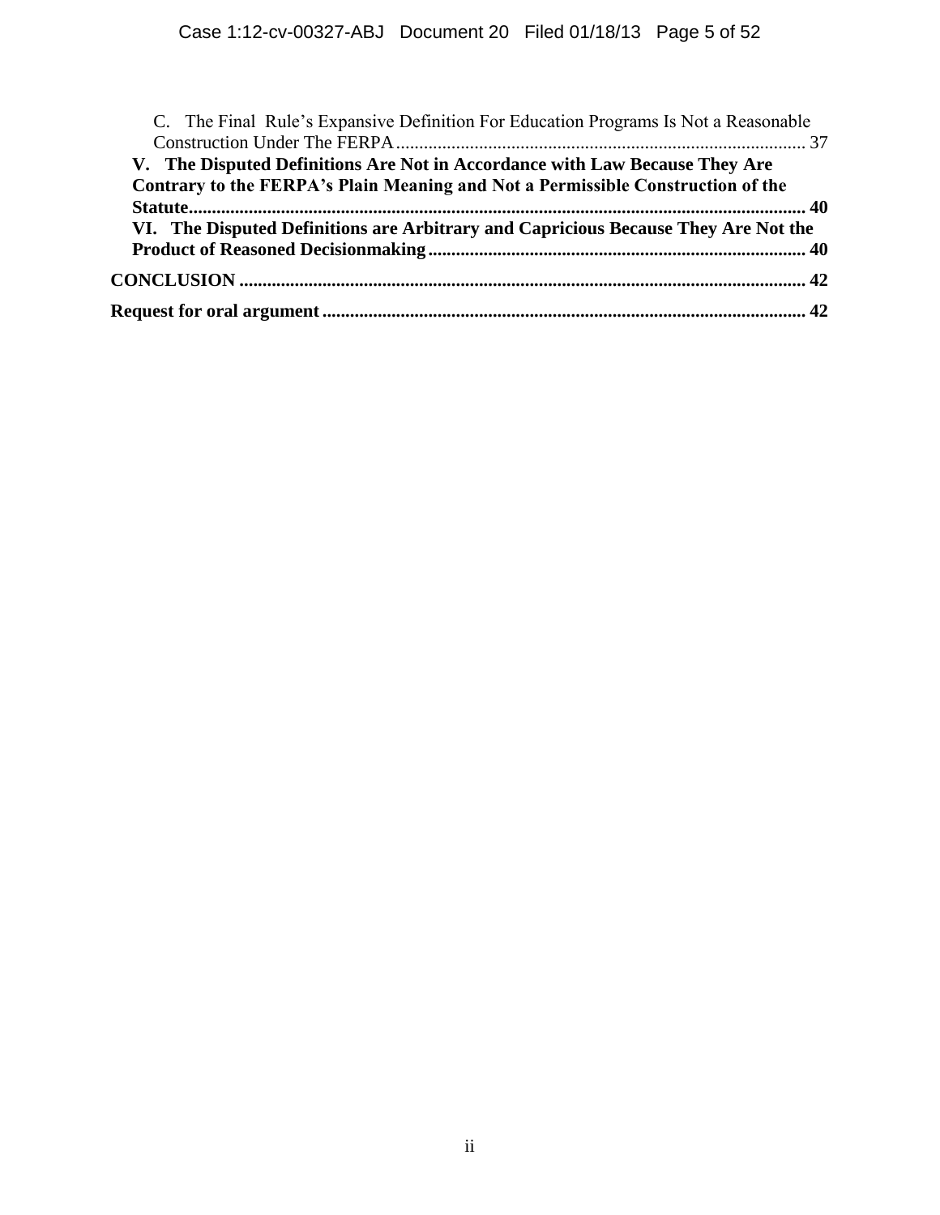C. The Final Rule's Expansive Definition For Education Programs Is Not a Reasonable Construction Under The FERPA ........................................................................................ 37

**V. The Disputed Definitions Are Not in Accordance with Law Because They Are Contrary to the FERPA's Plain Meaning and Not a Permissible Construction of the Statute.................................................................................................................................... 40**

**VI. The Disputed Definitions are Arbitrary and Capricious Because They Are Not the Product of Reasoned Decisionmaking................................................................................. 40**

**CONCLUSION ........................................................................................................................ 42**

**Request for oral argument........................................................................................................ 42**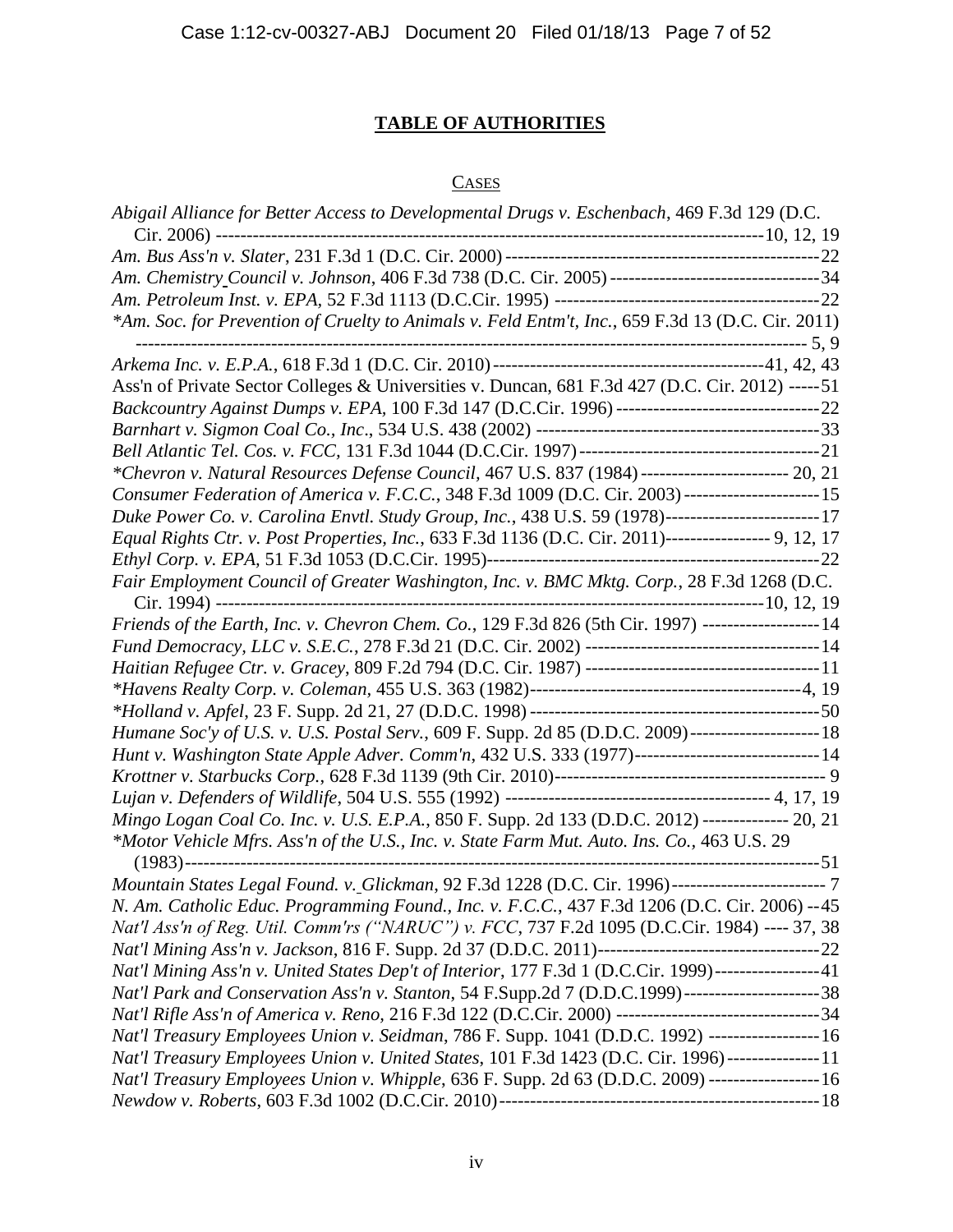# TABLE OF AUTHORITIES

## CASES

*Abigail Alliance for Better Access to Developmental Drugs v. Eschenbach*, 469 F.3d 129 (D.C. Cir. 2006) -------------------------------------------------------------------------------------------10, 12, 19

*Am. Bus Ass'n v. Slater*, 231 F.3d 1 (D.C. Cir. 2000) --------------------------------------------------22

*Am. Chemistry Council v. Johnson*, 406 F.3d 738 (D.C. Cir. 2005) ----------------------------------34

*Am. Petroleum Inst. v. EPA*, 52 F.3d 1113 (D.C.Cir. 1995) --------------------------------------------22

*\*Am. Soc. for Prevention of Cruelty to Animals v. Feld Entm't, Inc.*, 659 F.3d 13 (D.C. Cir. 2011) ------------------------------------------------------------------------------------------------------- 5, 9

*Arkema Inc. v. E.P.A.*, 618 F.3d 1 (D.C. Cir. 2010) --------------------------------------------41, 42, 43

Ass'n of Private Sector Colleges & Universities v. Duncan, 681 F.3d 427 (D.C. Cir. 2012) -----51

*Backcountry Against Dumps v. EPA*, 100 F.3d 147 (D.C.Cir. 1996) ---------------------------------22

*Barnhart v. Sigmon Coal Co., Inc*., 534 U.S. 438 (2002) ----------------------------------------------33

*Bell Atlantic Tel. Cos. v. FCC*, 131 F.3d 1044 (D.C.Cir. 1997) ----------------------------------------21

*\*Chevron v. Natural Resources Defense Council*, 467 U.S. 837 (1984) ------------------------ 20, 21

*Consumer Federation of America v. F.C.C.*, 348 F.3d 1009 (D.C. Cir. 2003) ----------------------15

*Duke Power Co. v. Carolina Envtl. Study Group, Inc.*, 438 U.S. 59 (1978)-------------------------17

*Equal Rights Ctr. v. Post Properties, Inc.*, 633 F.3d 1136 (D.C. Cir. 2011)----------------- 9, 12, 17

*Ethyl Corp. v. EPA*, 51 F.3d 1053 (D.C.Cir. 1995)-------------------------------------------------------22

*Fair Employment Council of Greater Washington, Inc. v. BMC Mktg. Corp.*, 28 F.3d 1268 (D.C. Cir. 1994) -------------------------------------------------------------------------------------------10, 12, 19

*Friends of the Earth, Inc. v. Chevron Chem. Co.*, 129 F.3d 826 (5th Cir. 1997) -------------------14

*Fund Democracy, LLC v. S.E.C.*, 278 F.3d 21 (D.C. Cir. 2002) ---------------------------------------14

*Haitian Refugee Ctr. v. Gracey*, 809 F.2d 794 (D.C. Cir. 1987) ---------------------------------------11

*\*Havens Realty Corp. v. Coleman*, 455 U.S. 363 (1982)---------------------------------------------4, 19

*\*Holland v. Apfel*, 23 F. Supp. 2d 21, 27 (D.D.C. 1998) -----------------------------------------------50

*Humane Soc'y of U.S. v. U.S. Postal Serv.*, 609 F. Supp. 2d 85 (D.D.C. 2009) ---------------------18

*Hunt v. Washington State Apple Adver. Comm'n*, 432 U.S. 333 (1977)-------------------------------14

*Krottner v. Starbucks Corp.*, 628 F.3d 1139 (9th Cir. 2010)--------------------------------------------- 9

*Lujan v. Defenders of Wildlife*, 504 U.S. 555 (1992) ------------------------------------------- 4, 17, 19

*Mingo Logan Coal Co. Inc. v. U.S. E.P.A.*, 850 F. Supp. 2d 133 (D.D.C. 2012) -------------- 20, 21

*\*Motor Vehicle Mfrs. Ass'n of the U.S., Inc. v. State Farm Mut. Auto. Ins. Co.*, 463 U.S. 29 (1983)--------------------------------------------------------------------------------------------------------51

*Mountain States Legal Found. v. Glickman*, 92 F.3d 1228 (D.C. Cir. 1996)------------------------- 7

*N. Am. Catholic Educ. Programming Found., Inc. v. F.C.C.*, 437 F.3d 1206 (D.C. Cir. 2006) --45

*Nat'l Ass'n of Reg. Util. Comm'rs ("NARUC") v. FCC*, 737 F.2d 1095 (D.C.Cir. 1984) ---- 37, 38

*Nat'l Mining Ass'n v. Jackson*, 816 F. Supp. 2d 37 (D.D.C. 2011)-------------------------------------22

*Nat'l Mining Ass'n v. United States Dep't of Interior*, 177 F.3d 1 (D.C.Cir. 1999)-----------------41

*Nat'l Park and Conservation Ass'n v. Stanton*, 54 F.Supp.2d 7 (D.D.C.1999)----------------------38

*Nat'l Rifle Ass'n of America v. Reno*, 216 F.3d 122 (D.C.Cir. 2000) ---------------------------------34

*Nat'l Treasury Employees Union v. Seidman*, 786 F. Supp. 1041 (D.D.C. 1992) ------------------16

*Nat'l Treasury Employees Union v. United States*, 101 F.3d 1423 (D.C. Cir. 1996)---------------11

*Nat'l Treasury Employees Union v. Whipple*, 636 F. Supp. 2d 63 (D.D.C. 2009) ------------------16

*Newdow v. Roberts*, 603 F.3d 1002 (D.C.Cir. 2010)-----------------------------------------------------18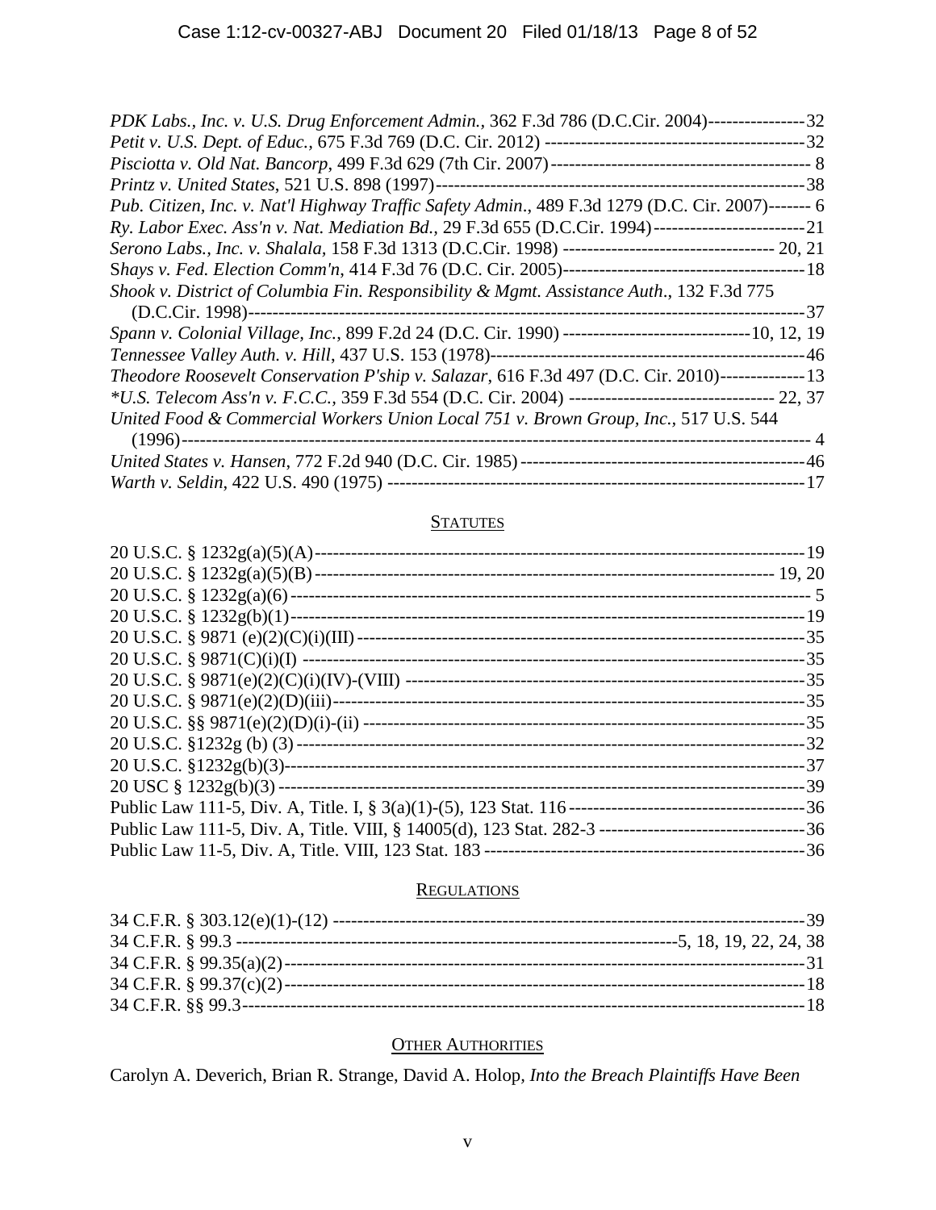*PDK Labs., Inc. v. U.S. Drug Enforcement Admin.*, 362 F.3d 786 (D.C.Cir. 2004)----------------32

*Petit v. U.S. Dept. of Educ.*, 675 F.3d 769 (D.C. Cir. 2012) -------------------------------------------32

*Pisciotta v. Old Nat. Bancorp*, 499 F.3d 629 (7th Cir. 2007)------------------------------------------- 8

*Printz v. United States*, 521 U.S. 898 (1997)-------------------------------------------------------------38

*Pub. Citizen, Inc. v. Nat'l Highway Traffic Safety Admin.*, 489 F.3d 1279 (D.C. Cir. 2007)------- 6

*Ry. Labor Exec. Ass'n v. Nat. Mediation Bd.*, 29 F.3d 655 (D.C.Cir. 1994)-------------------------21

*Serono Labs., Inc. v. Shalala*, 158 F.3d 1313 (D.C.Cir. 1998) ---------------------------------- 20, 21

*Shays v. Fed. Election Comm'n*, 414 F.3d 76 (D.C. Cir. 2005)-----------------------------------------18

*Shook v. District of Columbia Fin. Responsibility & Mgmt. Assistance Auth.*, 132 F.3d 775 (D.C.Cir. 1998)-------------------------------------------------------------------------------------------37

*Spann v. Colonial Village, Inc.*, 899 F.2d 24 (D.C. Cir. 1990) -------------------------------10, 12, 19

*Tennessee Valley Auth. v. Hill*, 437 U.S. 153 (1978)-----------------------------------------------------46

*Theodore Roosevelt Conservation P'ship v. Salazar*, 616 F.3d 497 (D.C. Cir. 2010)--------------13

*\*U.S. Telecom Ass'n v. F.C.C.*, 359 F.3d 554 (D.C. Cir. 2004) --------------------------------- 22, 37

*United Food & Commercial Workers Union Local 751 v. Brown Group, Inc.*, 517 U.S. 544 (1996)--------------------------------------------------------------------------------------------------- 4

*United States v. Hansen*, 772 F.2d 940 (D.C. Cir. 1985)------------------------------------------------46

*Warth v. Seldin*, 422 U.S. 490 (1975) ---------------------------------------------------------------------17

## STATUTES

20 U.S.C. § 1232g(a)(5)(A)-----------------------------------------------------------------------------19

20 U.S.C. § 1232g(a)(5)(B)--------------------------------------------------------------------------- 19, 20

20 U.S.C. § 1232g(a)(6)-------------------------------------------------------------------------------- 5

20 U.S.C. § 1232g(b)(1)-------------------------------------------------------------------------------19

20 U.S.C. § 9871 (e)(2)(C)(i)(III)--------------------------------------------------------------------35

20 U.S.C. § 9871(C)(i)(I) -----------------------------------------------------------------------------35

20 U.S.C. § 9871(e)(2)(C)(i)(IV)-(VIII) -------------------------------------------------------------35

20 U.S.C. § 9871(e)(2)(D)(iii)-------------------------------------------------------------------------35

20 U.S.C. §§ 9871(e)(2)(D)(i)-(ii) --------------------------------------------------------------------35

20 U.S.C. §1232g (b) (3)-------------------------------------------------------------------------------32

20 U.S.C. §1232g(b)(3)--------------------------------------------------------------------------------37

20 USC § 1232g(b)(3)----------------------------------------------------------------------------------39

Public Law 111-5, Div. A, Title. I, § 3(a)(1)-(5), 123 Stat. 116---------------------------------------36

Public Law 111-5, Div. A, Title. VIII, § 14005(d), 123 Stat. 282-3 --------------------------------36

Public Law 11-5, Div. A, Title. VIII, 123 Stat. 183 ---------------------------------------------------36

## REGULATIONS

34 C.F.R. § 303.12(e)(1)-(12) ------------------------------------------------------------------------39

34 C.F.R. § 99.3 ------------------------------------------------------------------5, 18, 19, 22, 24, 38

34 C.F.R. § 99.35(a)(2)--------------------------------------------------------------------------------31

34 C.F.R. § 99.37(c)(2)--------------------------------------------------------------------------------18

34 C.F.R. §§ 99.3--------------------------------------------------------------------------------------18

## OTHER AUTHORITIES

Carolyn A. Deverich, Brian R. Strange, David A. Holop, *Into the Breach Plaintiffs Have Been*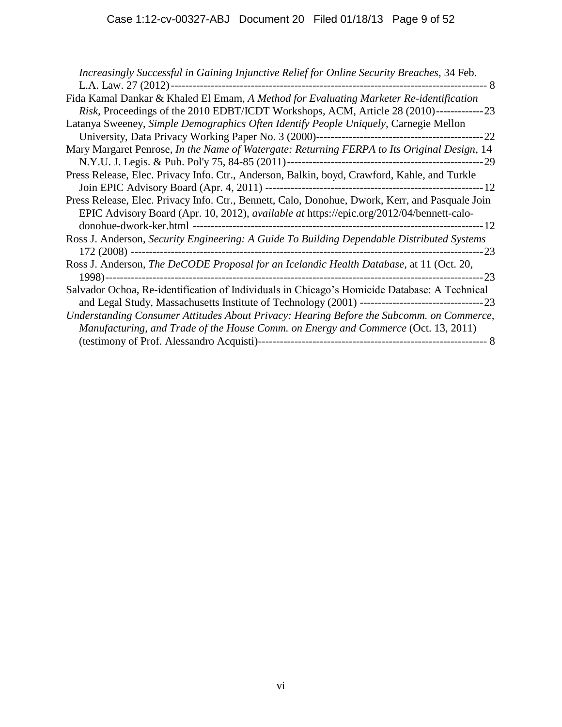*Increasingly Successful in Gaining Injunctive Relief for Online Security Breaches*, 34 Feb. L.A. Law. 27 (2012) ---------- 8

Fida Kamal Dankar & Khaled El Emam, *A Method for Evaluating Marketer Re-identification Risk*, Proceedings of the 2010 EDBT/ICDT Workshops, ACM, Article 28 (2010) ---------- 23

Latanya Sweeney, *Simple Demographics Often Identify People Uniquely*, Carnegie Mellon University, Data Privacy Working Paper No. 3 (2000) ---------- 22

Mary Margaret Penrose, *In the Name of Watergate: Returning FERPA to Its Original Design*, 14 N.Y.U. J. Legis. & Pub. Pol'y 75, 84-85 (2011) ---------- 29

Press Release, Elec. Privacy Info. Ctr., Anderson, Balkin, boyd, Crawford, Kahle, and Turkle Join EPIC Advisory Board (Apr. 4, 2011) ---------- 12

Press Release, Elec. Privacy Info. Ctr., Bennett, Calo, Donohue, Dwork, Kerr, and Pasquale Join EPIC Advisory Board (Apr. 10, 2012), *available at* https://epic.org/2012/04/bennett-calo-donohue-dwork-ker.html ---------- 12

Ross J. Anderson, *Security Engineering: A Guide To Building Dependable Distributed Systems* 172 (2008) ---------- 23

Ross J. Anderson, *The DeCODE Proposal for an Icelandic Health Database,* at 11 (Oct. 20, 1998) ---------- 23

Salvador Ochoa, Re-identification of Individuals in Chicago's Homicide Database: A Technical and Legal Study, Massachusetts Institute of Technology (2001) ---------- 23

*Understanding Consumer Attitudes About Privacy: Hearing Before the Subcomm. on Commerce, Manufacturing, and Trade of the House Comm. on Energy and Commerce* (Oct. 13, 2011) (testimony of Prof. Alessandro Acquisti) ---------- 8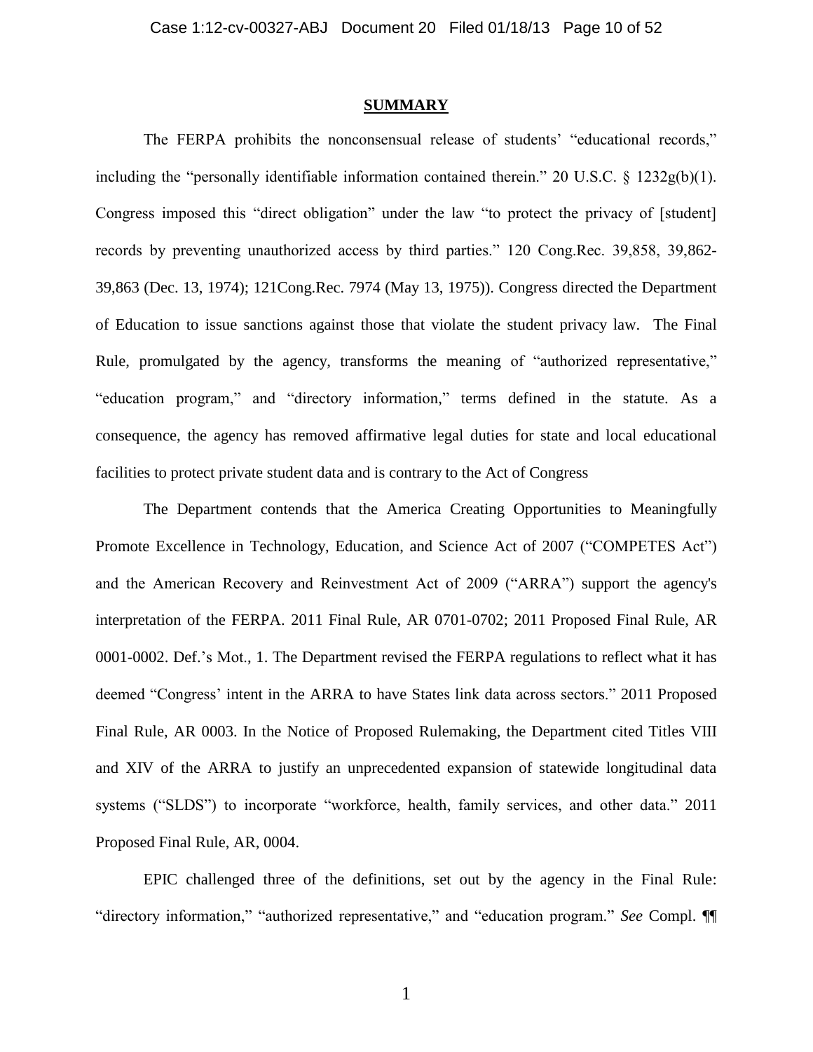## SUMMARY

The FERPA prohibits the nonconsensual release of students' "educational records," including the "personally identifiable information contained therein." 20 U.S.C. § 1232g(b)(1). Congress imposed this "direct obligation" under the law "to protect the privacy of [student] records by preventing unauthorized access by third parties." 120 Cong.Rec. 39,858, 39,862-39,863 (Dec. 13, 1974); 121Cong.Rec. 7974 (May 13, 1975)). Congress directed the Department of Education to issue sanctions against those that violate the student privacy law. The Final Rule, promulgated by the agency, transforms the meaning of "authorized representative," "education program," and "directory information," terms defined in the statute. As a consequence, the agency has removed affirmative legal duties for state and local educational facilities to protect private student data and is contrary to the Act of Congress

The Department contends that the America Creating Opportunities to Meaningfully Promote Excellence in Technology, Education, and Science Act of 2007 ("COMPETES Act") and the American Recovery and Reinvestment Act of 2009 ("ARRA") support the agency's interpretation of the FERPA. 2011 Final Rule, AR 0701-0702; 2011 Proposed Final Rule, AR 0001-0002. Def.'s Mot., 1. The Department revised the FERPA regulations to reflect what it has deemed "Congress' intent in the ARRA to have States link data across sectors." 2011 Proposed Final Rule, AR 0003. In the Notice of Proposed Rulemaking, the Department cited Titles VIII and XIV of the ARRA to justify an unprecedented expansion of statewide longitudinal data systems ("SLDS") to incorporate "workforce, health, family services, and other data." 2011 Proposed Final Rule, AR, 0004.

EPIC challenged three of the definitions, set out by the agency in the Final Rule: "directory information," "authorized representative," and "education program." *See* Compl. ¶¶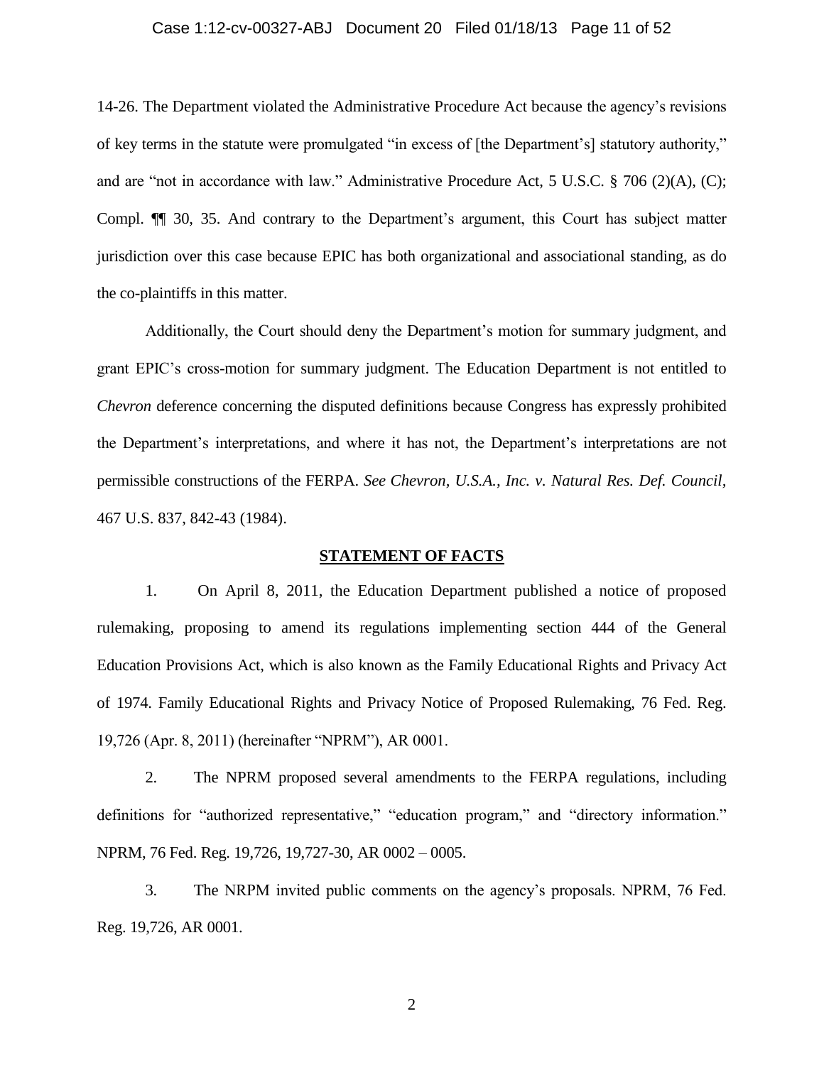14-26. The Department violated the Administrative Procedure Act because the agency's revisions of key terms in the statute were promulgated "in excess of [the Department's] statutory authority," and are "not in accordance with law." Administrative Procedure Act, 5 U.S.C. § 706 (2)(A), (C); Compl. ¶¶ 30, 35. And contrary to the Department's argument, this Court has subject matter jurisdiction over this case because EPIC has both organizational and associational standing, as do the co-plaintiffs in this matter.

Additionally, the Court should deny the Department's motion for summary judgment, and grant EPIC's cross-motion for summary judgment. The Education Department is not entitled to *Chevron* deference concerning the disputed definitions because Congress has expressly prohibited the Department's interpretations, and where it has not, the Department's interpretations are not permissible constructions of the FERPA. *See Chevron, U.S.A., Inc. v. Natural Res. Def. Council*, 467 U.S. 837, 842-43 (1984).

## STATEMENT OF FACTS

1. On April 8, 2011, the Education Department published a notice of proposed rulemaking, proposing to amend its regulations implementing section 444 of the General Education Provisions Act, which is also known as the Family Educational Rights and Privacy Act of 1974. Family Educational Rights and Privacy Notice of Proposed Rulemaking, 76 Fed. Reg. 19,726 (Apr. 8, 2011) (hereinafter "NPRM"), AR 0001.

2. The NPRM proposed several amendments to the FERPA regulations, including definitions for "authorized representative," "education program," and "directory information." NPRM, 76 Fed. Reg. 19,726, 19,727-30, AR 0002 – 0005.

3. The NRPM invited public comments on the agency's proposals. NPRM, 76 Fed. Reg. 19,726, AR 0001.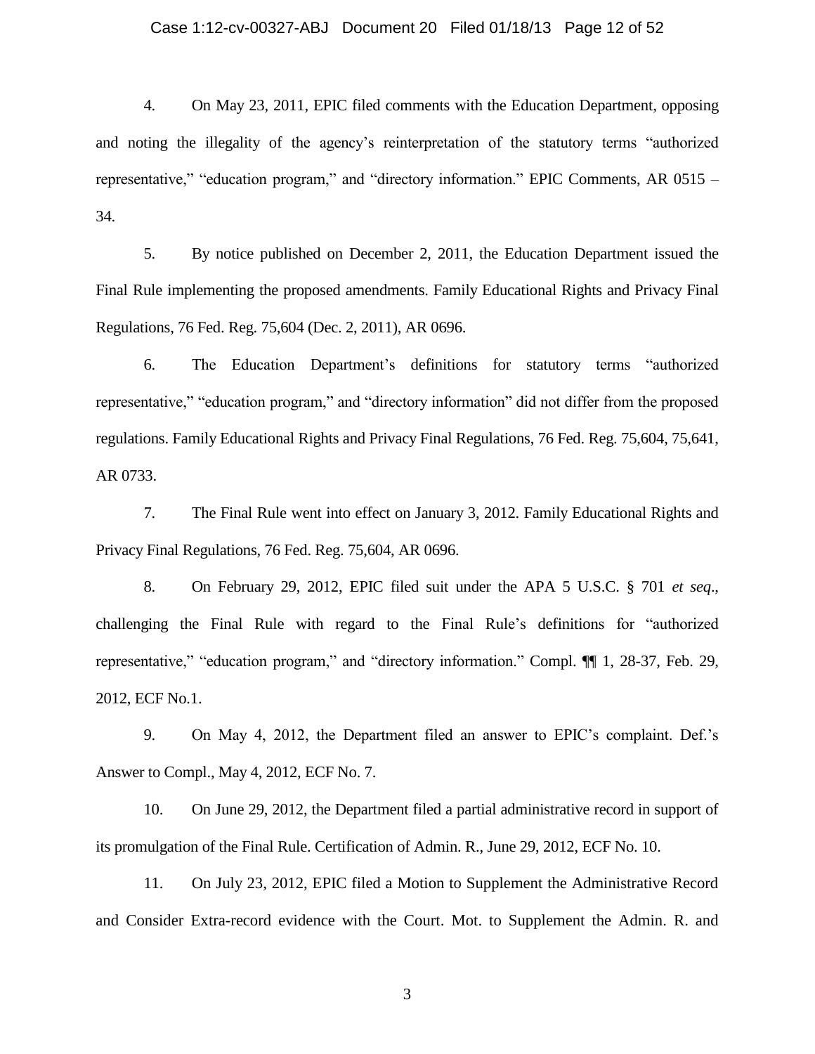4. On May 23, 2011, EPIC filed comments with the Education Department, opposing and noting the illegality of the agency's reinterpretation of the statutory terms "authorized representative," "education program," and "directory information." EPIC Comments, AR 0515 – 34.

5. By notice published on December 2, 2011, the Education Department issued the Final Rule implementing the proposed amendments. Family Educational Rights and Privacy Final Regulations, 76 Fed. Reg. 75,604 (Dec. 2, 2011), AR 0696.

6. The Education Department's definitions for statutory terms "authorized representative," "education program," and "directory information" did not differ from the proposed regulations. Family Educational Rights and Privacy Final Regulations, 76 Fed. Reg. 75,604, 75,641, AR 0733.

7. The Final Rule went into effect on January 3, 2012. Family Educational Rights and Privacy Final Regulations, 76 Fed. Reg. 75,604, AR 0696.

8. On February 29, 2012, EPIC filed suit under the APA 5 U.S.C. § 701 *et seq*., challenging the Final Rule with regard to the Final Rule's definitions for "authorized representative," "education program," and "directory information." Compl. ¶¶ 1, 28-37, Feb. 29, 2012, ECF No.1.

9. On May 4, 2012, the Department filed an answer to EPIC's complaint. Def.'s Answer to Compl., May 4, 2012, ECF No. 7.

10. On June 29, 2012, the Department filed a partial administrative record in support of its promulgation of the Final Rule. Certification of Admin. R., June 29, 2012, ECF No. 10.

11. On July 23, 2012, EPIC filed a Motion to Supplement the Administrative Record and Consider Extra-record evidence with the Court. Mot. to Supplement the Admin. R. and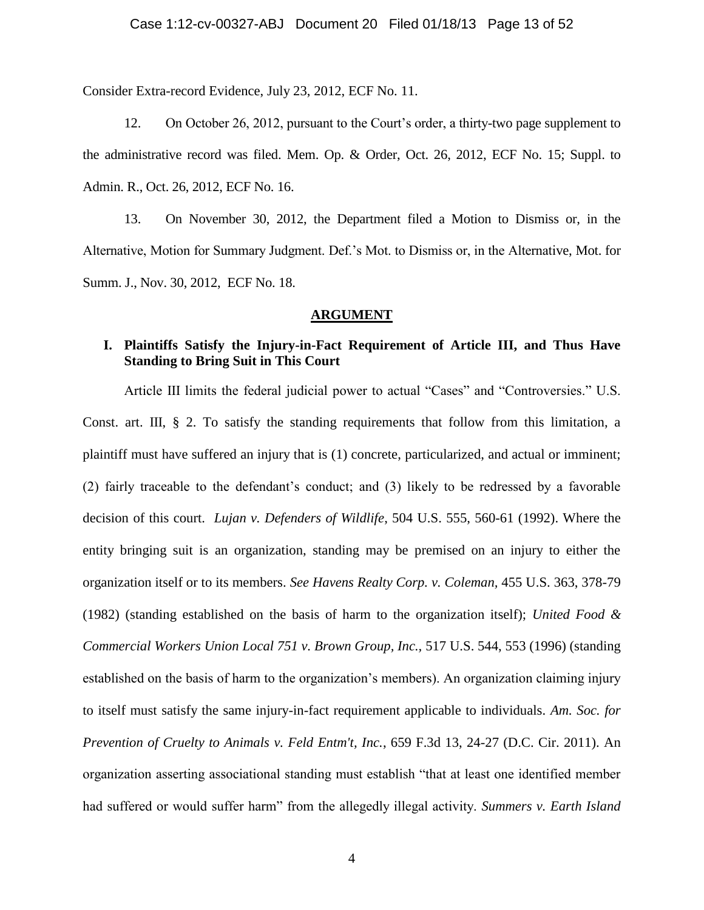Consider Extra-record Evidence, July 23, 2012, ECF No. 11.

12. On October 26, 2012, pursuant to the Court's order, a thirty-two page supplement to the administrative record was filed. Mem. Op. & Order, Oct. 26, 2012, ECF No. 15; Suppl. to Admin. R., Oct. 26, 2012, ECF No. 16.

13. On November 30, 2012, the Department filed a Motion to Dismiss or, in the Alternative, Motion for Summary Judgment. Def.'s Mot. to Dismiss or, in the Alternative, Mot. for Summ. J., Nov. 30, 2012, ECF No. 18.

## ARGUMENT

### I. Plaintiffs Satisfy the Injury-in-Fact Requirement of Article III, and Thus Have Standing to Bring Suit in This Court

Article III limits the federal judicial power to actual "Cases" and "Controversies." U.S. Const. art. III, § 2. To satisfy the standing requirements that follow from this limitation, a plaintiff must have suffered an injury that is (1) concrete, particularized, and actual or imminent; (2) fairly traceable to the defendant's conduct; and (3) likely to be redressed by a favorable decision of this court. *Lujan v. Defenders of Wildlife*, 504 U.S. 555, 560-61 (1992). Where the entity bringing suit is an organization, standing may be premised on an injury to either the organization itself or to its members. *See Havens Realty Corp. v. Coleman,* 455 U.S. 363, 378-79 (1982) (standing established on the basis of harm to the organization itself); *United Food & Commercial Workers Union Local 751 v. Brown Group, Inc.,* 517 U.S. 544, 553 (1996) (standing established on the basis of harm to the organization's members). An organization claiming injury to itself must satisfy the same injury-in-fact requirement applicable to individuals. *Am. Soc. for Prevention of Cruelty to Animals v. Feld Entm't, Inc.*, 659 F.3d 13, 24-27 (D.C. Cir. 2011). An organization asserting associational standing must establish "that at least one identified member had suffered or would suffer harm" from the allegedly illegal activity. *Summers v. Earth Island*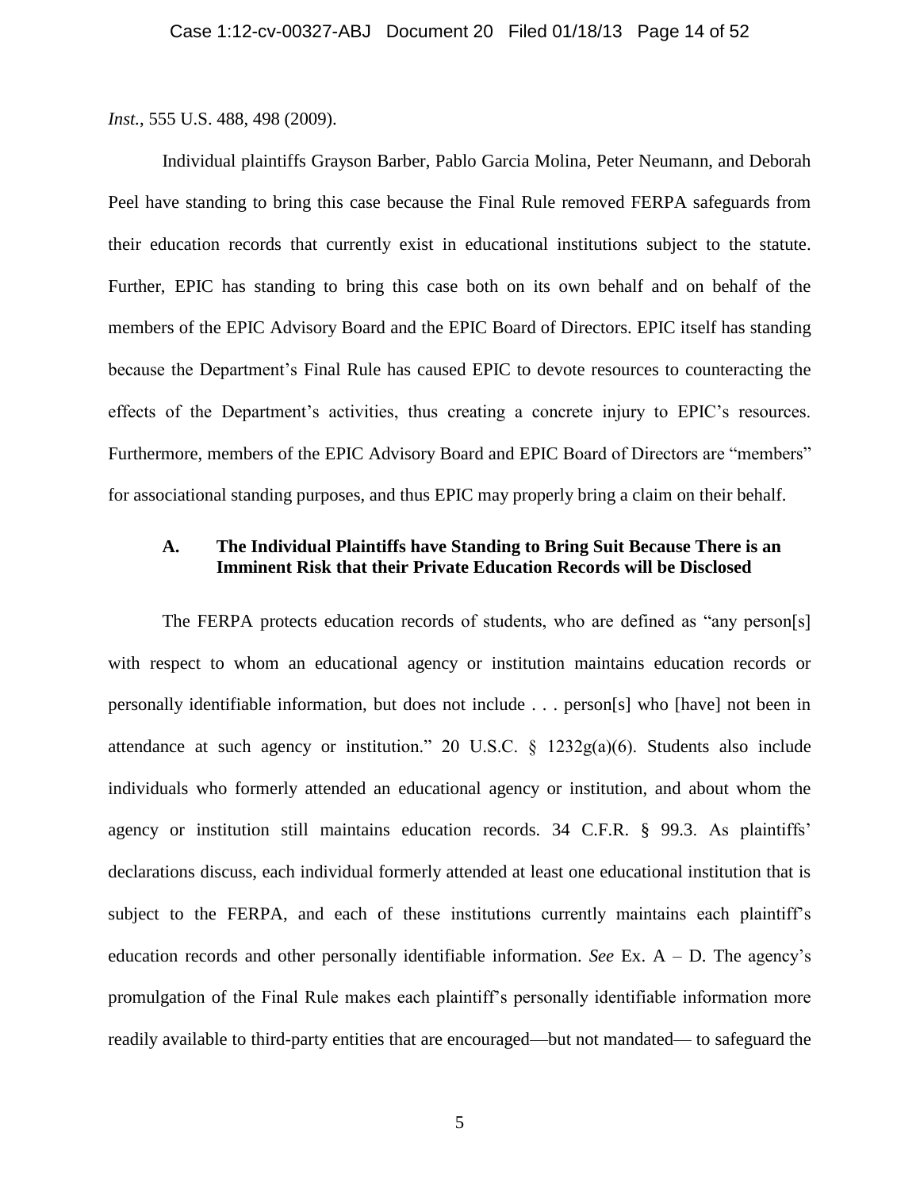*Inst.*, 555 U.S. 488, 498 (2009).

Individual plaintiffs Grayson Barber, Pablo Garcia Molina, Peter Neumann, and Deborah Peel have standing to bring this case because the Final Rule removed FERPA safeguards from their education records that currently exist in educational institutions subject to the statute. Further, EPIC has standing to bring this case both on its own behalf and on behalf of the members of the EPIC Advisory Board and the EPIC Board of Directors. EPIC itself has standing because the Department's Final Rule has caused EPIC to devote resources to counteracting the effects of the Department's activities, thus creating a concrete injury to EPIC's resources. Furthermore, members of the EPIC Advisory Board and EPIC Board of Directors are "members" for associational standing purposes, and thus EPIC may properly bring a claim on their behalf.

### A. The Individual Plaintiffs have Standing to Bring Suit Because There is an Imminent Risk that their Private Education Records will be Disclosed

The FERPA protects education records of students, who are defined as "any person[s] with respect to whom an educational agency or institution maintains education records or personally identifiable information, but does not include . . . person[s] who [have] not been in attendance at such agency or institution." 20 U.S.C. § 1232g(a)(6). Students also include individuals who formerly attended an educational agency or institution, and about whom the agency or institution still maintains education records. 34 C.F.R. § 99.3. As plaintiffs' declarations discuss, each individual formerly attended at least one educational institution that is subject to the FERPA, and each of these institutions currently maintains each plaintiff's education records and other personally identifiable information. *See* Ex. A – D. The agency's promulgation of the Final Rule makes each plaintiff's personally identifiable information more readily available to third-party entities that are encouraged—but not mandated— to safeguard the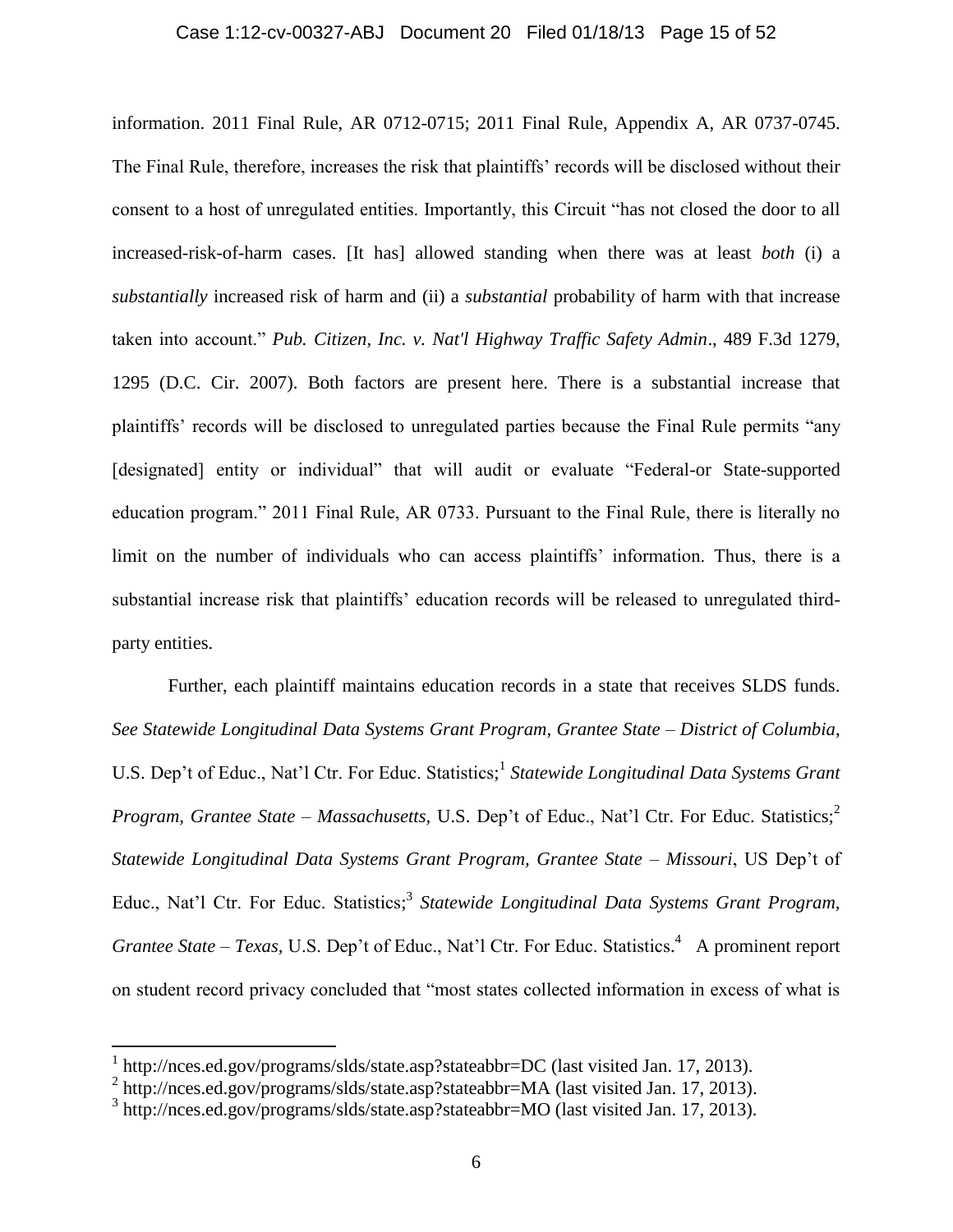information. 2011 Final Rule, AR 0712-0715; 2011 Final Rule, Appendix A, AR 0737-0745. The Final Rule, therefore, increases the risk that plaintiffs' records will be disclosed without their consent to a host of unregulated entities. Importantly, this Circuit "has not closed the door to all increased-risk-of-harm cases. [It has] allowed standing when there was at least *both* (i) a *substantially* increased risk of harm and (ii) a *substantial* probability of harm with that increase taken into account." *Pub. Citizen, Inc. v. Nat'l Highway Traffic Safety Admin*., 489 F.3d 1279, 1295 (D.C. Cir. 2007). Both factors are present here. There is a substantial increase that plaintiffs' records will be disclosed to unregulated parties because the Final Rule permits "any [designated] entity or individual" that will audit or evaluate "Federal-or State-supported education program." 2011 Final Rule, AR 0733. Pursuant to the Final Rule, there is literally no limit on the number of individuals who can access plaintiffs' information. Thus, there is a substantial increase risk that plaintiffs' education records will be released to unregulated third-party entities.

Further, each plaintiff maintains education records in a state that receives SLDS funds. *See Statewide Longitudinal Data Systems Grant Program, Grantee State – District of Columbia*, U.S. Dep't of Educ., Nat'l Ctr. For Educ. Statistics;[1] *Statewide Longitudinal Data Systems Grant Program, Grantee State – Massachusetts,* U.S. Dep't of Educ., Nat'l Ctr. For Educ. Statistics;[2] *Statewide Longitudinal Data Systems Grant Program, Grantee State – Missouri*, US Dep't of Educ., Nat'l Ctr. For Educ. Statistics;[3] *Statewide Longitudinal Data Systems Grant Program, Grantee State – Texas,* U.S. Dep't of Educ., Nat'l Ctr. For Educ. Statistics.[4] A prominent report on student record privacy concluded that "most states collected information in excess of what is

---

[1] http://nces.ed.gov/programs/slds/state.asp?stateabbr=DC (last visited Jan. 17, 2013).

[2] http://nces.ed.gov/programs/slds/state.asp?stateabbr=MA (last visited Jan. 17, 2013).

[3] http://nces.ed.gov/programs/slds/state.asp?stateabbr=MO (last visited Jan. 17, 2013).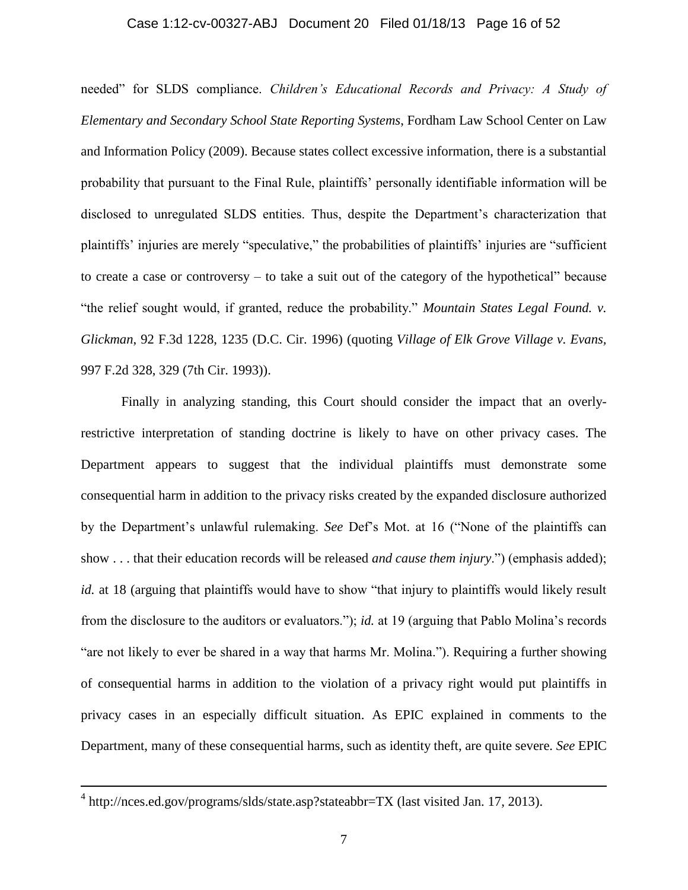needed" for SLDS compliance. *Children's Educational Records and Privacy: A Study of Elementary and Secondary School State Reporting Systems*, Fordham Law School Center on Law and Information Policy (2009). Because states collect excessive information, there is a substantial probability that pursuant to the Final Rule, plaintiffs' personally identifiable information will be disclosed to unregulated SLDS entities. Thus, despite the Department's characterization that plaintiffs' injuries are merely "speculative," the probabilities of plaintiffs' injuries are "sufficient to create a case or controversy – to take a suit out of the category of the hypothetical" because "the relief sought would, if granted, reduce the probability." *Mountain States Legal Found. v. Glickman*, 92 F.3d 1228, 1235 (D.C. Cir. 1996) (quoting *Village of Elk Grove Village v. Evans,* 997 F.2d 328, 329 (7th Cir. 1993)).

Finally in analyzing standing, this Court should consider the impact that an overly-restrictive interpretation of standing doctrine is likely to have on other privacy cases. The Department appears to suggest that the individual plaintiffs must demonstrate some consequential harm in addition to the privacy risks created by the expanded disclosure authorized by the Department's unlawful rulemaking. *See* Def's Mot. at 16 ("None of the plaintiffs can show . . . that their education records will be released *and cause them injury*.") (emphasis added); *id.* at 18 (arguing that plaintiffs would have to show "that injury to plaintiffs would likely result from the disclosure to the auditors or evaluators."); *id.* at 19 (arguing that Pablo Molina's records "are not likely to ever be shared in a way that harms Mr. Molina."). Requiring a further showing of consequential harms in addition to the violation of a privacy right would put plaintiffs in privacy cases in an especially difficult situation. As EPIC explained in comments to the Department, many of these consequential harms, such as identity theft, are quite severe. *See* EPIC

---

[4] http://nces.ed.gov/programs/slds/state.asp?stateabbr=TX (last visited Jan. 17, 2013).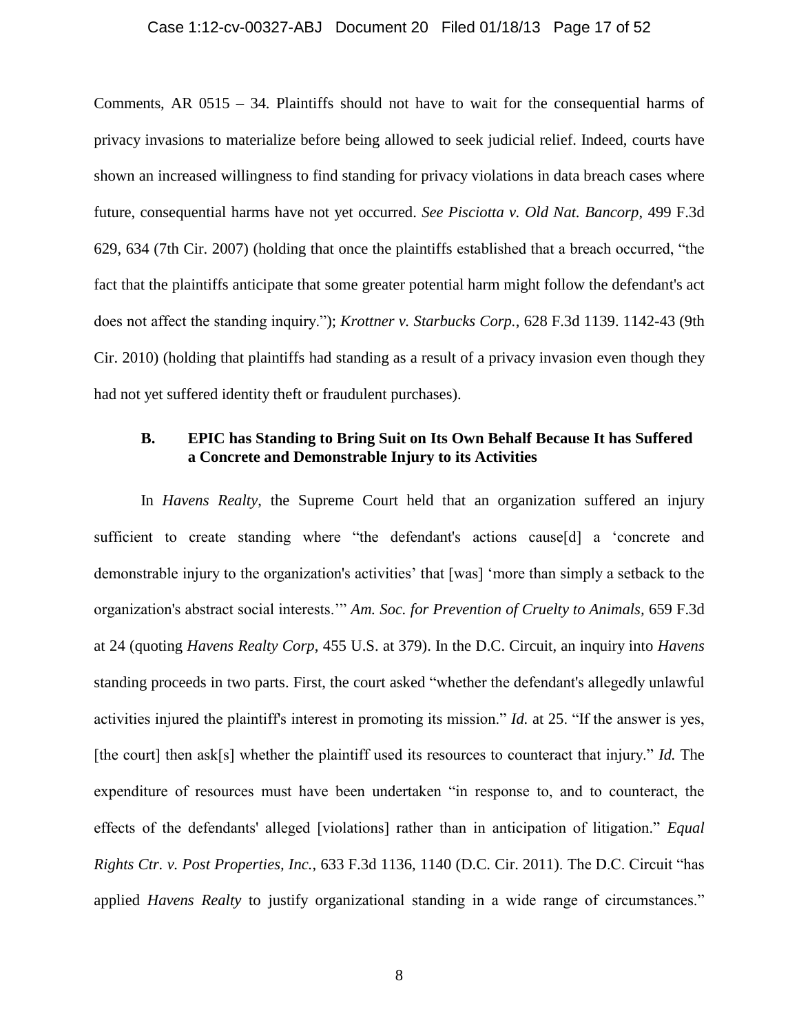Comments, AR 0515 – 34. Plaintiffs should not have to wait for the consequential harms of privacy invasions to materialize before being allowed to seek judicial relief. Indeed, courts have shown an increased willingness to find standing for privacy violations in data breach cases where future, consequential harms have not yet occurred. *See Pisciotta v. Old Nat. Bancorp*, 499 F.3d 629, 634 (7th Cir. 2007) (holding that once the plaintiffs established that a breach occurred, "the fact that the plaintiffs anticipate that some greater potential harm might follow the defendant's act does not affect the standing inquiry."); *Krottner v. Starbucks Corp.*, 628 F.3d 1139. 1142-43 (9th Cir. 2010) (holding that plaintiffs had standing as a result of a privacy invasion even though they had not yet suffered identity theft or fraudulent purchases).

### B. EPIC has Standing to Bring Suit on Its Own Behalf Because It has Suffered a Concrete and Demonstrable Injury to its Activities

In *Havens Realty*, the Supreme Court held that an organization suffered an injury sufficient to create standing where "the defendant's actions cause[d] a 'concrete and demonstrable injury to the organization's activities' that [was] 'more than simply a setback to the organization's abstract social interests.'" *Am. Soc. for Prevention of Cruelty to Animals*, 659 F.3d at 24 (quoting *Havens Realty Corp*, 455 U.S. at 379). In the D.C. Circuit, an inquiry into *Havens* standing proceeds in two parts. First, the court asked "whether the defendant's allegedly unlawful activities injured the plaintiff's interest in promoting its mission." *Id.* at 25. "If the answer is yes, [the court] then ask[s] whether the plaintiff used its resources to counteract that injury." *Id.* The expenditure of resources must have been undertaken "in response to, and to counteract, the effects of the defendants' alleged [violations] rather than in anticipation of litigation." *Equal Rights Ctr. v. Post Properties, Inc.*, 633 F.3d 1136, 1140 (D.C. Cir. 2011). The D.C. Circuit "has applied *Havens Realty* to justify organizational standing in a wide range of circumstances."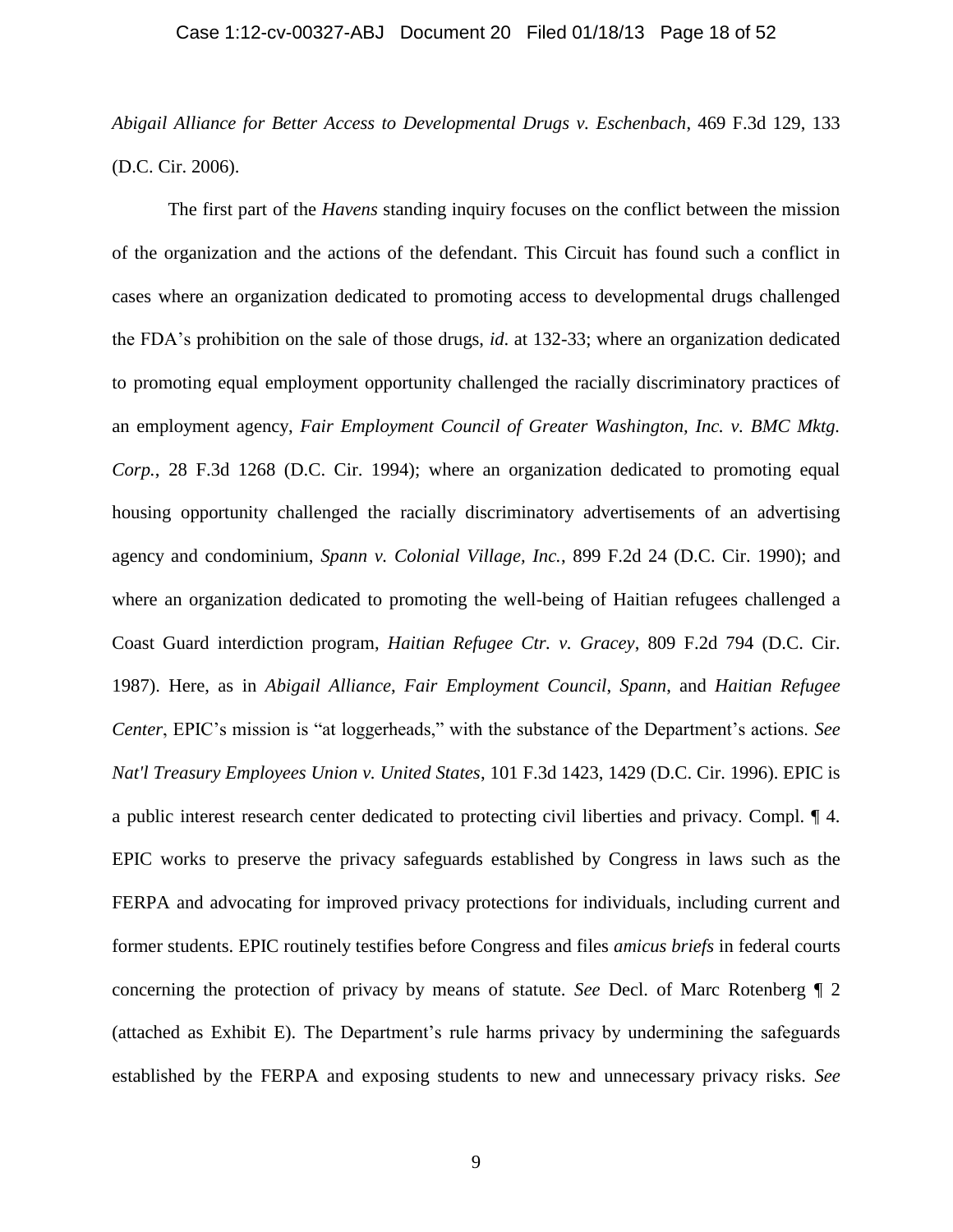*Abigail Alliance for Better Access to Developmental Drugs v. Eschenbach*, 469 F.3d 129, 133 (D.C. Cir. 2006).

The first part of the *Havens* standing inquiry focuses on the conflict between the mission of the organization and the actions of the defendant. This Circuit has found such a conflict in cases where an organization dedicated to promoting access to developmental drugs challenged the FDA's prohibition on the sale of those drugs, *id*. at 132-33; where an organization dedicated to promoting equal employment opportunity challenged the racially discriminatory practices of an employment agency, *Fair Employment Council of Greater Washington, Inc. v. BMC Mktg. Corp.*, 28 F.3d 1268 (D.C. Cir. 1994); where an organization dedicated to promoting equal housing opportunity challenged the racially discriminatory advertisements of an advertising agency and condominium, *Spann v. Colonial Village, Inc.*, 899 F.2d 24 (D.C. Cir. 1990); and where an organization dedicated to promoting the well-being of Haitian refugees challenged a Coast Guard interdiction program, *Haitian Refugee Ctr. v. Gracey*, 809 F.2d 794 (D.C. Cir. 1987). Here, as in *Abigail Alliance*, *Fair Employment Council*, *Spann*, and *Haitian Refugee Center*, EPIC's mission is "at loggerheads," with the substance of the Department's actions. *See Nat'l Treasury Employees Union v. United States*, 101 F.3d 1423, 1429 (D.C. Cir. 1996). EPIC is a public interest research center dedicated to protecting civil liberties and privacy. Compl. ¶ 4. EPIC works to preserve the privacy safeguards established by Congress in laws such as the FERPA and advocating for improved privacy protections for individuals, including current and former students. EPIC routinely testifies before Congress and files *amicus briefs* in federal courts concerning the protection of privacy by means of statute. *See* Decl. of Marc Rotenberg ¶ 2 (attached as Exhibit E). The Department's rule harms privacy by undermining the safeguards established by the FERPA and exposing students to new and unnecessary privacy risks. *See*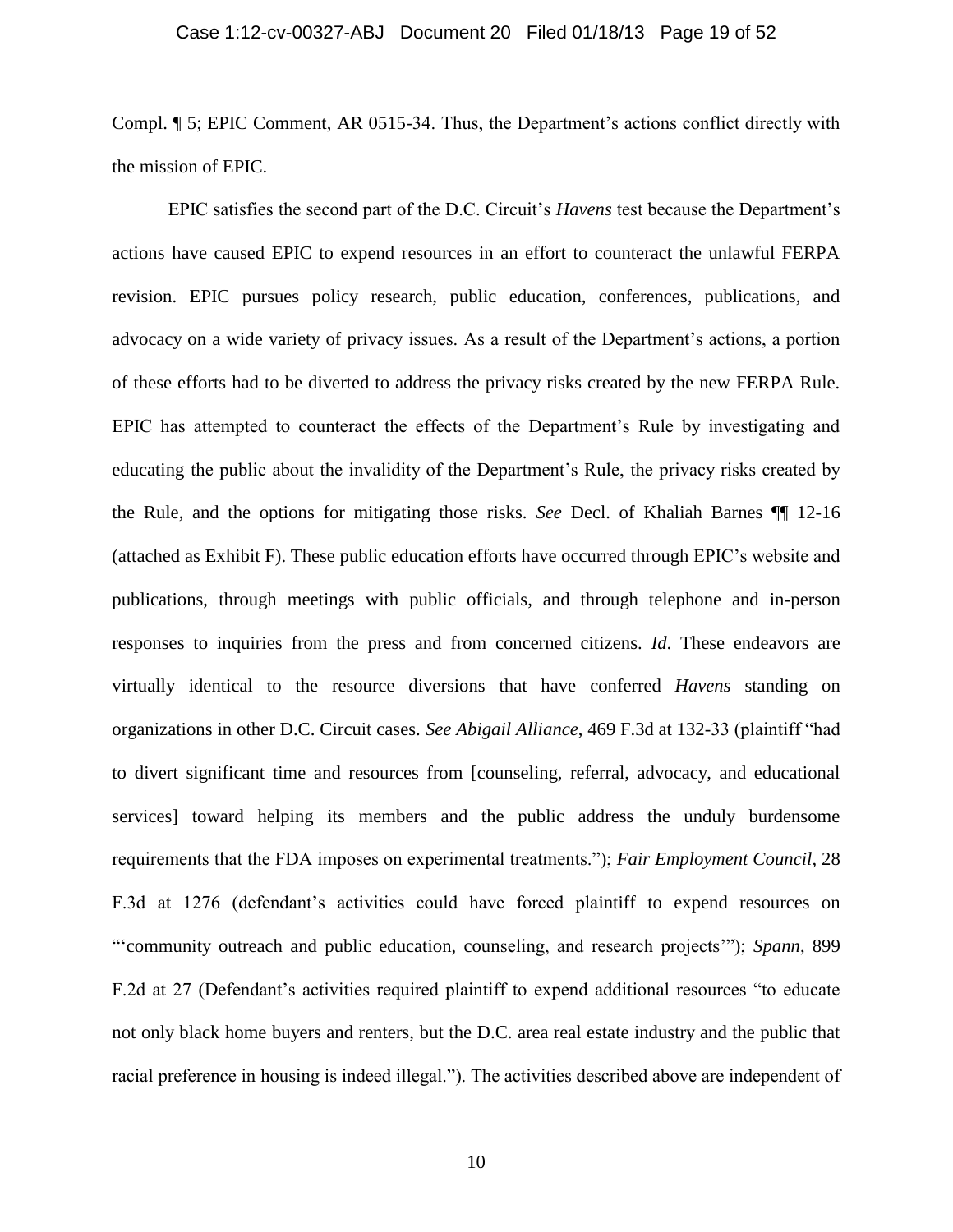Compl. ¶ 5; EPIC Comment, AR 0515-34. Thus, the Department's actions conflict directly with the mission of EPIC.

EPIC satisfies the second part of the D.C. Circuit's *Havens* test because the Department's actions have caused EPIC to expend resources in an effort to counteract the unlawful FERPA revision. EPIC pursues policy research, public education, conferences, publications, and advocacy on a wide variety of privacy issues. As a result of the Department's actions, a portion of these efforts had to be diverted to address the privacy risks created by the new FERPA Rule. EPIC has attempted to counteract the effects of the Department's Rule by investigating and educating the public about the invalidity of the Department's Rule, the privacy risks created by the Rule, and the options for mitigating those risks. *See* Decl. of Khaliah Barnes ¶¶ 12-16 (attached as Exhibit F). These public education efforts have occurred through EPIC's website and publications, through meetings with public officials, and through telephone and in-person responses to inquiries from the press and from concerned citizens. *Id*. These endeavors are virtually identical to the resource diversions that have conferred *Havens* standing on organizations in other D.C. Circuit cases. *See Abigail Alliance*, 469 F.3d at 132-33 (plaintiff "had to divert significant time and resources from [counseling, referral, advocacy, and educational services] toward helping its members and the public address the unduly burdensome requirements that the FDA imposes on experimental treatments."); *Fair Employment Council*, 28 F.3d at 1276 (defendant's activities could have forced plaintiff to expend resources on "'community outreach and public education, counseling, and research projects'"); *Spann*, 899 F.2d at 27 (Defendant's activities required plaintiff to expend additional resources "to educate not only black home buyers and renters, but the D.C. area real estate industry and the public that racial preference in housing is indeed illegal."). The activities described above are independent of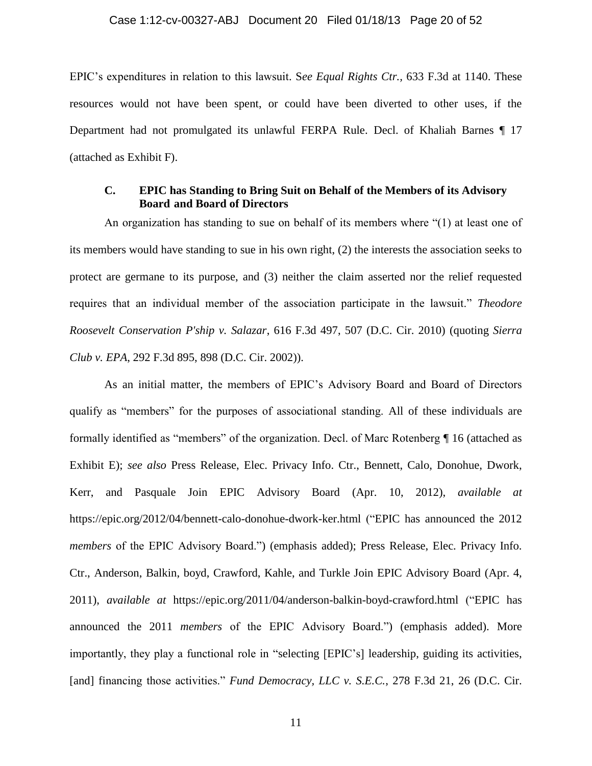EPIC's expenditures in relation to this lawsuit. S*ee Equal Rights Ctr.*, 633 F.3d at 1140. These resources would not have been spent, or could have been diverted to other uses, if the Department had not promulgated its unlawful FERPA Rule. Decl. of Khaliah Barnes ¶ 17 (attached as Exhibit F).

### C. EPIC has Standing to Bring Suit on Behalf of the Members of its Advisory Board and Board of Directors

An organization has standing to sue on behalf of its members where "(1) at least one of its members would have standing to sue in his own right, (2) the interests the association seeks to protect are germane to its purpose, and (3) neither the claim asserted nor the relief requested requires that an individual member of the association participate in the lawsuit." *Theodore Roosevelt Conservation P'ship v. Salazar*, 616 F.3d 497, 507 (D.C. Cir. 2010) (quoting *Sierra Club v. EPA*, 292 F.3d 895, 898 (D.C. Cir. 2002)).

As an initial matter, the members of EPIC's Advisory Board and Board of Directors qualify as "members" for the purposes of associational standing. All of these individuals are formally identified as "members" of the organization. Decl. of Marc Rotenberg ¶ 16 (attached as Exhibit E); *see also* Press Release, Elec. Privacy Info. Ctr., Bennett, Calo, Donohue, Dwork, Kerr, and Pasquale Join EPIC Advisory Board (Apr. 10, 2012), *available at* https://epic.org/2012/04/bennett-calo-donohue-dwork-ker.html ("EPIC has announced the 2012 *members* of the EPIC Advisory Board.") (emphasis added); Press Release, Elec. Privacy Info. Ctr., Anderson, Balkin, boyd, Crawford, Kahle, and Turkle Join EPIC Advisory Board (Apr. 4, 2011), *available at* https://epic.org/2011/04/anderson-balkin-boyd-crawford.html ("EPIC has announced the 2011 *members* of the EPIC Advisory Board.") (emphasis added). More importantly, they play a functional role in "selecting [EPIC's] leadership, guiding its activities, [and] financing those activities." *Fund Democracy, LLC v. S.E.C.*, 278 F.3d 21, 26 (D.C. Cir.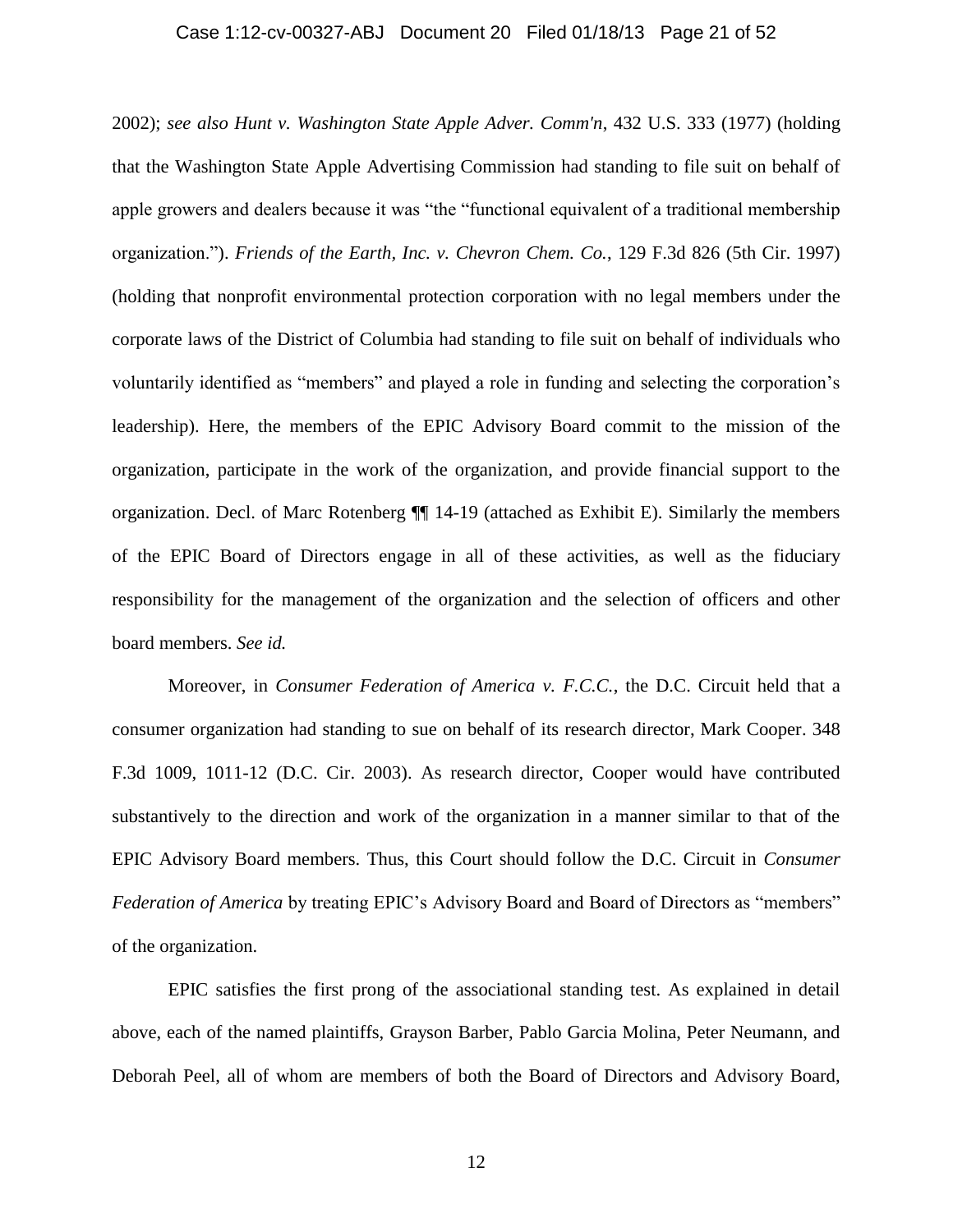2002); *see also Hunt v. Washington State Apple Adver. Comm'n*, 432 U.S. 333 (1977) (holding that the Washington State Apple Advertising Commission had standing to file suit on behalf of apple growers and dealers because it was "the "functional equivalent of a traditional membership organization."). *Friends of the Earth, Inc. v. Chevron Chem. Co.*, 129 F.3d 826 (5th Cir. 1997) (holding that nonprofit environmental protection corporation with no legal members under the corporate laws of the District of Columbia had standing to file suit on behalf of individuals who voluntarily identified as "members" and played a role in funding and selecting the corporation's leadership). Here, the members of the EPIC Advisory Board commit to the mission of the organization, participate in the work of the organization, and provide financial support to the organization. Decl. of Marc Rotenberg ¶¶ 14-19 (attached as Exhibit E). Similarly the members of the EPIC Board of Directors engage in all of these activities, as well as the fiduciary responsibility for the management of the organization and the selection of officers and other board members. *See id.*

Moreover, in *Consumer Federation of America v. F.C.C.*, the D.C. Circuit held that a consumer organization had standing to sue on behalf of its research director, Mark Cooper. 348 F.3d 1009, 1011-12 (D.C. Cir. 2003). As research director, Cooper would have contributed substantively to the direction and work of the organization in a manner similar to that of the EPIC Advisory Board members. Thus, this Court should follow the D.C. Circuit in *Consumer Federation of America* by treating EPIC's Advisory Board and Board of Directors as "members" of the organization.

EPIC satisfies the first prong of the associational standing test. As explained in detail above, each of the named plaintiffs, Grayson Barber, Pablo Garcia Molina, Peter Neumann, and Deborah Peel, all of whom are members of both the Board of Directors and Advisory Board,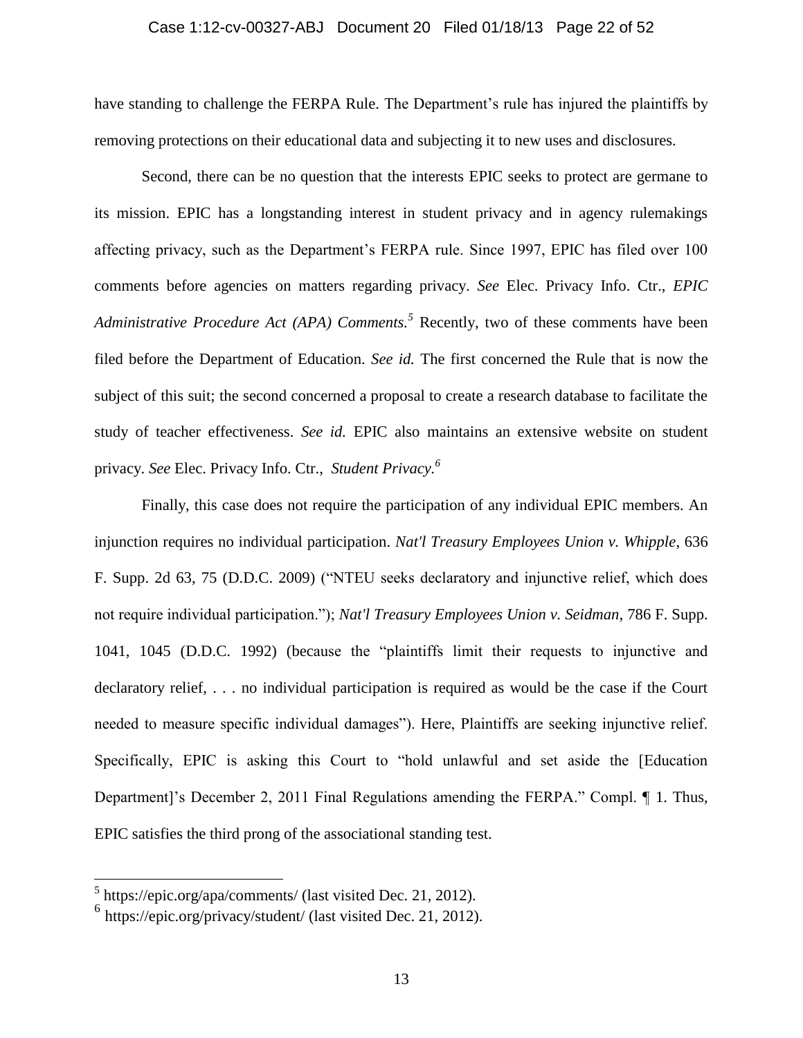have standing to challenge the FERPA Rule. The Department's rule has injured the plaintiffs by removing protections on their educational data and subjecting it to new uses and disclosures.

Second, there can be no question that the interests EPIC seeks to protect are germane to its mission. EPIC has a longstanding interest in student privacy and in agency rulemakings affecting privacy, such as the Department's FERPA rule. Since 1997, EPIC has filed over 100 comments before agencies on matters regarding privacy. *See* Elec. Privacy Info. Ctr., *EPIC Administrative Procedure Act (APA) Comments.*[5] Recently, two of these comments have been filed before the Department of Education. *See id.* The first concerned the Rule that is now the subject of this suit; the second concerned a proposal to create a research database to facilitate the study of teacher effectiveness. *See id.* EPIC also maintains an extensive website on student privacy. *See* Elec. Privacy Info. Ctr., *Student Privacy.*[6]

Finally, this case does not require the participation of any individual EPIC members. An injunction requires no individual participation. *Nat'l Treasury Employees Union v. Whipple*, 636 F. Supp. 2d 63, 75 (D.D.C. 2009) ("NTEU seeks declaratory and injunctive relief, which does not require individual participation."); *Nat'l Treasury Employees Union v. Seidman*, 786 F. Supp. 1041, 1045 (D.D.C. 1992) (because the "plaintiffs limit their requests to injunctive and declaratory relief, . . . no individual participation is required as would be the case if the Court needed to measure specific individual damages"). Here, Plaintiffs are seeking injunctive relief. Specifically, EPIC is asking this Court to "hold unlawful and set aside the [Education Department]'s December 2, 2011 Final Regulations amending the FERPA." Compl. ¶ 1. Thus, EPIC satisfies the third prong of the associational standing test.

---

[5] https://epic.org/apa/comments/ (last visited Dec. 21, 2012).

[6] https://epic.org/privacy/student/ (last visited Dec. 21, 2012).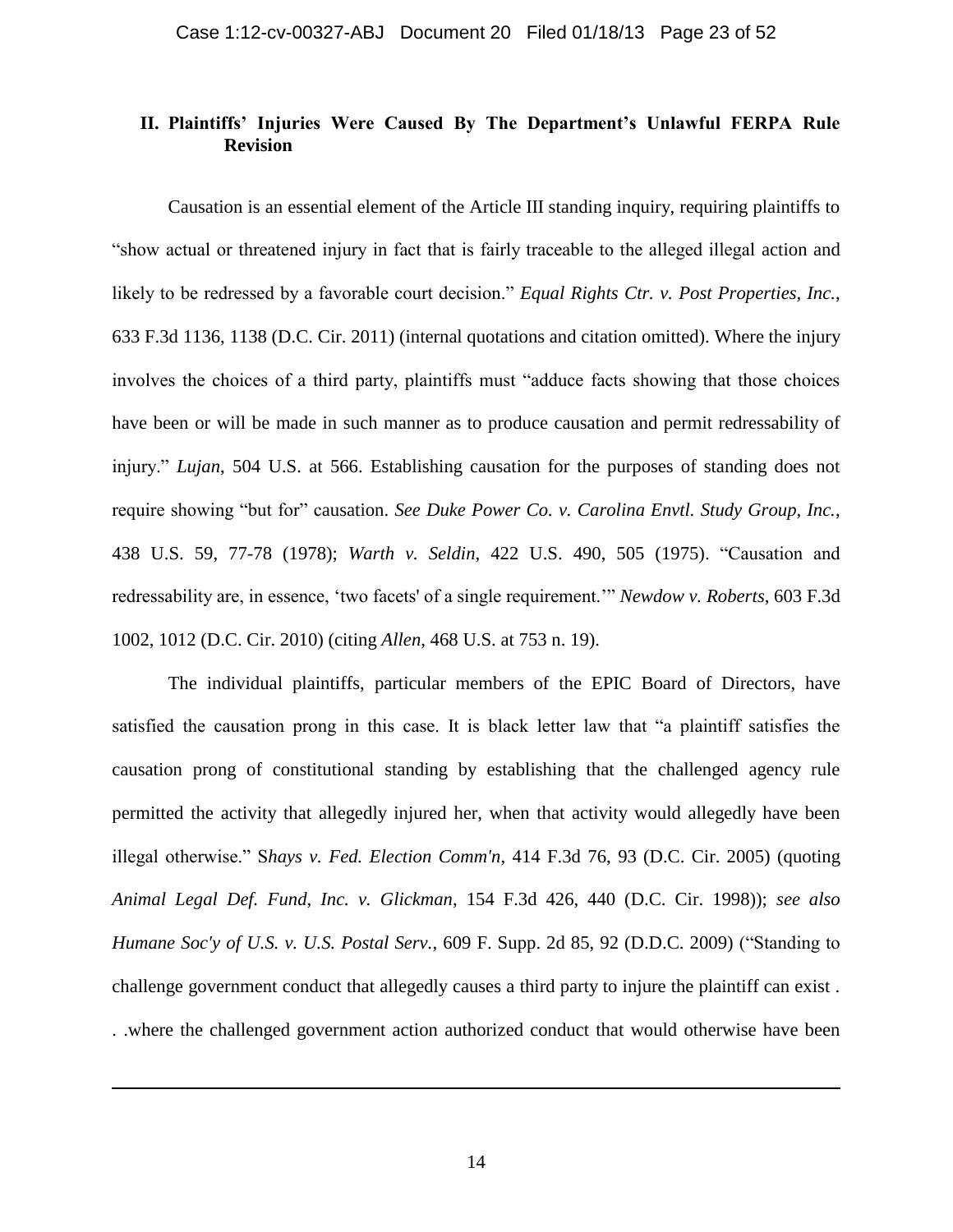## II. Plaintiffs' Injuries Were Caused By The Department's Unlawful FERPA Rule Revision

Causation is an essential element of the Article III standing inquiry, requiring plaintiffs to "show actual or threatened injury in fact that is fairly traceable to the alleged illegal action and likely to be redressed by a favorable court decision." *Equal Rights Ctr. v. Post Properties, Inc.*, 633 F.3d 1136, 1138 (D.C. Cir. 2011) (internal quotations and citation omitted). Where the injury involves the choices of a third party, plaintiffs must "adduce facts showing that those choices have been or will be made in such manner as to produce causation and permit redressability of injury." *Lujan*, 504 U.S. at 566. Establishing causation for the purposes of standing does not require showing "but for" causation. *See Duke Power Co. v. Carolina Envtl. Study Group, Inc.*, 438 U.S. 59, 77-78 (1978); *Warth v. Seldin*, 422 U.S. 490, 505 (1975). "Causation and redressability are, in essence, 'two facets' of a single requirement.'" *Newdow v. Roberts*, 603 F.3d 1002, 1012 (D.C. Cir. 2010) (citing *Allen*, 468 U.S. at 753 n. 19).

The individual plaintiffs, particular members of the EPIC Board of Directors, have satisfied the causation prong in this case. It is black letter law that "a plaintiff satisfies the causation prong of constitutional standing by establishing that the challenged agency rule permitted the activity that allegedly injured her, when that activity would allegedly have been illegal otherwise." S*hays v. Fed. Election Comm'n*, 414 F.3d 76, 93 (D.C. Cir. 2005) (quoting *Animal Legal Def. Fund, Inc. v. Glickman*, 154 F.3d 426, 440 (D.C. Cir. 1998)); *see also Humane Soc'y of U.S. v. U.S. Postal Serv.*, 609 F. Supp. 2d 85, 92 (D.D.C. 2009) ("Standing to challenge government conduct that allegedly causes a third party to injure the plaintiff can exist . . .where the challenged government action authorized conduct that would otherwise have been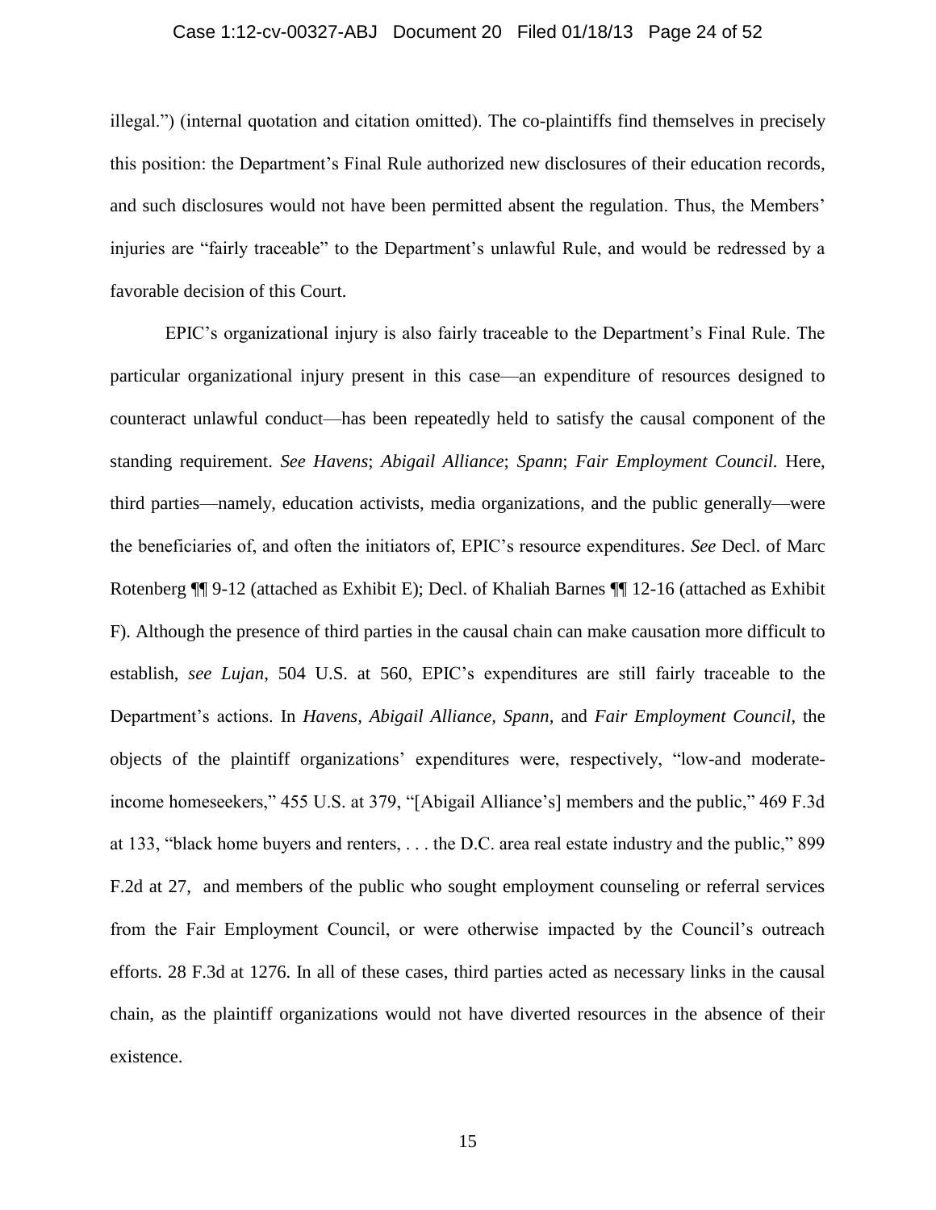illegal.") (internal quotation and citation omitted). The co-plaintiffs find themselves in precisely this position: the Department's Final Rule authorized new disclosures of their education records, and such disclosures would not have been permitted absent the regulation. Thus, the Members' injuries are "fairly traceable" to the Department's unlawful Rule, and would be redressed by a favorable decision of this Court.

EPIC's organizational injury is also fairly traceable to the Department's Final Rule. The particular organizational injury present in this case—an expenditure of resources designed to counteract unlawful conduct—has been repeatedly held to satisfy the causal component of the standing requirement. *See Havens*; *Abigail Alliance*; *Spann*; *Fair Employment Council*. Here, third parties—namely, education activists, media organizations, and the public generally—were the beneficiaries of, and often the initiators of, EPIC's resource expenditures. *See* Decl. of Marc Rotenberg ¶¶ 9-12 (attached as Exhibit E); Decl. of Khaliah Barnes ¶¶ 12-16 (attached as Exhibit F). Although the presence of third parties in the causal chain can make causation more difficult to establish, *see Lujan*, 504 U.S. at 560, EPIC's expenditures are still fairly traceable to the Department's actions. In *Havens*, *Abigail Alliance*, *Spann*, and *Fair Employment Council*, the objects of the plaintiff organizations' expenditures were, respectively, "low-and moderate-income homeseekers," 455 U.S. at 379, "[Abigail Alliance's] members and the public," 469 F.3d at 133, "black home buyers and renters, . . . the D.C. area real estate industry and the public," 899 F.2d at 27, and members of the public who sought employment counseling or referral services from the Fair Employment Council, or were otherwise impacted by the Council's outreach efforts. 28 F.3d at 1276. In all of these cases, third parties acted as necessary links in the causal chain, as the plaintiff organizations would not have diverted resources in the absence of their existence.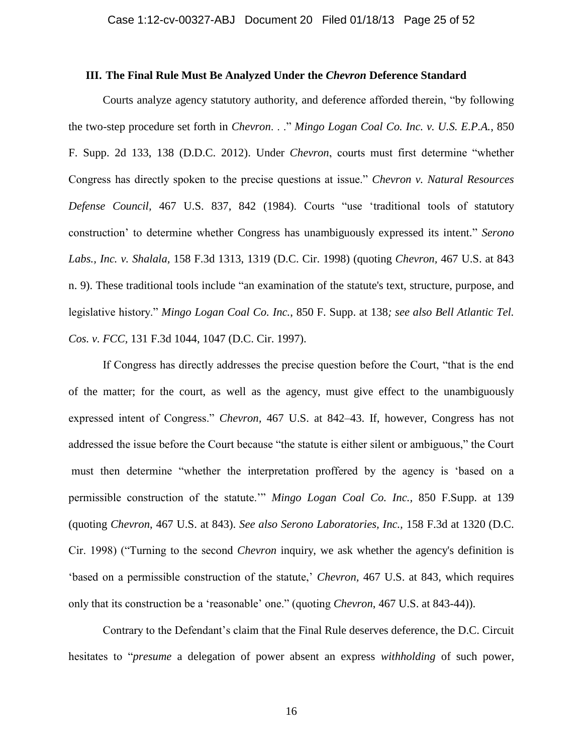### III. The Final Rule Must Be Analyzed Under the *Chevron* Deference Standard

Courts analyze agency statutory authority, and deference afforded therein, "by following the two-step procedure set forth in *Chevron*. . ." *Mingo Logan Coal Co. Inc. v. U.S. E.P.A.*, 850 F. Supp. 2d 133, 138 (D.D.C. 2012). Under *Chevron*, courts must first determine "whether Congress has directly spoken to the precise questions at issue." *Chevron v. Natural Resources Defense Council*, 467 U.S. 837, 842 (1984). Courts "use 'traditional tools of statutory construction' to determine whether Congress has unambiguously expressed its intent." *Serono Labs., Inc. v. Shalala*, 158 F.3d 1313, 1319 (D.C. Cir. 1998) (quoting *Chevron*, 467 U.S. at 843 n. 9). These traditional tools include "an examination of the statute's text, structure, purpose, and legislative history." *Mingo Logan Coal Co. Inc.*, 850 F. Supp. at 138*; see also Bell Atlantic Tel. Cos. v. FCC*, 131 F.3d 1044, 1047 (D.C. Cir. 1997).

If Congress has directly addresses the precise question before the Court, "that is the end of the matter; for the court, as well as the agency, must give effect to the unambiguously expressed intent of Congress." *Chevron*, 467 U.S. at 842–43. If, however, Congress has not addressed the issue before the Court because "the statute is either silent or ambiguous," the Court must then determine "whether the interpretation proffered by the agency is 'based on a permissible construction of the statute.'" *Mingo Logan Coal Co. Inc.*, 850 F.Supp. at 139 (quoting *Chevron*, 467 U.S. at 843). *See also Serono Laboratories, Inc.*, 158 F.3d at 1320 (D.C. Cir. 1998) ("Turning to the second *Chevron* inquiry, we ask whether the agency's definition is 'based on a permissible construction of the statute,' *Chevron*, 467 U.S. at 843, which requires only that its construction be a 'reasonable' one." (quoting *Chevron*, 467 U.S. at 843-44)).

Contrary to the Defendant's claim that the Final Rule deserves deference, the D.C. Circuit hesitates to "*presume* a delegation of power absent an express *withholding* of such power,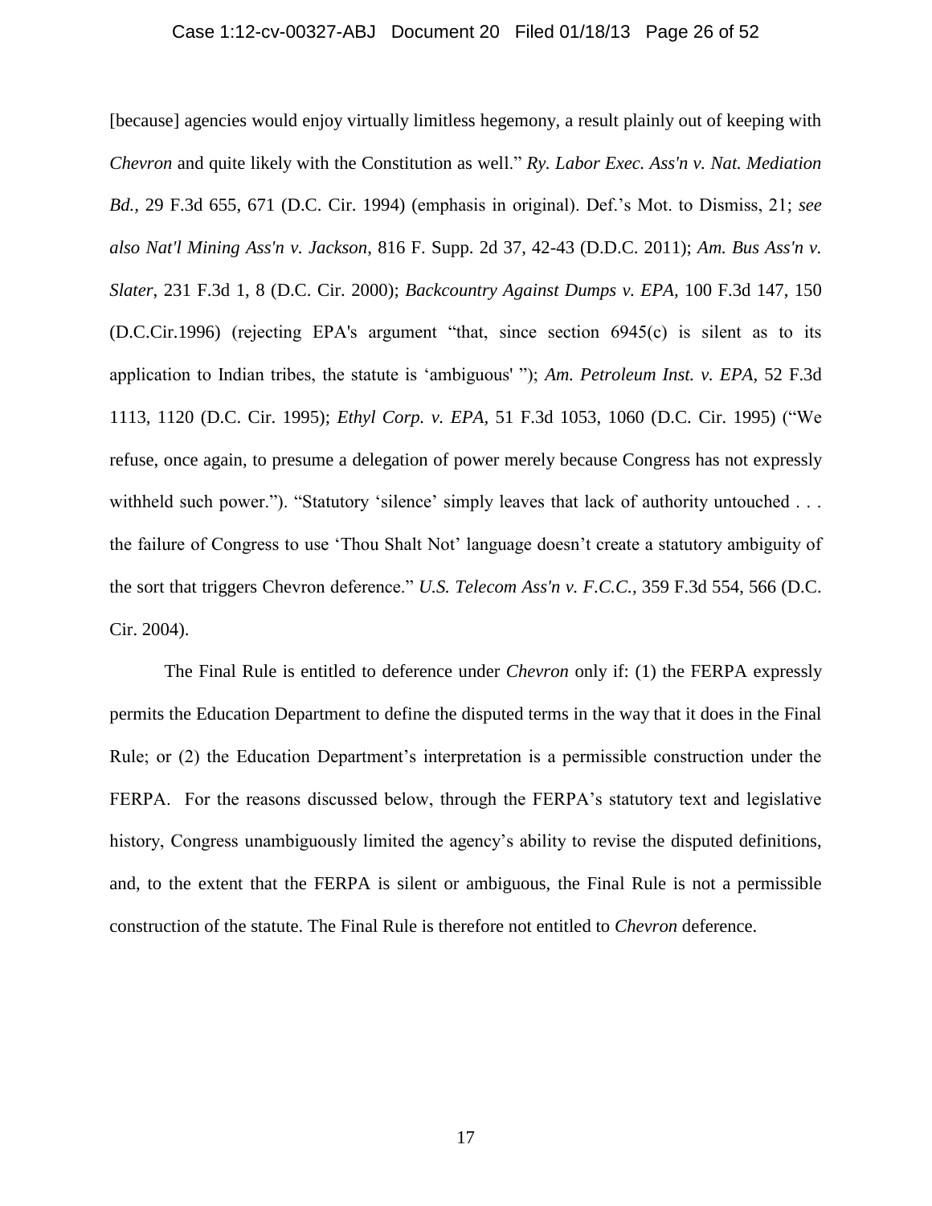[because] agencies would enjoy virtually limitless hegemony, a result plainly out of keeping with *Chevron* and quite likely with the Constitution as well." *Ry. Labor Exec. Ass'n v. Nat. Mediation Bd.*, 29 F.3d 655, 671 (D.C. Cir. 1994) (emphasis in original). Def.'s Mot. to Dismiss, 21; *see also Nat'l Mining Ass'n v. Jackson*, 816 F. Supp. 2d 37, 42-43 (D.D.C. 2011); *Am. Bus Ass'n v. Slater*, 231 F.3d 1, 8 (D.C. Cir. 2000); *Backcountry Against Dumps v. EPA*, 100 F.3d 147, 150 (D.C.Cir.1996) (rejecting EPA's argument "that, since section 6945(c) is silent as to its application to Indian tribes, the statute is 'ambiguous' "); *Am. Petroleum Inst. v. EPA*, 52 F.3d 1113, 1120 (D.C. Cir. 1995); *Ethyl Corp. v. EPA*, 51 F.3d 1053, 1060 (D.C. Cir. 1995) ("We refuse, once again, to presume a delegation of power merely because Congress has not expressly withheld such power."). "Statutory 'silence' simply leaves that lack of authority untouched . . . the failure of Congress to use 'Thou Shalt Not' language doesn't create a statutory ambiguity of the sort that triggers Chevron deference." *U.S. Telecom Ass'n v. F.C.C.*, 359 F.3d 554, 566 (D.C. Cir. 2004).

The Final Rule is entitled to deference under *Chevron* only if: (1) the FERPA expressly permits the Education Department to define the disputed terms in the way that it does in the Final Rule; or (2) the Education Department's interpretation is a permissible construction under the FERPA. For the reasons discussed below, through the FERPA's statutory text and legislative history, Congress unambiguously limited the agency's ability to revise the disputed definitions, and, to the extent that the FERPA is silent or ambiguous, the Final Rule is not a permissible construction of the statute. The Final Rule is therefore not entitled to *Chevron* deference.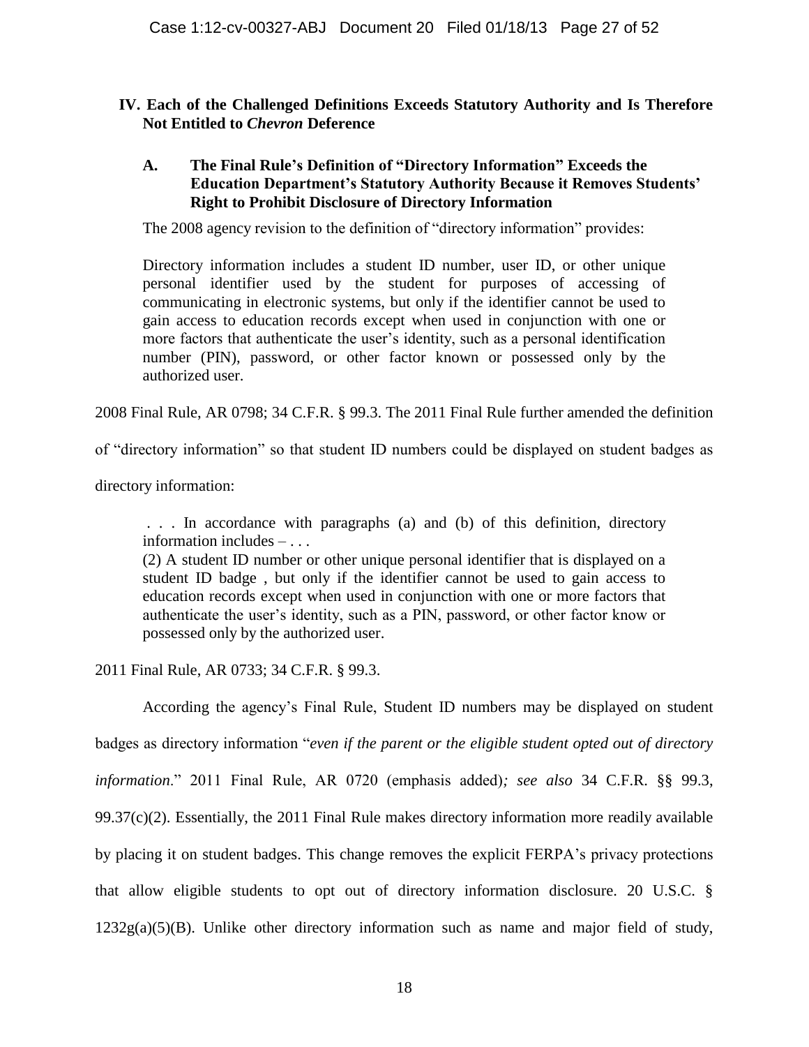## IV. Each of the Challenged Definitions Exceeds Statutory Authority and Is Therefore Not Entitled to *Chevron* Deference

### A. The Final Rule's Definition of "Directory Information" Exceeds the Education Department's Statutory Authority Because it Removes Students' Right to Prohibit Disclosure of Directory Information

The 2008 agency revision to the definition of "directory information" provides:

> Directory information includes a student ID number, user ID, or other unique personal identifier used by the student for purposes of accessing of communicating in electronic systems, but only if the identifier cannot be used to gain access to education records except when used in conjunction with one or more factors that authenticate the user's identity, such as a personal identification number (PIN), password, or other factor known or possessed only by the authorized user.

2008 Final Rule, AR 0798; 34 C.F.R. § 99.3. The 2011 Final Rule further amended the definition of "directory information" so that student ID numbers could be displayed on student badges as directory information:

> . . . In accordance with paragraphs (a) and (b) of this definition, directory information includes – . . .
>
> (2) A student ID number or other unique personal identifier that is displayed on a student ID badge , but only if the identifier cannot be used to gain access to education records except when used in conjunction with one or more factors that authenticate the user's identity, such as a PIN, password, or other factor know or possessed only by the authorized user.

2011 Final Rule, AR 0733; 34 C.F.R. § 99.3.

According the agency's Final Rule, Student ID numbers may be displayed on student badges as directory information "*even if the parent or the eligible student opted out of directory information*." 2011 Final Rule, AR 0720 (emphasis added)*; see also* 34 C.F.R. §§ 99.3, 99.37(c)(2). Essentially, the 2011 Final Rule makes directory information more readily available by placing it on student badges. This change removes the explicit FERPA's privacy protections that allow eligible students to opt out of directory information disclosure. 20 U.S.C. § 1232g(a)(5)(B). Unlike other directory information such as name and major field of study,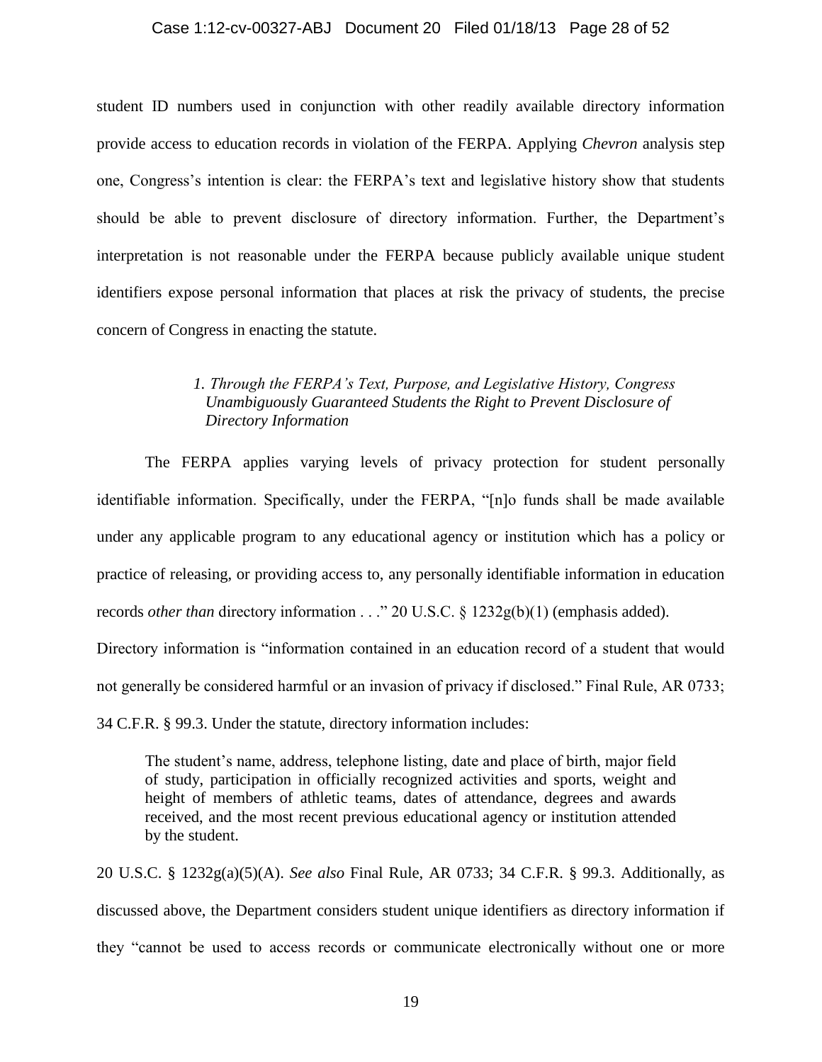student ID numbers used in conjunction with other readily available directory information provide access to education records in violation of the FERPA. Applying *Chevron* analysis step one, Congress's intention is clear: the FERPA's text and legislative history show that students should be able to prevent disclosure of directory information. Further, the Department's interpretation is not reasonable under the FERPA because publicly available unique student identifiers expose personal information that places at risk the privacy of students, the precise concern of Congress in enacting the statute.

### *1. Through the FERPA's Text, Purpose, and Legislative History, Congress Unambiguously Guaranteed Students the Right to Prevent Disclosure of Directory Information*

The FERPA applies varying levels of privacy protection for student personally identifiable information. Specifically, under the FERPA, "[n]o funds shall be made available under any applicable program to any educational agency or institution which has a policy or practice of releasing, or providing access to, any personally identifiable information in education records *other than* directory information . . ." 20 U.S.C. § 1232g(b)(1) (emphasis added). Directory information is "information contained in an education record of a student that would not generally be considered harmful or an invasion of privacy if disclosed." Final Rule, AR 0733; 34 C.F.R. § 99.3. Under the statute, directory information includes:

> The student's name, address, telephone listing, date and place of birth, major field of study, participation in officially recognized activities and sports, weight and height of members of athletic teams, dates of attendance, degrees and awards received, and the most recent previous educational agency or institution attended by the student.

20 U.S.C. § 1232g(a)(5)(A). *See also* Final Rule, AR 0733; 34 C.F.R. § 99.3. Additionally, as discussed above, the Department considers student unique identifiers as directory information if they "cannot be used to access records or communicate electronically without one or more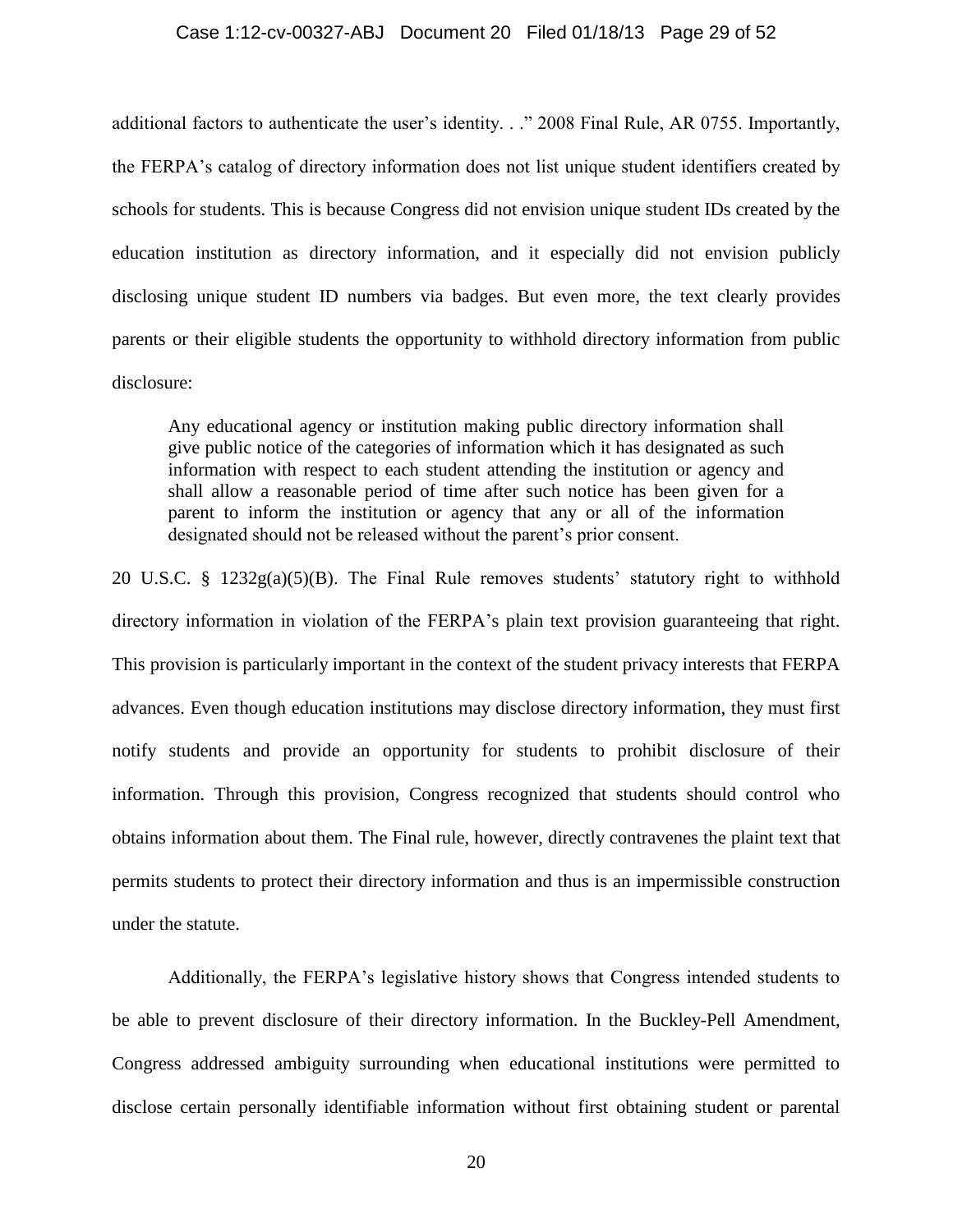additional factors to authenticate the user's identity. . ." 2008 Final Rule, AR 0755. Importantly, the FERPA's catalog of directory information does not list unique student identifiers created by schools for students. This is because Congress did not envision unique student IDs created by the education institution as directory information, and it especially did not envision publicly disclosing unique student ID numbers via badges. But even more, the text clearly provides parents or their eligible students the opportunity to withhold directory information from public disclosure:

> Any educational agency or institution making public directory information shall give public notice of the categories of information which it has designated as such information with respect to each student attending the institution or agency and shall allow a reasonable period of time after such notice has been given for a parent to inform the institution or agency that any or all of the information designated should not be released without the parent's prior consent.

20 U.S.C. § 1232g(a)(5)(B). The Final Rule removes students' statutory right to withhold directory information in violation of the FERPA's plain text provision guaranteeing that right. This provision is particularly important in the context of the student privacy interests that FERPA advances. Even though education institutions may disclose directory information, they must first notify students and provide an opportunity for students to prohibit disclosure of their information. Through this provision, Congress recognized that students should control who obtains information about them. The Final rule, however, directly contravenes the plaint text that permits students to protect their directory information and thus is an impermissible construction under the statute.

Additionally, the FERPA's legislative history shows that Congress intended students to be able to prevent disclosure of their directory information. In the Buckley-Pell Amendment, Congress addressed ambiguity surrounding when educational institutions were permitted to disclose certain personally identifiable information without first obtaining student or parental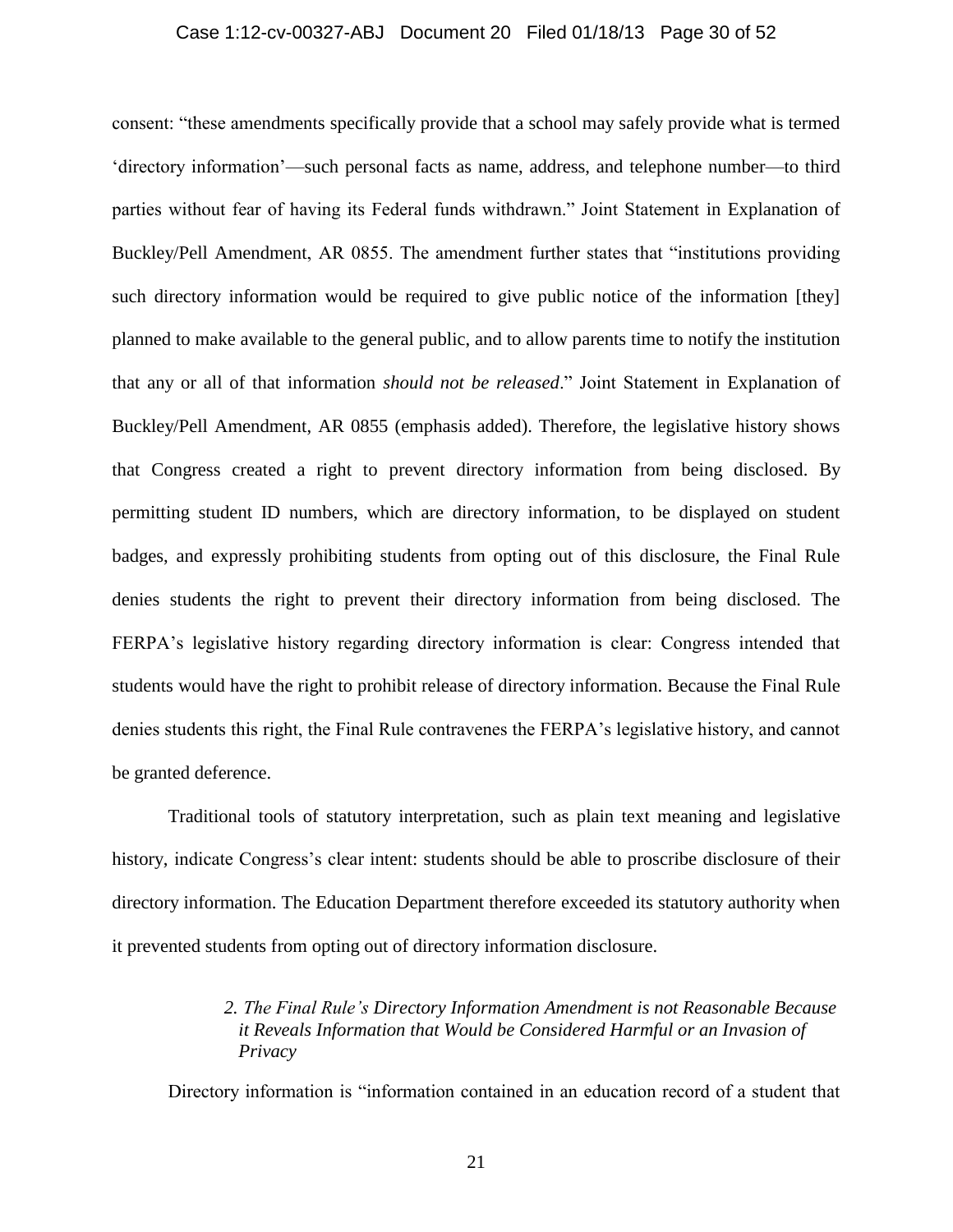consent: "these amendments specifically provide that a school may safely provide what is termed 'directory information'—such personal facts as name, address, and telephone number—to third parties without fear of having its Federal funds withdrawn." Joint Statement in Explanation of Buckley/Pell Amendment, AR 0855. The amendment further states that "institutions providing such directory information would be required to give public notice of the information [they] planned to make available to the general public, and to allow parents time to notify the institution that any or all of that information *should not be released*." Joint Statement in Explanation of Buckley/Pell Amendment, AR 0855 (emphasis added). Therefore, the legislative history shows that Congress created a right to prevent directory information from being disclosed. By permitting student ID numbers, which are directory information, to be displayed on student badges, and expressly prohibiting students from opting out of this disclosure, the Final Rule denies students the right to prevent their directory information from being disclosed. The FERPA's legislative history regarding directory information is clear: Congress intended that students would have the right to prohibit release of directory information. Because the Final Rule denies students this right, the Final Rule contravenes the FERPA's legislative history, and cannot be granted deference.

Traditional tools of statutory interpretation, such as plain text meaning and legislative history, indicate Congress's clear intent: students should be able to proscribe disclosure of their directory information. The Education Department therefore exceeded its statutory authority when it prevented students from opting out of directory information disclosure.

*2. The Final Rule's Directory Information Amendment is not Reasonable Because it Reveals Information that Would be Considered Harmful or an Invasion of Privacy*

Directory information is "information contained in an education record of a student that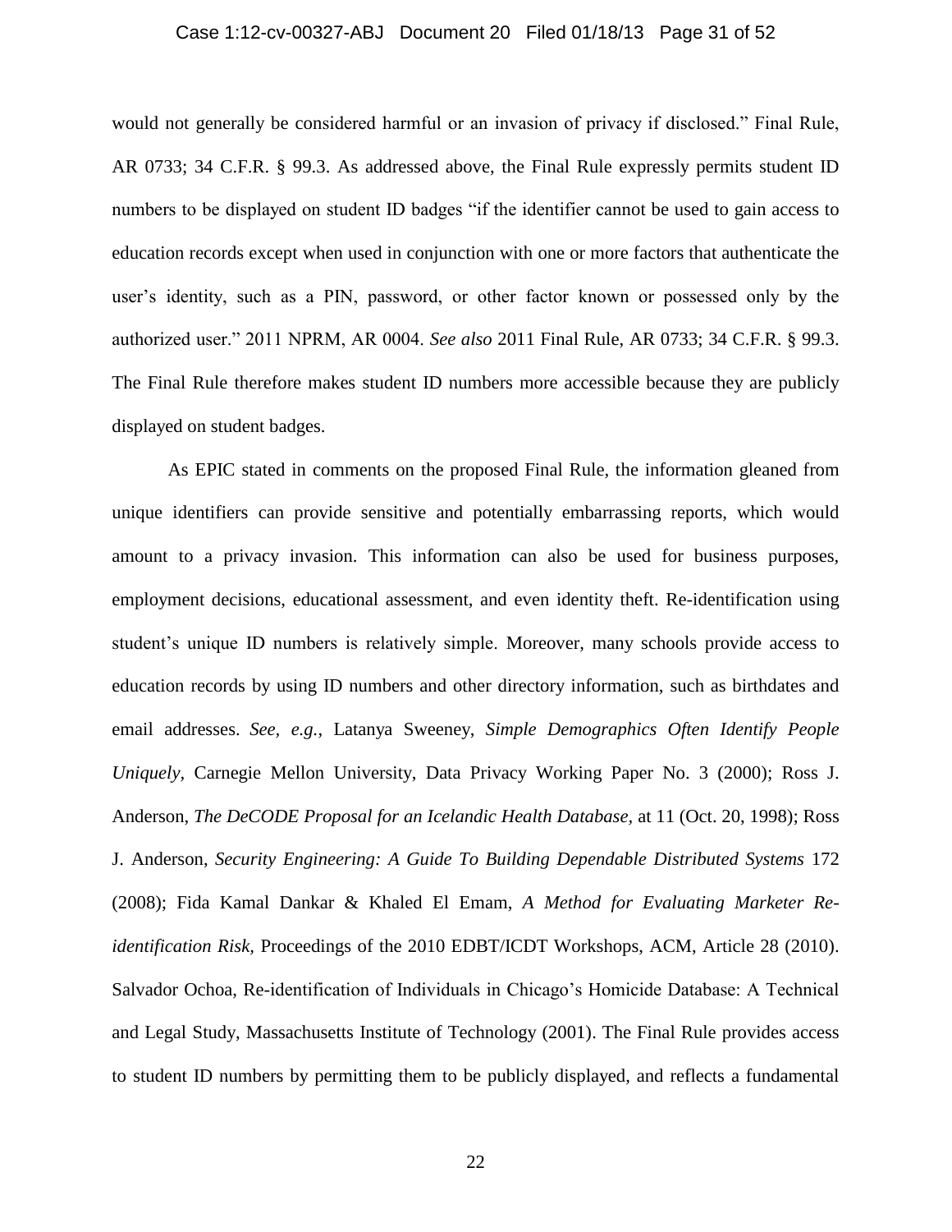would not generally be considered harmful or an invasion of privacy if disclosed." Final Rule, AR 0733; 34 C.F.R. § 99.3. As addressed above, the Final Rule expressly permits student ID numbers to be displayed on student ID badges "if the identifier cannot be used to gain access to education records except when used in conjunction with one or more factors that authenticate the user's identity, such as a PIN, password, or other factor known or possessed only by the authorized user." 2011 NPRM, AR 0004. *See also* 2011 Final Rule, AR 0733; 34 C.F.R. § 99.3. The Final Rule therefore makes student ID numbers more accessible because they are publicly displayed on student badges.

As EPIC stated in comments on the proposed Final Rule, the information gleaned from unique identifiers can provide sensitive and potentially embarrassing reports, which would amount to a privacy invasion. This information can also be used for business purposes, employment decisions, educational assessment, and even identity theft. Re-identification using student's unique ID numbers is relatively simple. Moreover, many schools provide access to education records by using ID numbers and other directory information, such as birthdates and email addresses. *See, e.g.*, Latanya Sweeney, *Simple Demographics Often Identify People Uniquely*, Carnegie Mellon University, Data Privacy Working Paper No. 3 (2000); Ross J. Anderson, *The DeCODE Proposal for an Icelandic Health Database*, at 11 (Oct. 20, 1998); Ross J. Anderson, *Security Engineering: A Guide To Building Dependable Distributed Systems* 172 (2008); Fida Kamal Dankar & Khaled El Emam, *A Method for Evaluating Marketer Re-identification Risk*, Proceedings of the 2010 EDBT/ICDT Workshops, ACM, Article 28 (2010). Salvador Ochoa, Re-identification of Individuals in Chicago's Homicide Database: A Technical and Legal Study, Massachusetts Institute of Technology (2001). The Final Rule provides access to student ID numbers by permitting them to be publicly displayed, and reflects a fundamental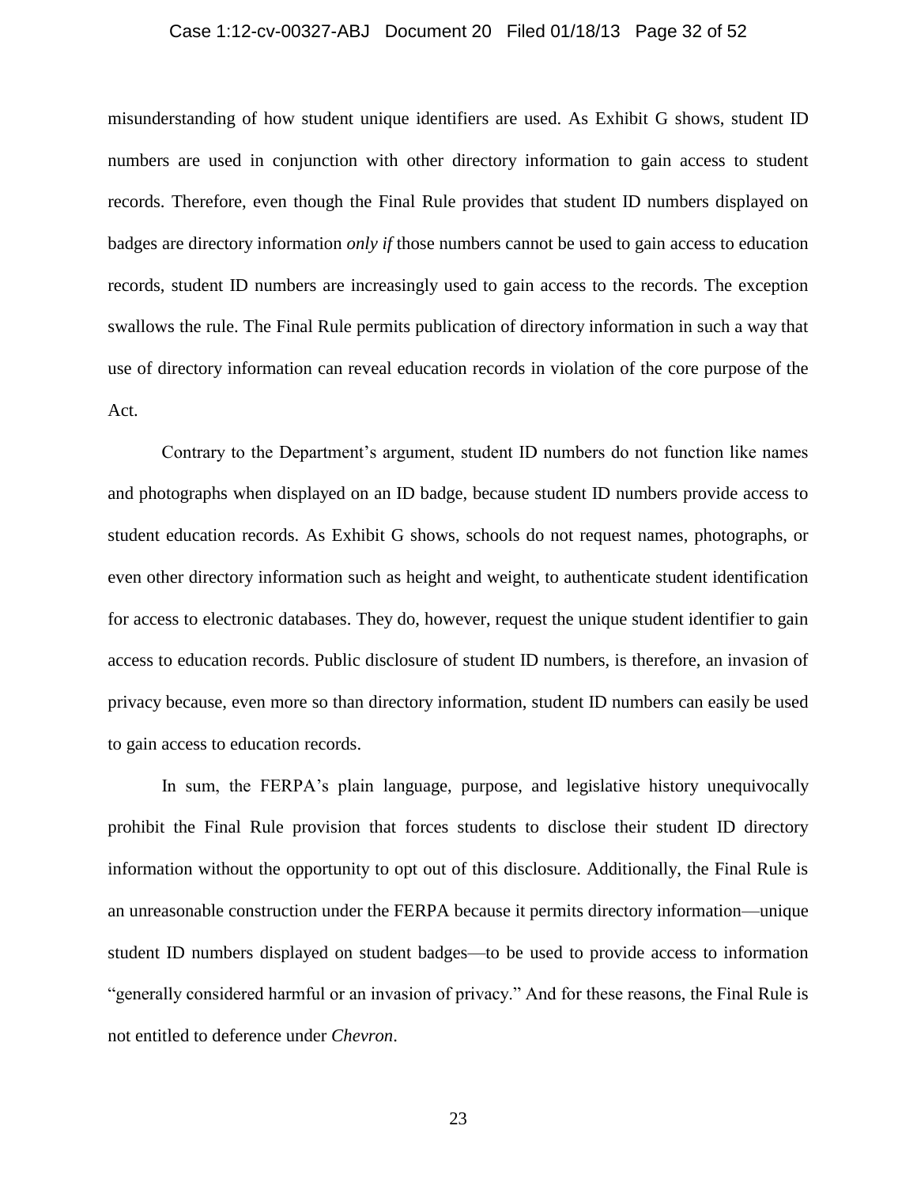misunderstanding of how student unique identifiers are used. As Exhibit G shows, student ID numbers are used in conjunction with other directory information to gain access to student records. Therefore, even though the Final Rule provides that student ID numbers displayed on badges are directory information *only if* those numbers cannot be used to gain access to education records, student ID numbers are increasingly used to gain access to the records. The exception swallows the rule. The Final Rule permits publication of directory information in such a way that use of directory information can reveal education records in violation of the core purpose of the Act.

Contrary to the Department's argument, student ID numbers do not function like names and photographs when displayed on an ID badge, because student ID numbers provide access to student education records. As Exhibit G shows, schools do not request names, photographs, or even other directory information such as height and weight, to authenticate student identification for access to electronic databases. They do, however, request the unique student identifier to gain access to education records. Public disclosure of student ID numbers, is therefore, an invasion of privacy because, even more so than directory information, student ID numbers can easily be used to gain access to education records.

In sum, the FERPA's plain language, purpose, and legislative history unequivocally prohibit the Final Rule provision that forces students to disclose their student ID directory information without the opportunity to opt out of this disclosure. Additionally, the Final Rule is an unreasonable construction under the FERPA because it permits directory information—unique student ID numbers displayed on student badges—to be used to provide access to information "generally considered harmful or an invasion of privacy." And for these reasons, the Final Rule is not entitled to deference under *Chevron*.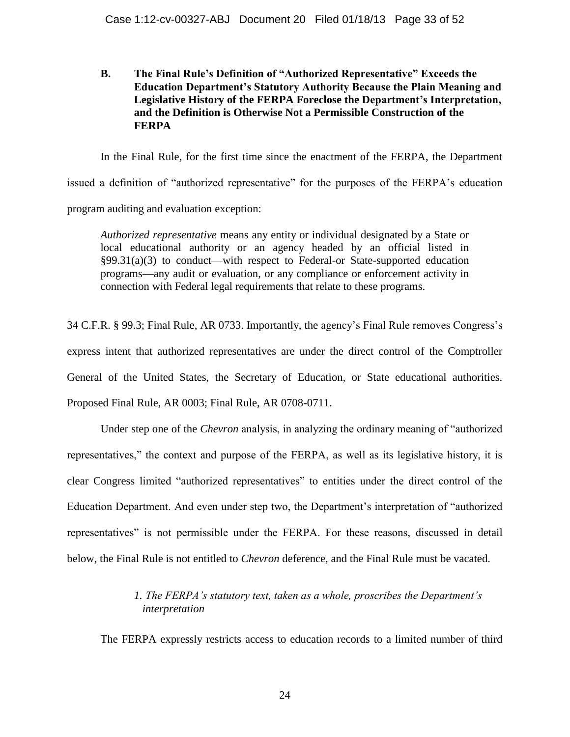**B. The Final Rule's Definition of "Authorized Representative" Exceeds the Education Department's Statutory Authority Because the Plain Meaning and Legislative History of the FERPA Foreclose the Department's Interpretation, and the Definition is Otherwise Not a Permissible Construction of the FERPA**

In the Final Rule, for the first time since the enactment of the FERPA, the Department issued a definition of "authorized representative" for the purposes of the FERPA's education program auditing and evaluation exception:

> *Authorized representative* means any entity or individual designated by a State or local educational authority or an agency headed by an official listed in §99.31(a)(3) to conduct—with respect to Federal-or State-supported education programs—any audit or evaluation, or any compliance or enforcement activity in connection with Federal legal requirements that relate to these programs.

34 C.F.R. § 99.3; Final Rule, AR 0733. Importantly, the agency's Final Rule removes Congress's express intent that authorized representatives are under the direct control of the Comptroller General of the United States, the Secretary of Education, or State educational authorities. Proposed Final Rule, AR 0003; Final Rule, AR 0708-0711.

Under step one of the *Chevron* analysis, in analyzing the ordinary meaning of "authorized representatives," the context and purpose of the FERPA, as well as its legislative history, it is clear Congress limited "authorized representatives" to entities under the direct control of the Education Department. And even under step two, the Department's interpretation of "authorized representatives" is not permissible under the FERPA. For these reasons, discussed in detail below, the Final Rule is not entitled to *Chevron* deference, and the Final Rule must be vacated.

*1. The FERPA's statutory text, taken as a whole, proscribes the Department's interpretation*

The FERPA expressly restricts access to education records to a limited number of third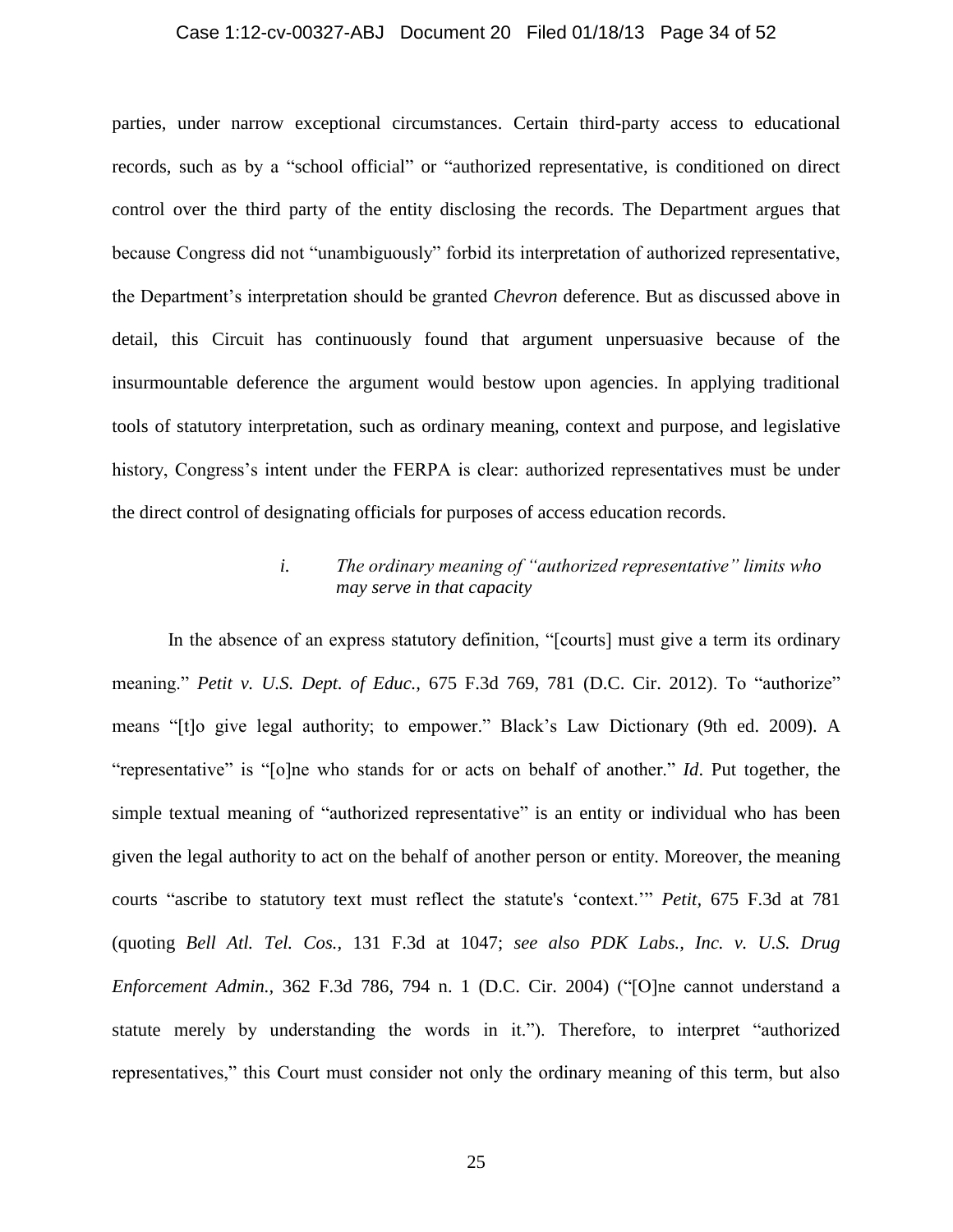parties, under narrow exceptional circumstances. Certain third-party access to educational records, such as by a "school official" or "authorized representative, is conditioned on direct control over the third party of the entity disclosing the records. The Department argues that because Congress did not "unambiguously" forbid its interpretation of authorized representative, the Department's interpretation should be granted *Chevron* deference. But as discussed above in detail, this Circuit has continuously found that argument unpersuasive because of the insurmountable deference the argument would bestow upon agencies. In applying traditional tools of statutory interpretation, such as ordinary meaning, context and purpose, and legislative history, Congress's intent under the FERPA is clear: authorized representatives must be under the direct control of designating officials for purposes of access education records.

*i. The ordinary meaning of "authorized representative" limits who may serve in that capacity*

In the absence of an express statutory definition, "[courts] must give a term its ordinary meaning." *Petit v. U.S. Dept. of Educ.*, 675 F.3d 769, 781 (D.C. Cir. 2012). To "authorize" means "[t]o give legal authority; to empower." Black's Law Dictionary (9th ed. 2009). A "representative" is "[o]ne who stands for or acts on behalf of another." *Id*. Put together, the simple textual meaning of "authorized representative" is an entity or individual who has been given the legal authority to act on the behalf of another person or entity. Moreover, the meaning courts "ascribe to statutory text must reflect the statute's 'context.'" *Petit,* 675 F.3d at 781 (quoting *Bell Atl. Tel. Cos.,* 131 F.3d at 1047; *see also PDK Labs., Inc. v. U.S. Drug Enforcement Admin.,* 362 F.3d 786, 794 n. 1 (D.C. Cir. 2004) ("[O]ne cannot understand a statute merely by understanding the words in it."). Therefore, to interpret "authorized representatives," this Court must consider not only the ordinary meaning of this term, but also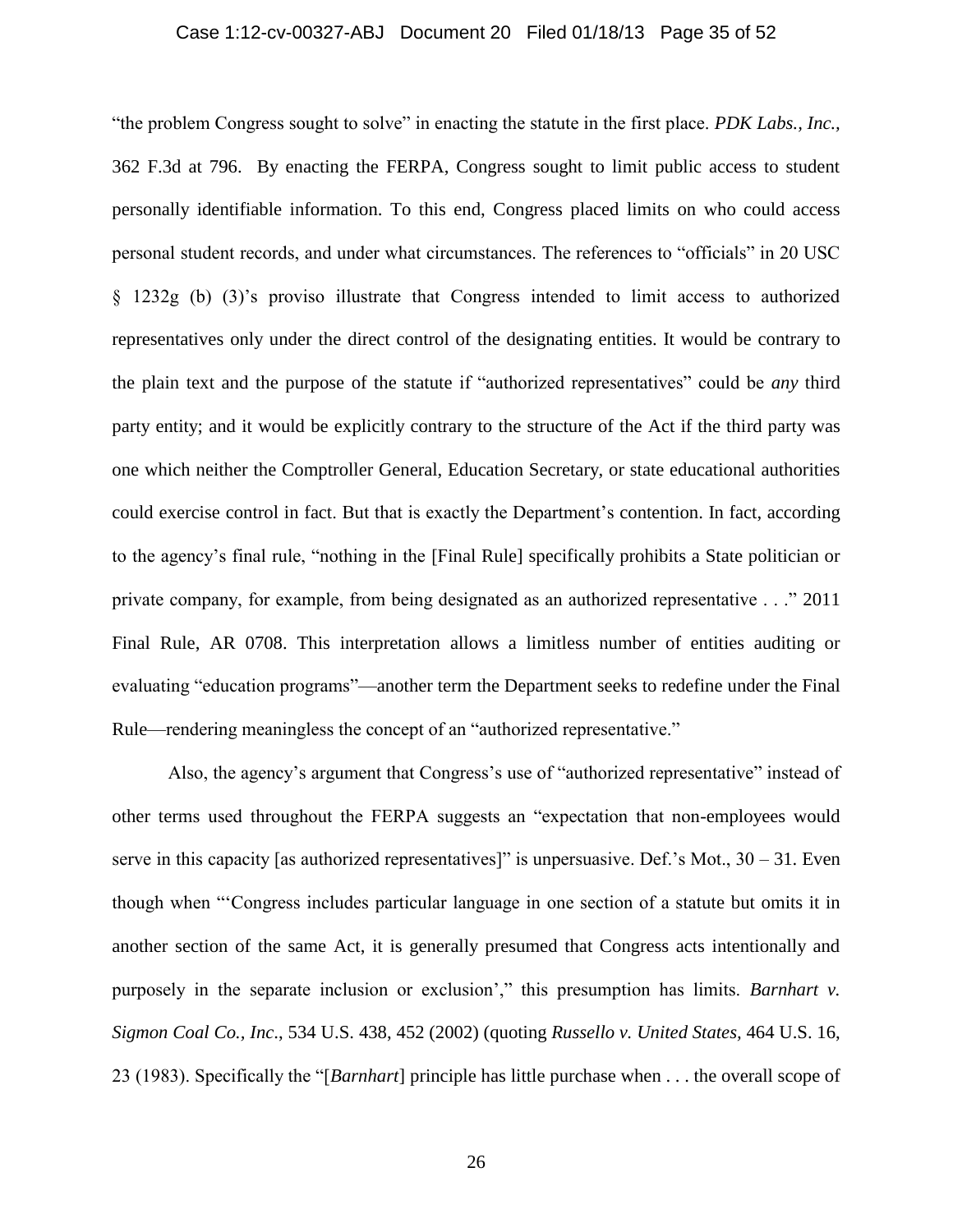"the problem Congress sought to solve" in enacting the statute in the first place. *PDK Labs., Inc.*, 362 F.3d at 796. By enacting the FERPA, Congress sought to limit public access to student personally identifiable information. To this end, Congress placed limits on who could access personal student records, and under what circumstances. The references to "officials" in 20 USC § 1232g (b) (3)'s proviso illustrate that Congress intended to limit access to authorized representatives only under the direct control of the designating entities. It would be contrary to the plain text and the purpose of the statute if "authorized representatives" could be *any* third party entity; and it would be explicitly contrary to the structure of the Act if the third party was one which neither the Comptroller General, Education Secretary, or state educational authorities could exercise control in fact. But that is exactly the Department's contention. In fact, according to the agency's final rule, "nothing in the [Final Rule] specifically prohibits a State politician or private company, for example, from being designated as an authorized representative . . ." 2011 Final Rule, AR 0708. This interpretation allows a limitless number of entities auditing or evaluating "education programs"—another term the Department seeks to redefine under the Final Rule—rendering meaningless the concept of an "authorized representative."

Also, the agency's argument that Congress's use of "authorized representative" instead of other terms used throughout the FERPA suggests an "expectation that non-employees would serve in this capacity [as authorized representatives]" is unpersuasive. Def.'s Mot., 30 – 31. Even though when "'Congress includes particular language in one section of a statute but omits it in another section of the same Act, it is generally presumed that Congress acts intentionally and purposely in the separate inclusion or exclusion'," this presumption has limits. *Barnhart v. Sigmon Coal Co., Inc*., 534 U.S. 438, 452 (2002) (quoting *Russello v. United States,* 464 U.S. 16, 23 (1983). Specifically the "[*Barnhart*] principle has little purchase when . . . the overall scope of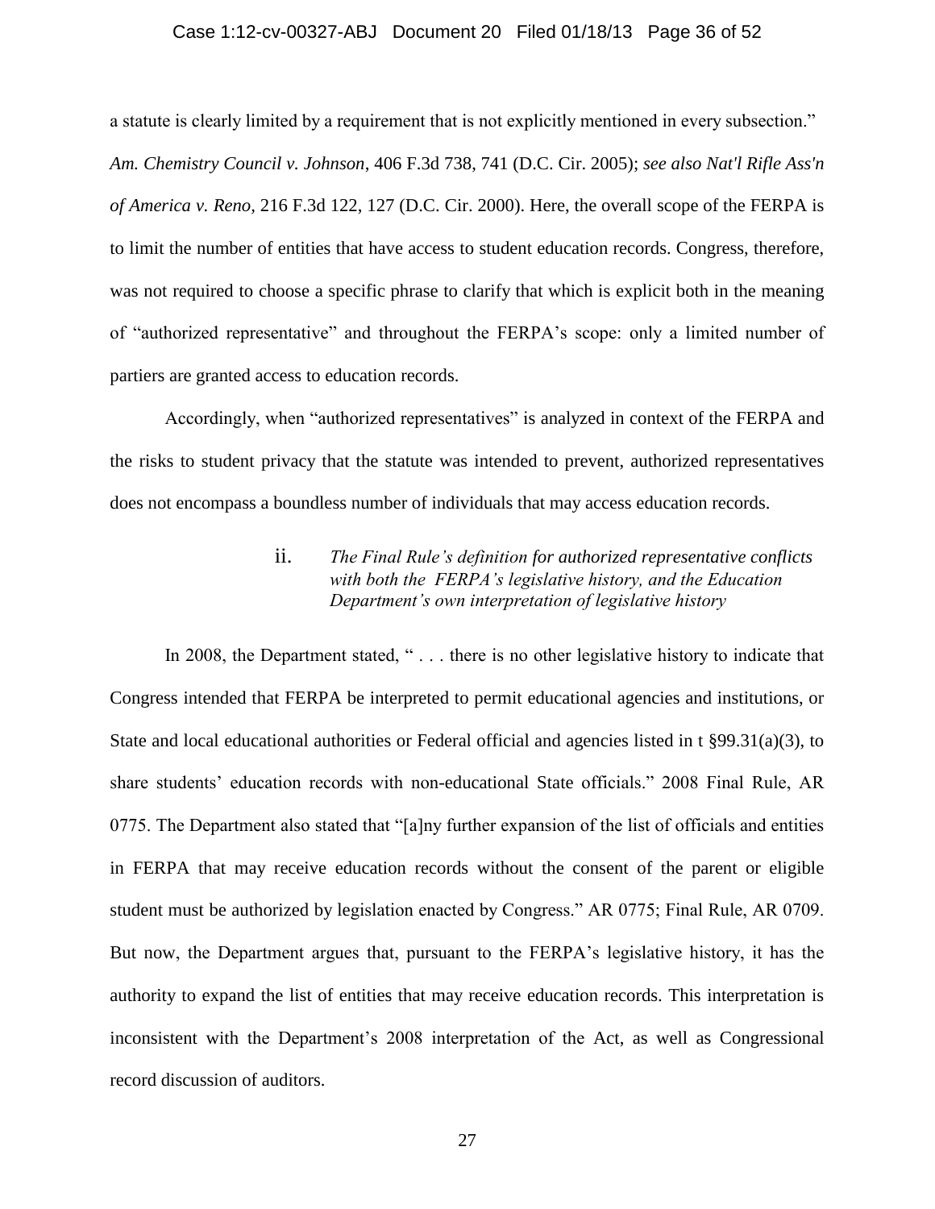a statute is clearly limited by a requirement that is not explicitly mentioned in every subsection." *Am. Chemistry Council v. Johnson*, 406 F.3d 738, 741 (D.C. Cir. 2005); *see also Nat'l Rifle Ass'n of America v. Reno*, 216 F.3d 122, 127 (D.C. Cir. 2000). Here, the overall scope of the FERPA is to limit the number of entities that have access to student education records. Congress, therefore, was not required to choose a specific phrase to clarify that which is explicit both in the meaning of "authorized representative" and throughout the FERPA's scope: only a limited number of partiers are granted access to education records.

Accordingly, when "authorized representatives" is analyzed in context of the FERPA and the risks to student privacy that the statute was intended to prevent, authorized representatives does not encompass a boundless number of individuals that may access education records.

ii. *The Final Rule's definition for authorized representative conflicts with both the FERPA's legislative history, and the Education Department's own interpretation of legislative history*

In 2008, the Department stated, " . . . there is no other legislative history to indicate that Congress intended that FERPA be interpreted to permit educational agencies and institutions, or State and local educational authorities or Federal official and agencies listed in t §99.31(a)(3), to share students' education records with non-educational State officials." 2008 Final Rule, AR 0775. The Department also stated that "[a]ny further expansion of the list of officials and entities in FERPA that may receive education records without the consent of the parent or eligible student must be authorized by legislation enacted by Congress." AR 0775; Final Rule, AR 0709. But now, the Department argues that, pursuant to the FERPA's legislative history, it has the authority to expand the list of entities that may receive education records. This interpretation is inconsistent with the Department's 2008 interpretation of the Act, as well as Congressional record discussion of auditors.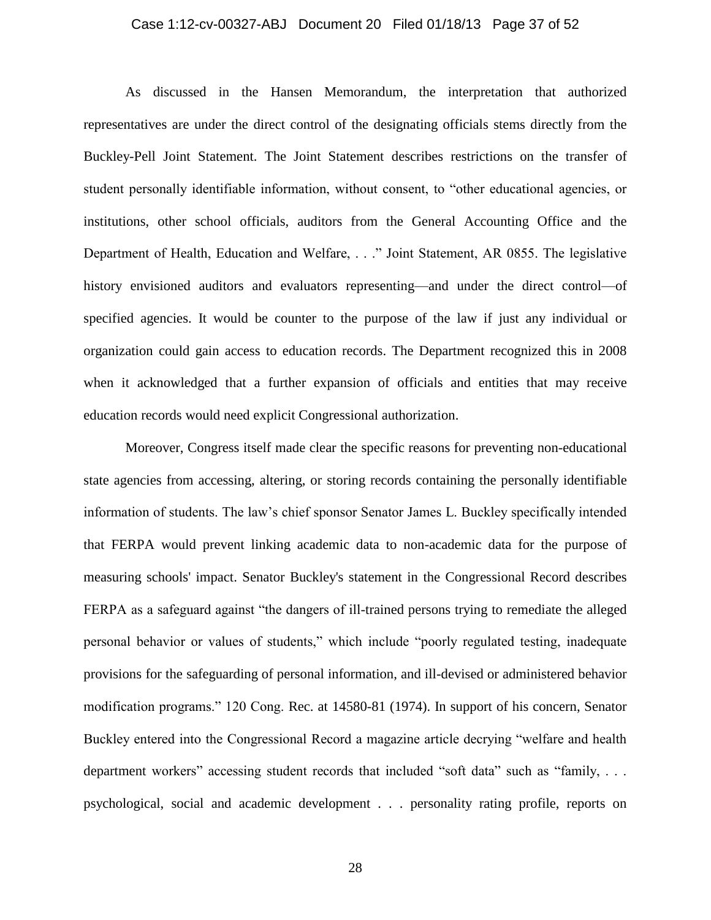As discussed in the Hansen Memorandum, the interpretation that authorized representatives are under the direct control of the designating officials stems directly from the Buckley-Pell Joint Statement. The Joint Statement describes restrictions on the transfer of student personally identifiable information, without consent, to "other educational agencies, or institutions, other school officials, auditors from the General Accounting Office and the Department of Health, Education and Welfare, . . ." Joint Statement, AR 0855. The legislative history envisioned auditors and evaluators representing—and under the direct control—of specified agencies. It would be counter to the purpose of the law if just any individual or organization could gain access to education records. The Department recognized this in 2008 when it acknowledged that a further expansion of officials and entities that may receive education records would need explicit Congressional authorization.

Moreover, Congress itself made clear the specific reasons for preventing non-educational state agencies from accessing, altering, or storing records containing the personally identifiable information of students. The law's chief sponsor Senator James L. Buckley specifically intended that FERPA would prevent linking academic data to non-academic data for the purpose of measuring schools' impact. Senator Buckley's statement in the Congressional Record describes FERPA as a safeguard against "the dangers of ill-trained persons trying to remediate the alleged personal behavior or values of students," which include "poorly regulated testing, inadequate provisions for the safeguarding of personal information, and ill-devised or administered behavior modification programs." 120 Cong. Rec. at 14580-81 (1974). In support of his concern, Senator Buckley entered into the Congressional Record a magazine article decrying "welfare and health department workers" accessing student records that included "soft data" such as "family, . . . psychological, social and academic development . . . personality rating profile, reports on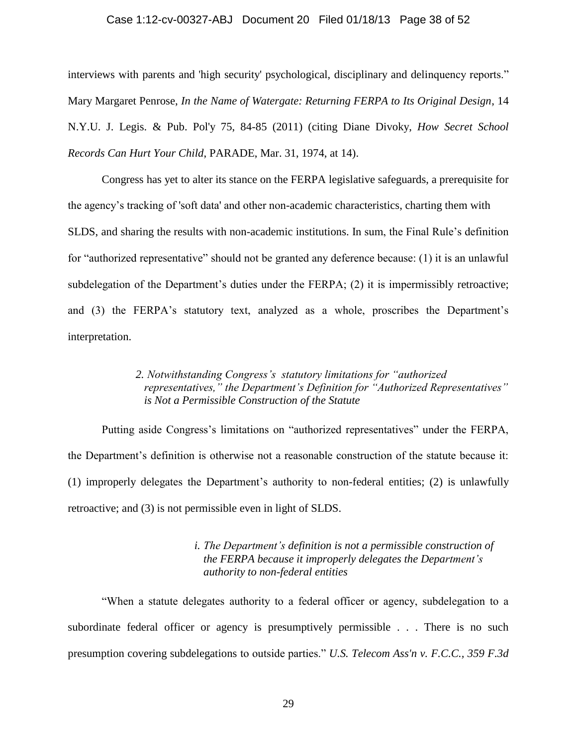interviews with parents and 'high security' psychological, disciplinary and delinquency reports." Mary Margaret Penrose, *In the Name of Watergate: Returning FERPA to Its Original Design*, 14 N.Y.U. J. Legis. & Pub. Pol'y 75, 84-85 (2011) (citing Diane Divoky, *How Secret School Records Can Hurt Your Child*, PARADE, Mar. 31, 1974, at 14).

Congress has yet to alter its stance on the FERPA legislative safeguards, a prerequisite for the agency's tracking of 'soft data' and other non-academic characteristics, charting them with SLDS, and sharing the results with non-academic institutions. In sum, the Final Rule's definition for "authorized representative" should not be granted any deference because: (1) it is an unlawful subdelegation of the Department's duties under the FERPA; (2) it is impermissibly retroactive; and (3) the FERPA's statutory text, analyzed as a whole, proscribes the Department's interpretation.

*2. Notwithstanding Congress's statutory limitations for "authorized representatives," the Department's Definition for "Authorized Representatives" is Not a Permissible Construction of the Statute*

Putting aside Congress's limitations on "authorized representatives" under the FERPA, the Department's definition is otherwise not a reasonable construction of the statute because it: (1) improperly delegates the Department's authority to non-federal entities; (2) is unlawfully retroactive; and (3) is not permissible even in light of SLDS.

*i. The Department's definition is not a permissible construction of the FERPA because it improperly delegates the Department's authority to non-federal entities*

"When a statute delegates authority to a federal officer or agency, subdelegation to a subordinate federal officer or agency is presumptively permissible . . . There is no such presumption covering subdelegations to outside parties." *U.S. Telecom Ass'n v. F.C.C., 359 F.3d*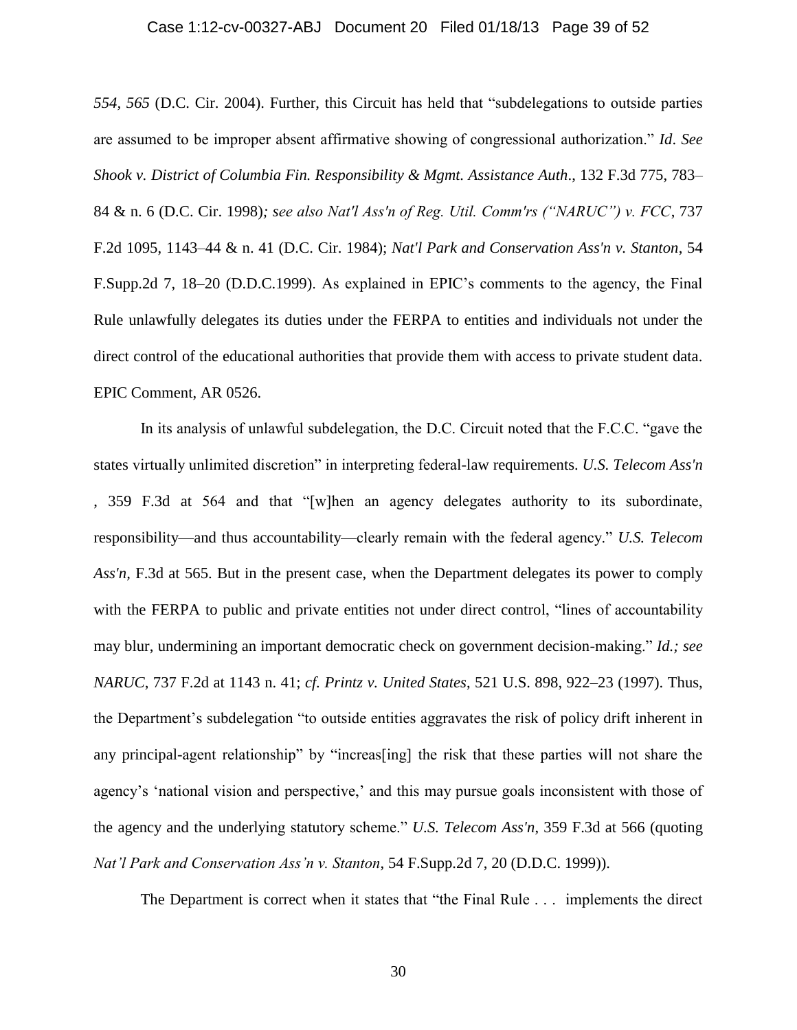*554, 565* (D.C. Cir. 2004). Further, this Circuit has held that "subdelegations to outside parties are assumed to be improper absent affirmative showing of congressional authorization." *Id*. *See Shook v. District of Columbia Fin. Responsibility & Mgmt. Assistance Auth*., 132 F.3d 775, 783–84 & n. 6 (D.C. Cir. 1998)*; see also Nat'l Ass'n of Reg. Util. Comm'rs ("NARUC") v. FCC*, 737 F.2d 1095, 1143–44 & n. 41 (D.C. Cir. 1984); *Nat'l Park and Conservation Ass'n v. Stanton*, 54 F.Supp.2d 7, 18–20 (D.D.C.1999). As explained in EPIC's comments to the agency, the Final Rule unlawfully delegates its duties under the FERPA to entities and individuals not under the direct control of the educational authorities that provide them with access to private student data. EPIC Comment, AR 0526.

In its analysis of unlawful subdelegation, the D.C. Circuit noted that the F.C.C. "gave the states virtually unlimited discretion" in interpreting federal-law requirements. *U.S. Telecom Ass'n* , 359 F.3d at 564 and that "[w]hen an agency delegates authority to its subordinate, responsibility—and thus accountability—clearly remain with the federal agency." *U.S. Telecom Ass'n,* F.3d at 565. But in the present case, when the Department delegates its power to comply with the FERPA to public and private entities not under direct control, "lines of accountability may blur, undermining an important democratic check on government decision-making." *Id.; see NARUC*, 737 F.2d at 1143 n. 41; *cf. Printz v. United States*, 521 U.S. 898, 922–23 (1997). Thus, the Department's subdelegation "to outside entities aggravates the risk of policy drift inherent in any principal-agent relationship" by "increas[ing] the risk that these parties will not share the agency's 'national vision and perspective,' and this may pursue goals inconsistent with those of the agency and the underlying statutory scheme." *U.S. Telecom Ass'n*, 359 F.3d at 566 (quoting *Nat'l Park and Conservation Ass'n v. Stanton*, 54 F.Supp.2d 7, 20 (D.D.C. 1999)).

The Department is correct when it states that "the Final Rule . . . implements the direct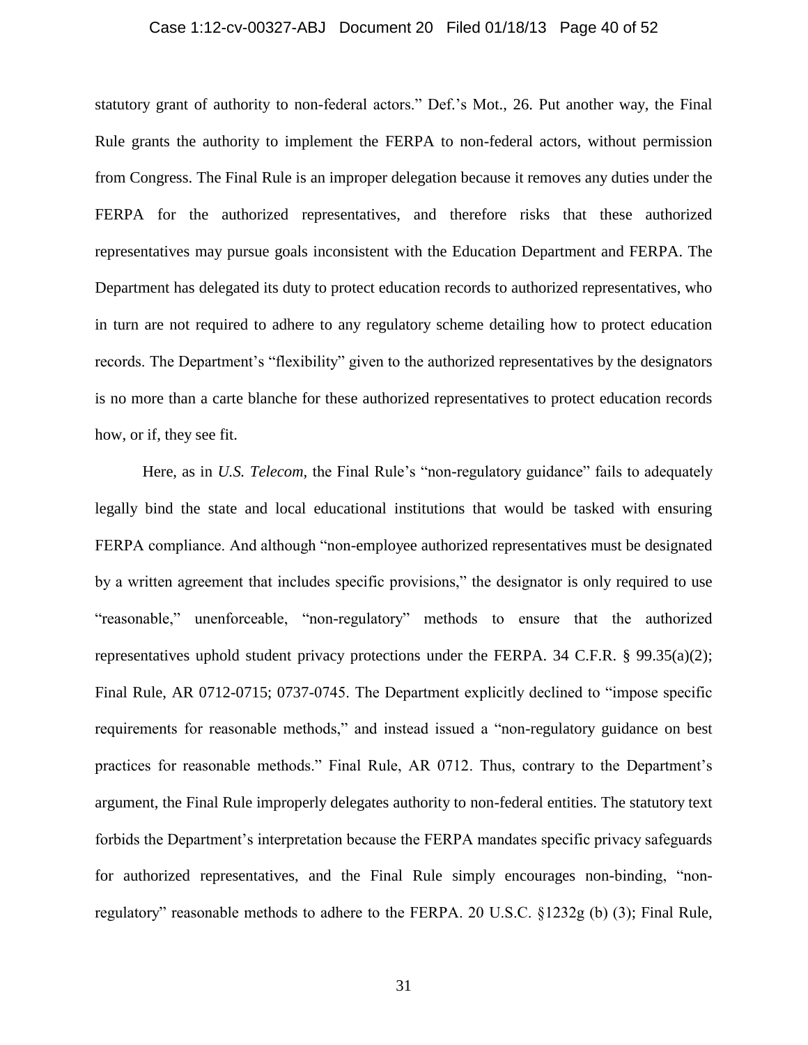statutory grant of authority to non-federal actors." Def.'s Mot., 26. Put another way, the Final Rule grants the authority to implement the FERPA to non-federal actors, without permission from Congress. The Final Rule is an improper delegation because it removes any duties under the FERPA for the authorized representatives, and therefore risks that these authorized representatives may pursue goals inconsistent with the Education Department and FERPA. The Department has delegated its duty to protect education records to authorized representatives, who in turn are not required to adhere to any regulatory scheme detailing how to protect education records. The Department's "flexibility" given to the authorized representatives by the designators is no more than a carte blanche for these authorized representatives to protect education records how, or if, they see fit.

Here, as in *U.S. Telecom,* the Final Rule's "non-regulatory guidance" fails to adequately legally bind the state and local educational institutions that would be tasked with ensuring FERPA compliance. And although "non-employee authorized representatives must be designated by a written agreement that includes specific provisions," the designator is only required to use "reasonable," unenforceable, "non-regulatory" methods to ensure that the authorized representatives uphold student privacy protections under the FERPA. 34 C.F.R. § 99.35(a)(2); Final Rule, AR 0712-0715; 0737-0745. The Department explicitly declined to "impose specific requirements for reasonable methods," and instead issued a "non-regulatory guidance on best practices for reasonable methods." Final Rule, AR 0712. Thus, contrary to the Department's argument, the Final Rule improperly delegates authority to non-federal entities. The statutory text forbids the Department's interpretation because the FERPA mandates specific privacy safeguards for authorized representatives, and the Final Rule simply encourages non-binding, "non-regulatory" reasonable methods to adhere to the FERPA. 20 U.S.C. §1232g (b) (3); Final Rule,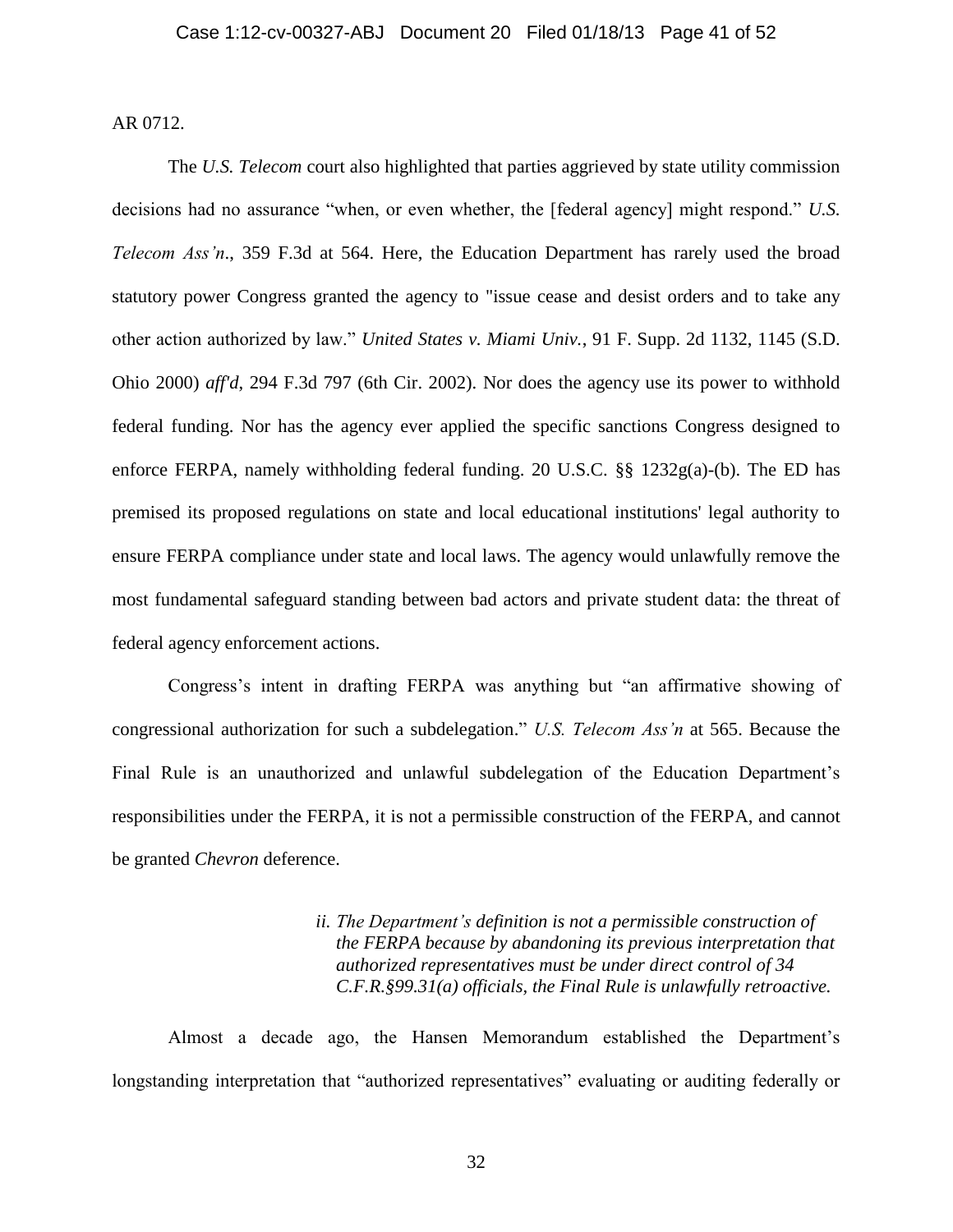AR 0712.

The *U.S. Telecom* court also highlighted that parties aggrieved by state utility commission decisions had no assurance "when, or even whether, the [federal agency] might respond." *U.S. Telecom Ass'n*., 359 F.3d at 564. Here, the Education Department has rarely used the broad statutory power Congress granted the agency to "issue cease and desist orders and to take any other action authorized by law." *United States v. Miami Univ.*, 91 F. Supp. 2d 1132, 1145 (S.D. Ohio 2000) *aff'd*, 294 F.3d 797 (6th Cir. 2002). Nor does the agency use its power to withhold federal funding. Nor has the agency ever applied the specific sanctions Congress designed to enforce FERPA, namely withholding federal funding. 20 U.S.C. §§ 1232g(a)-(b). The ED has premised its proposed regulations on state and local educational institutions' legal authority to ensure FERPA compliance under state and local laws. The agency would unlawfully remove the most fundamental safeguard standing between bad actors and private student data: the threat of federal agency enforcement actions.

Congress's intent in drafting FERPA was anything but "an affirmative showing of congressional authorization for such a subdelegation." *U.S. Telecom Ass'n* at 565. Because the Final Rule is an unauthorized and unlawful subdelegation of the Education Department's responsibilities under the FERPA, it is not a permissible construction of the FERPA, and cannot be granted *Chevron* deference.

*ii. The Department's definition is not a permissible construction of the FERPA because by abandoning its previous interpretation that authorized representatives must be under direct control of 34 C.F.R.§99.31(a) officials, the Final Rule is unlawfully retroactive.*

Almost a decade ago, the Hansen Memorandum established the Department's longstanding interpretation that "authorized representatives" evaluating or auditing federally or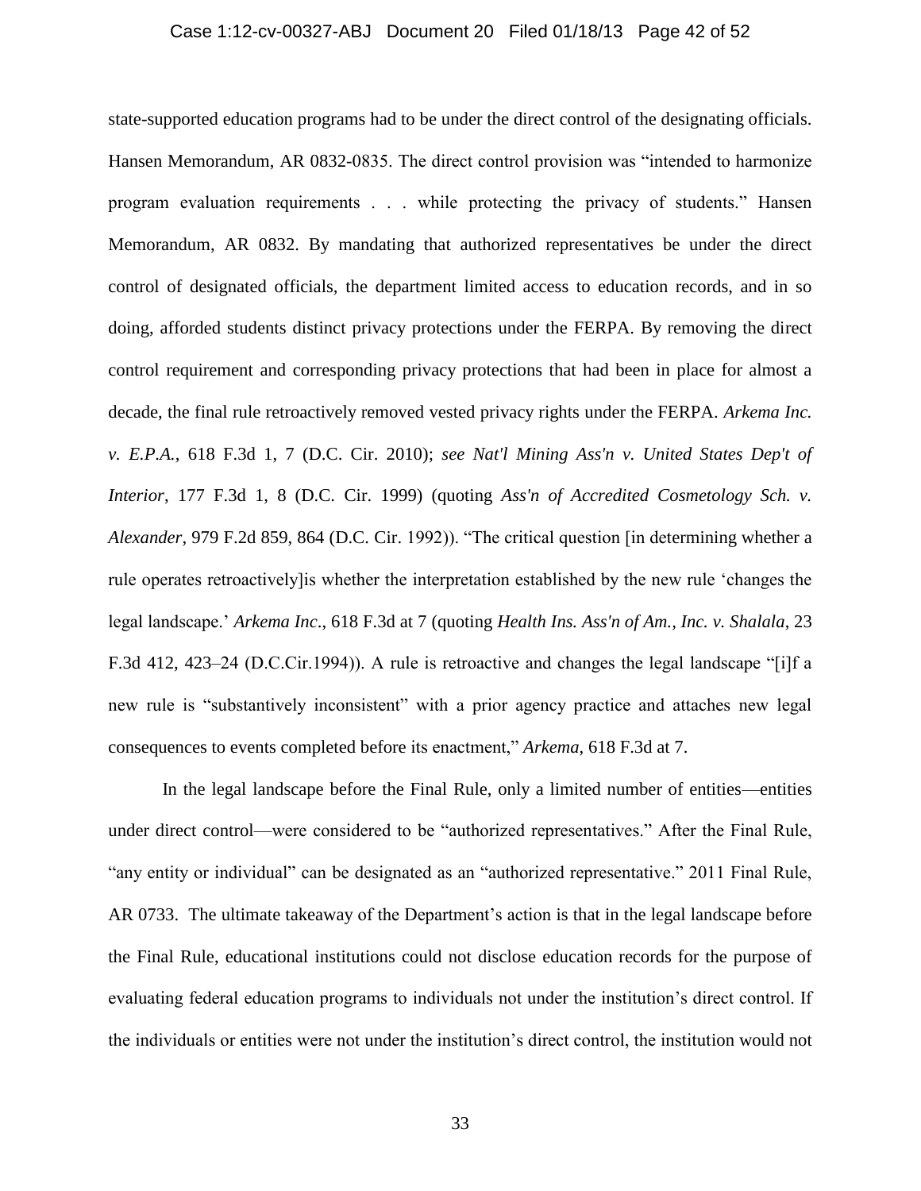state-supported education programs had to be under the direct control of the designating officials. Hansen Memorandum, AR 0832-0835. The direct control provision was "intended to harmonize program evaluation requirements . . . while protecting the privacy of students." Hansen Memorandum, AR 0832. By mandating that authorized representatives be under the direct control of designated officials, the department limited access to education records, and in so doing, afforded students distinct privacy protections under the FERPA. By removing the direct control requirement and corresponding privacy protections that had been in place for almost a decade, the final rule retroactively removed vested privacy rights under the FERPA. *Arkema Inc. v. E.P.A.*, 618 F.3d 1, 7 (D.C. Cir. 2010); *see Nat'l Mining Ass'n v. United States Dep't of Interior*, 177 F.3d 1, 8 (D.C. Cir. 1999) (quoting *Ass'n of Accredited Cosmetology Sch. v. Alexander*, 979 F.2d 859, 864 (D.C. Cir. 1992)). "The critical question [in determining whether a rule operates retroactively]is whether the interpretation established by the new rule 'changes the legal landscape.' *Arkema Inc*., 618 F.3d at 7 (quoting *Health Ins. Ass'n of Am., Inc. v. Shalala*, 23 F.3d 412, 423–24 (D.C.Cir.1994)). A rule is retroactive and changes the legal landscape "[i]f a new rule is "substantively inconsistent" with a prior agency practice and attaches new legal consequences to events completed before its enactment," *Arkema*, 618 F.3d at 7.

In the legal landscape before the Final Rule, only a limited number of entities—entities under direct control—were considered to be "authorized representatives." After the Final Rule, "any entity or individual" can be designated as an "authorized representative." 2011 Final Rule, AR 0733. The ultimate takeaway of the Department's action is that in the legal landscape before the Final Rule, educational institutions could not disclose education records for the purpose of evaluating federal education programs to individuals not under the institution's direct control. If the individuals or entities were not under the institution's direct control, the institution would not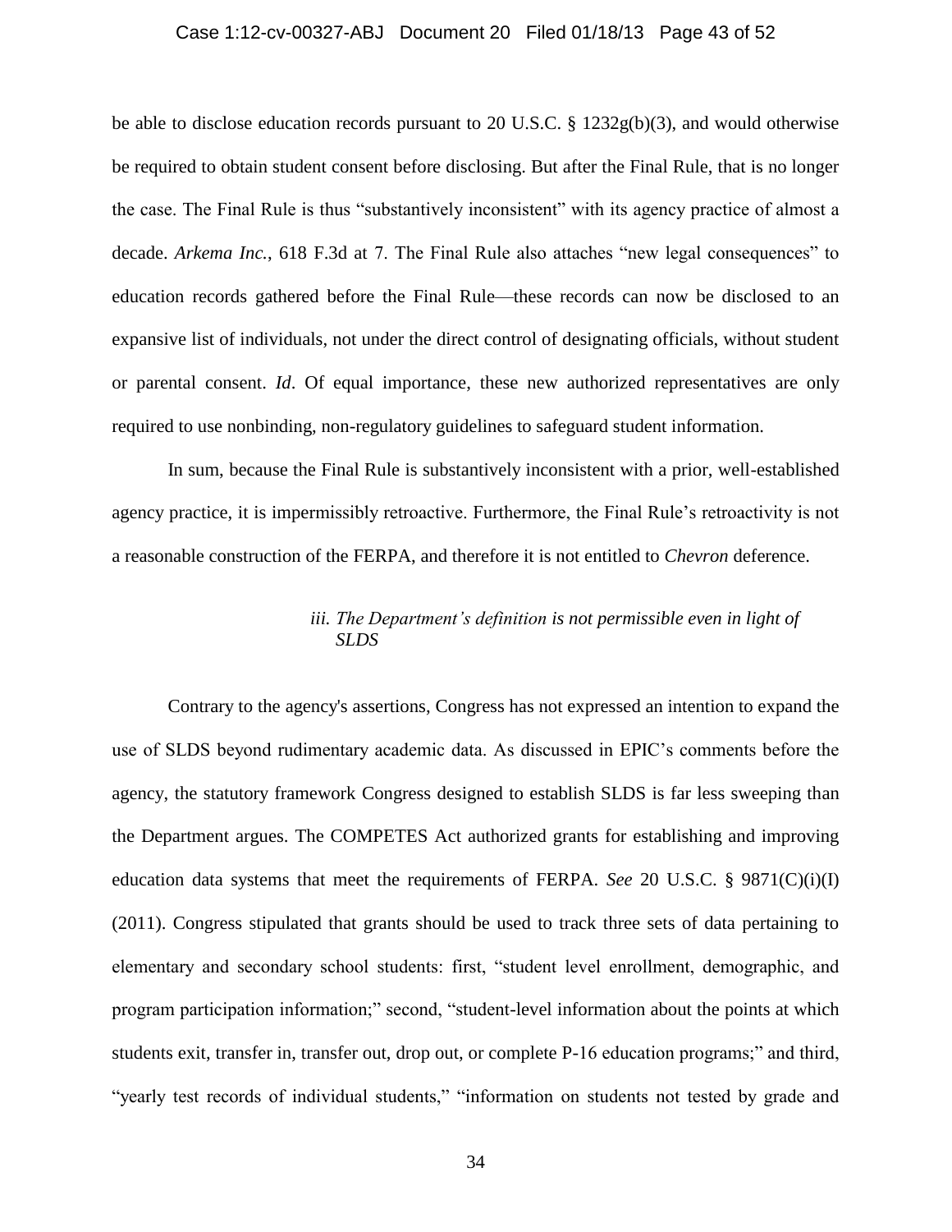be able to disclose education records pursuant to 20 U.S.C. § 1232g(b)(3), and would otherwise be required to obtain student consent before disclosing. But after the Final Rule, that is no longer the case. The Final Rule is thus "substantively inconsistent" with its agency practice of almost a decade. *Arkema Inc.*, 618 F.3d at 7. The Final Rule also attaches "new legal consequences" to education records gathered before the Final Rule—these records can now be disclosed to an expansive list of individuals, not under the direct control of designating officials, without student or parental consent. *Id*. Of equal importance, these new authorized representatives are only required to use nonbinding, non-regulatory guidelines to safeguard student information.

In sum, because the Final Rule is substantively inconsistent with a prior, well-established agency practice, it is impermissibly retroactive. Furthermore, the Final Rule's retroactivity is not a reasonable construction of the FERPA, and therefore it is not entitled to *Chevron* deference.

#### *iii. The Department's definition is not permissible even in light of SLDS*

Contrary to the agency's assertions, Congress has not expressed an intention to expand the use of SLDS beyond rudimentary academic data. As discussed in EPIC's comments before the agency, the statutory framework Congress designed to establish SLDS is far less sweeping than the Department argues. The COMPETES Act authorized grants for establishing and improving education data systems that meet the requirements of FERPA. *See* 20 U.S.C. § 9871(C)(i)(I) (2011). Congress stipulated that grants should be used to track three sets of data pertaining to elementary and secondary school students: first, "student level enrollment, demographic, and program participation information;" second, "student-level information about the points at which students exit, transfer in, transfer out, drop out, or complete P-16 education programs;" and third, "yearly test records of individual students," "information on students not tested by grade and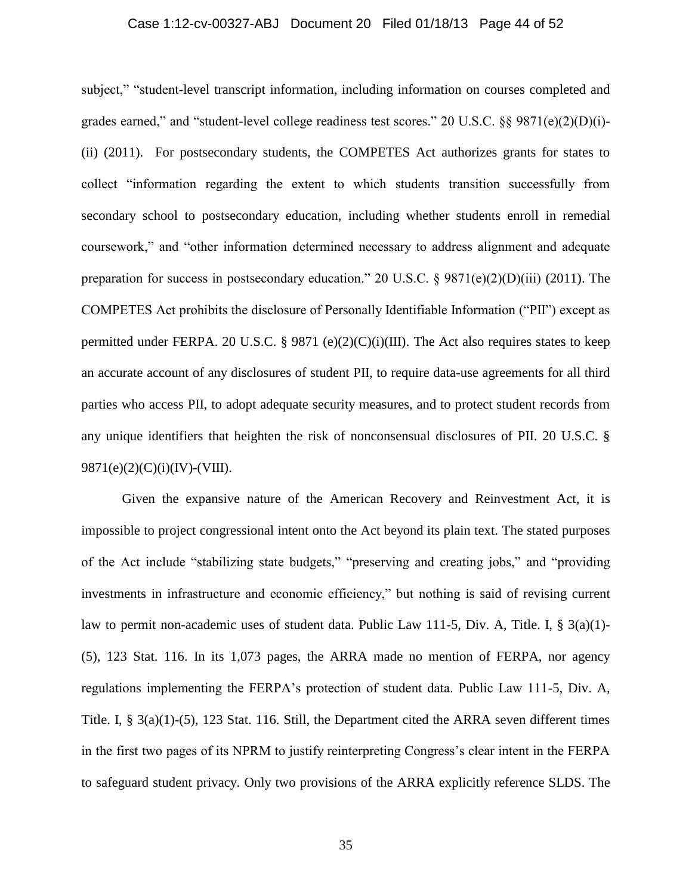subject," "student-level transcript information, including information on courses completed and grades earned," and "student-level college readiness test scores." 20 U.S.C. §§ 9871(e)(2)(D)(i)-(ii) (2011). For postsecondary students, the COMPETES Act authorizes grants for states to collect "information regarding the extent to which students transition successfully from secondary school to postsecondary education, including whether students enroll in remedial coursework," and "other information determined necessary to address alignment and adequate preparation for success in postsecondary education." 20 U.S.C. § 9871(e)(2)(D)(iii) (2011). The COMPETES Act prohibits the disclosure of Personally Identifiable Information ("PII") except as permitted under FERPA. 20 U.S.C. § 9871 (e)(2)(C)(i)(III). The Act also requires states to keep an accurate account of any disclosures of student PII, to require data-use agreements for all third parties who access PII, to adopt adequate security measures, and to protect student records from any unique identifiers that heighten the risk of nonconsensual disclosures of PII. 20 U.S.C. § 9871(e)(2)(C)(i)(IV)-(VIII).

Given the expansive nature of the American Recovery and Reinvestment Act, it is impossible to project congressional intent onto the Act beyond its plain text. The stated purposes of the Act include "stabilizing state budgets," "preserving and creating jobs," and "providing investments in infrastructure and economic efficiency," but nothing is said of revising current law to permit non-academic uses of student data. Public Law 111-5, Div. A, Title. I, § 3(a)(1)-(5), 123 Stat. 116. In its 1,073 pages, the ARRA made no mention of FERPA, nor agency regulations implementing the FERPA's protection of student data. Public Law 111-5, Div. A, Title. I, § 3(a)(1)-(5), 123 Stat. 116. Still, the Department cited the ARRA seven different times in the first two pages of its NPRM to justify reinterpreting Congress's clear intent in the FERPA to safeguard student privacy. Only two provisions of the ARRA explicitly reference SLDS. The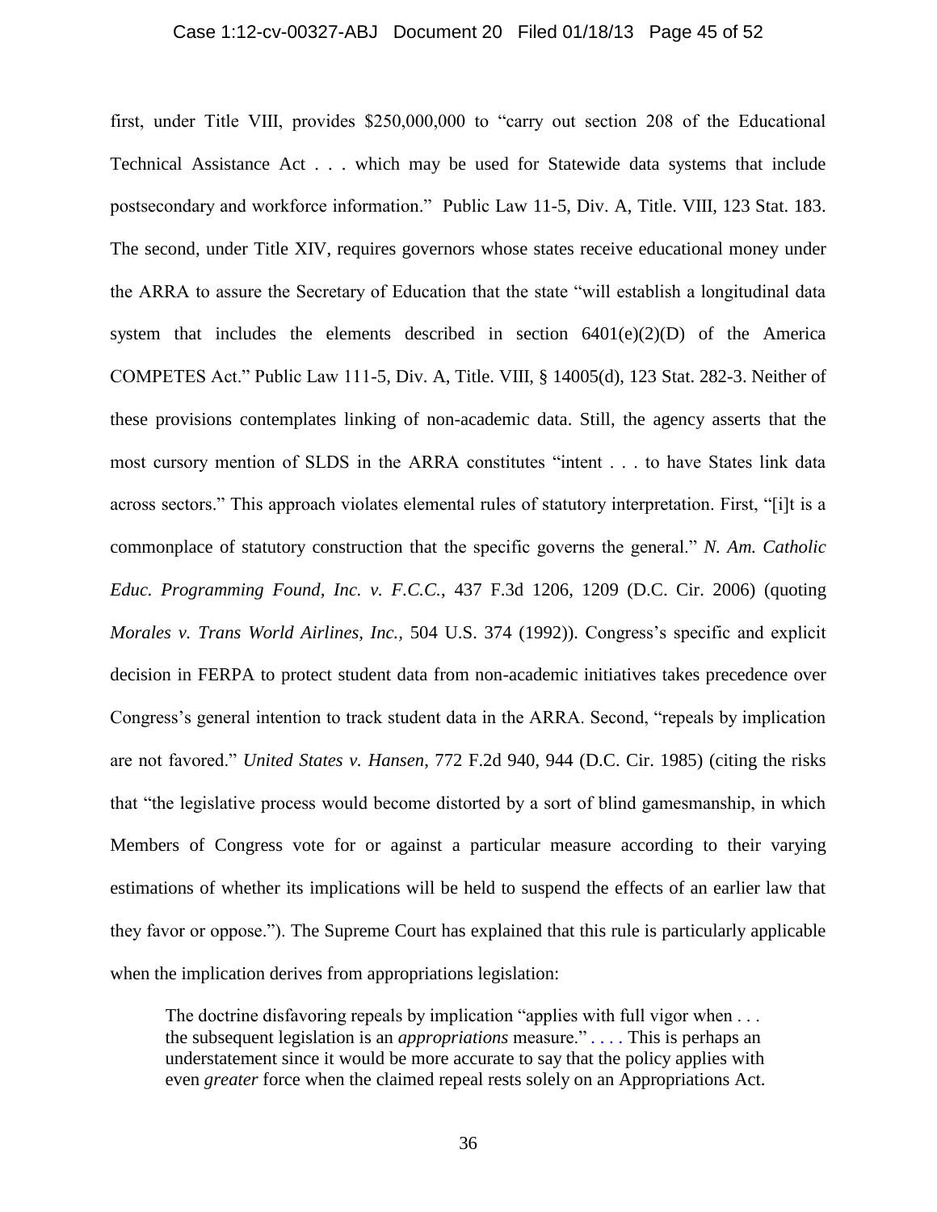first, under Title VIII, provides $250,000,000 to "carry out section 208 of the Educational Technical Assistance Act . . . which may be used for Statewide data systems that include postsecondary and workforce information." Public Law 11-5, Div. A, Title. VIII, 123 Stat. 183. The second, under Title XIV, requires governors whose states receive educational money under the ARRA to assure the Secretary of Education that the state "will establish a longitudinal data system that includes the elements described in section 6401(e)(2)(D) of the America COMPETES Act." Public Law 111-5, Div. A, Title. VIII, § 14005(d), 123 Stat. 282-3. Neither of these provisions contemplates linking of non-academic data. Still, the agency asserts that the most cursory mention of SLDS in the ARRA constitutes "intent . . . to have States link data across sectors." This approach violates elemental rules of statutory interpretation. First, "[i]t is a commonplace of statutory construction that the specific governs the general." *N. Am. Catholic Educ. Programming Found, Inc. v. F.C.C.*, 437 F.3d 1206, 1209 (D.C. Cir. 2006) (quoting *Morales v. Trans World Airlines, Inc.,* 504 U.S. 374 (1992)). Congress's specific and explicit decision in FERPA to protect student data from non-academic initiatives takes precedence over Congress's general intention to track student data in the ARRA. Second, "repeals by implication are not favored." *United States v. Hansen*, 772 F.2d 940, 944 (D.C. Cir. 1985) (citing the risks that "the legislative process would become distorted by a sort of blind gamesmanship, in which Members of Congress vote for or against a particular measure according to their varying estimations of whether its implications will be held to suspend the effects of an earlier law that they favor or oppose."). The Supreme Court has explained that this rule is particularly applicable when the implication derives from appropriations legislation:

> The doctrine disfavoring repeals by implication "applies with full vigor when . . . the subsequent legislation is an *appropriations* measure." . . . . This is perhaps an understatement since it would be more accurate to say that the policy applies with even *greater* force when the claimed repeal rests solely on an Appropriations Act.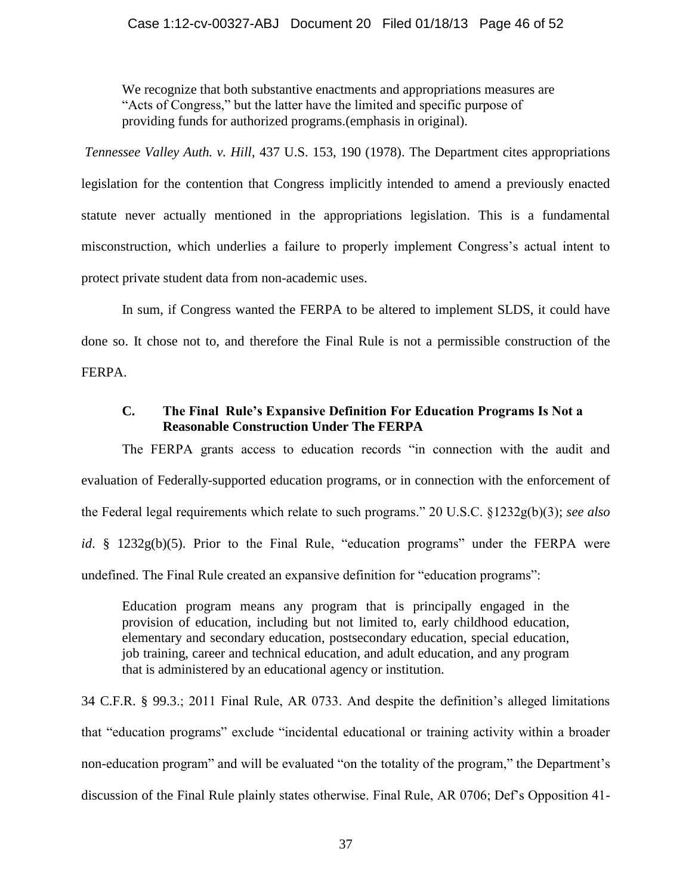> We recognize that both substantive enactments and appropriations measures are "Acts of Congress," but the latter have the limited and specific purpose of providing funds for authorized programs.(emphasis in original).

*Tennessee Valley Auth. v. Hill*, 437 U.S. 153, 190 (1978). The Department cites appropriations legislation for the contention that Congress implicitly intended to amend a previously enacted statute never actually mentioned in the appropriations legislation. This is a fundamental misconstruction, which underlies a failure to properly implement Congress's actual intent to protect private student data from non-academic uses.

In sum, if Congress wanted the FERPA to be altered to implement SLDS, it could have done so. It chose not to, and therefore the Final Rule is not a permissible construction of the FERPA.

### C. The Final Rule's Expansive Definition For Education Programs Is Not a Reasonable Construction Under The FERPA

The FERPA grants access to education records "in connection with the audit and evaluation of Federally-supported education programs, or in connection with the enforcement of the Federal legal requirements which relate to such programs." 20 U.S.C. §1232g(b)(3); *see also id*. § 1232g(b)(5). Prior to the Final Rule, "education programs" under the FERPA were undefined. The Final Rule created an expansive definition for "education programs":

> Education program means any program that is principally engaged in the provision of education, including but not limited to, early childhood education, elementary and secondary education, postsecondary education, special education, job training, career and technical education, and adult education, and any program that is administered by an educational agency or institution.

34 C.F.R. § 99.3.; 2011 Final Rule, AR 0733. And despite the definition's alleged limitations that "education programs" exclude "incidental educational or training activity within a broader non-education program" and will be evaluated "on the totality of the program," the Department's discussion of the Final Rule plainly states otherwise. Final Rule, AR 0706; Def's Opposition 41-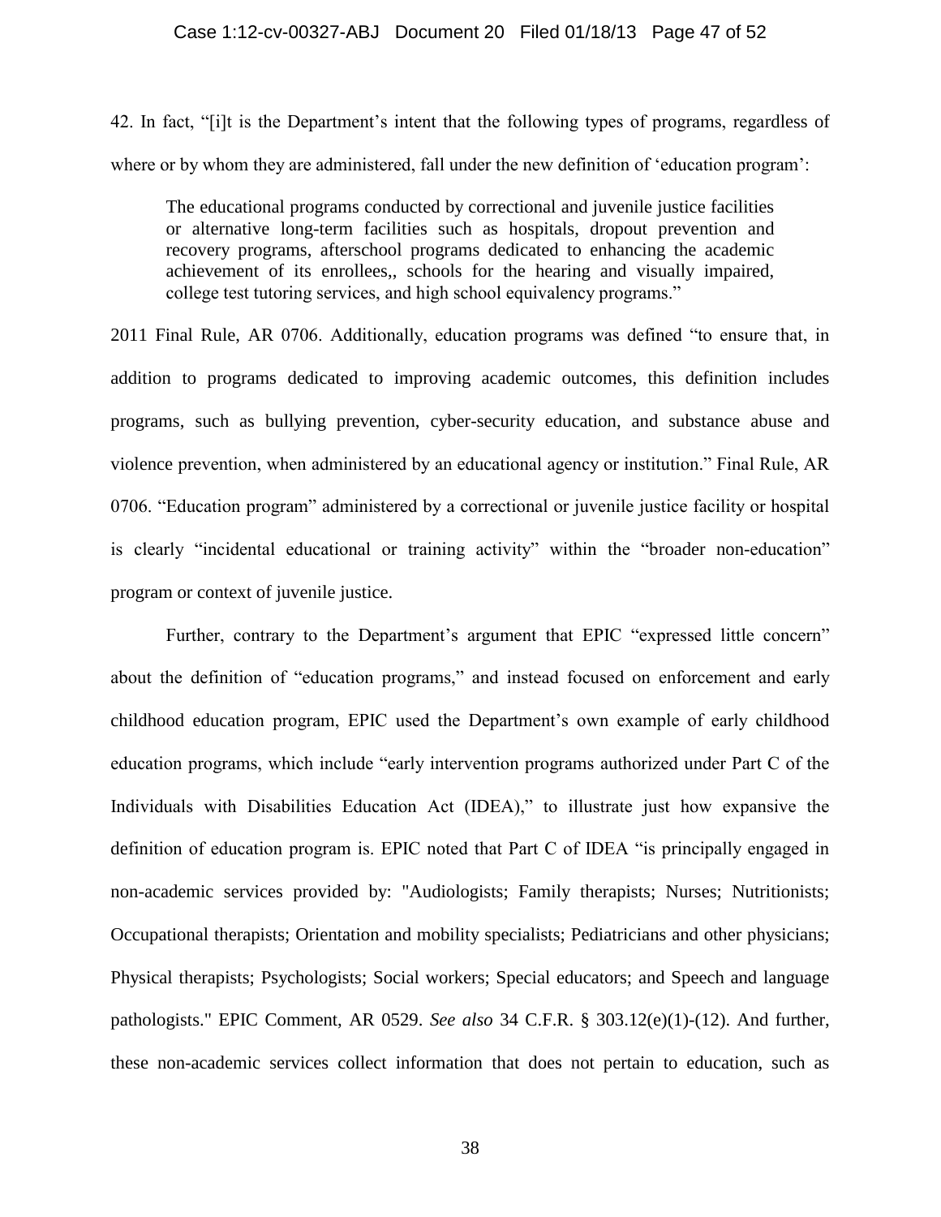42. In fact, "[i]t is the Department's intent that the following types of programs, regardless of where or by whom they are administered, fall under the new definition of 'education program':

> The educational programs conducted by correctional and juvenile justice facilities or alternative long-term facilities such as hospitals, dropout prevention and recovery programs, afterschool programs dedicated to enhancing the academic achievement of its enrollees,, schools for the hearing and visually impaired, college test tutoring services, and high school equivalency programs."

2011 Final Rule, AR 0706. Additionally, education programs was defined "to ensure that, in addition to programs dedicated to improving academic outcomes, this definition includes programs, such as bullying prevention, cyber-security education, and substance abuse and violence prevention, when administered by an educational agency or institution." Final Rule, AR 0706. "Education program" administered by a correctional or juvenile justice facility or hospital is clearly "incidental educational or training activity" within the "broader non-education" program or context of juvenile justice.

Further, contrary to the Department's argument that EPIC "expressed little concern" about the definition of "education programs," and instead focused on enforcement and early childhood education program, EPIC used the Department's own example of early childhood education programs, which include "early intervention programs authorized under Part C of the Individuals with Disabilities Education Act (IDEA)," to illustrate just how expansive the definition of education program is. EPIC noted that Part C of IDEA "is principally engaged in non-academic services provided by: "Audiologists; Family therapists; Nurses; Nutritionists; Occupational therapists; Orientation and mobility specialists; Pediatricians and other physicians; Physical therapists; Psychologists; Social workers; Special educators; and Speech and language pathologists." EPIC Comment, AR 0529. *See also* 34 C.F.R. § 303.12(e)(1)-(12). And further, these non-academic services collect information that does not pertain to education, such as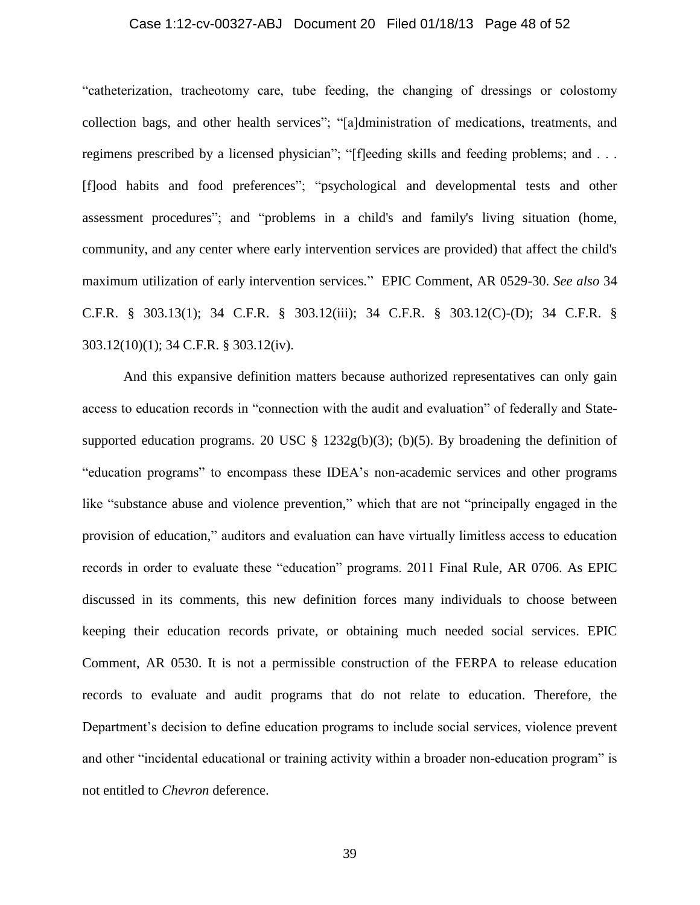"catheterization, tracheotomy care, tube feeding, the changing of dressings or colostomy collection bags, and other health services"; "[a]dministration of medications, treatments, and regimens prescribed by a licensed physician"; "[f]eeding skills and feeding problems; and . . . [f]ood habits and food preferences"; "psychological and developmental tests and other assessment procedures"; and "problems in a child's and family's living situation (home, community, and any center where early intervention services are provided) that affect the child's maximum utilization of early intervention services." EPIC Comment, AR 0529-30. *See also* 34 C.F.R. § 303.13(1); 34 C.F.R. § 303.12(iii); 34 C.F.R. § 303.12(C)-(D); 34 C.F.R. § 303.12(10)(1); 34 C.F.R. § 303.12(iv).

And this expansive definition matters because authorized representatives can only gain access to education records in "connection with the audit and evaluation" of federally and State-supported education programs. 20 USC § 1232g(b)(3); (b)(5). By broadening the definition of "education programs" to encompass these IDEA's non-academic services and other programs like "substance abuse and violence prevention," which that are not "principally engaged in the provision of education," auditors and evaluation can have virtually limitless access to education records in order to evaluate these "education" programs. 2011 Final Rule, AR 0706. As EPIC discussed in its comments, this new definition forces many individuals to choose between keeping their education records private, or obtaining much needed social services. EPIC Comment, AR 0530. It is not a permissible construction of the FERPA to release education records to evaluate and audit programs that do not relate to education. Therefore, the Department's decision to define education programs to include social services, violence prevent and other "incidental educational or training activity within a broader non-education program" is not entitled to *Chevron* deference.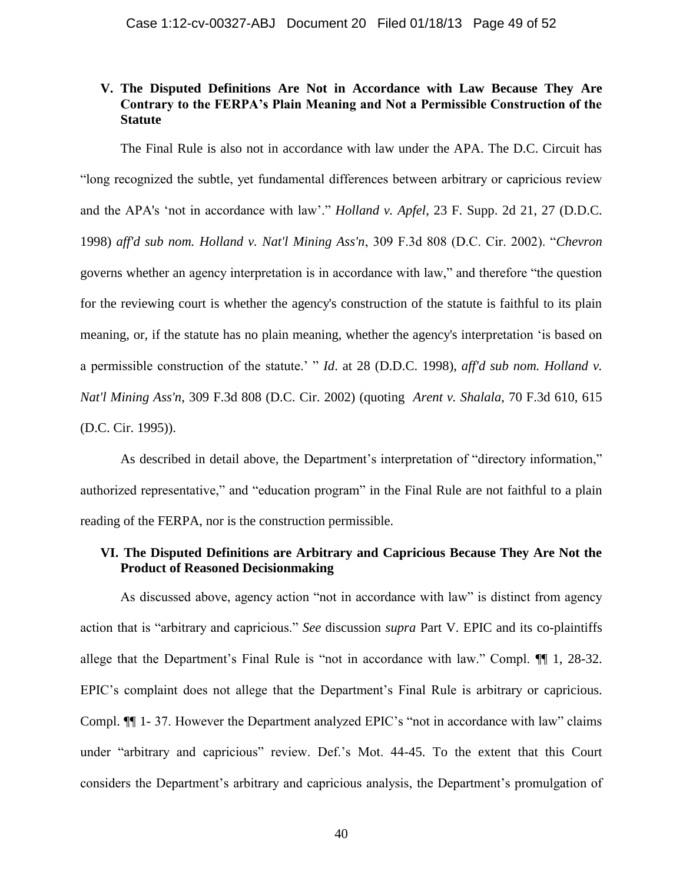## V. The Disputed Definitions Are Not in Accordance with Law Because They Are Contrary to the FERPA's Plain Meaning and Not a Permissible Construction of the Statute

The Final Rule is also not in accordance with law under the APA. The D.C. Circuit has "long recognized the subtle, yet fundamental differences between arbitrary or capricious review and the APA's 'not in accordance with law'." *Holland v. Apfel*, 23 F. Supp. 2d 21, 27 (D.D.C. 1998) *aff'd sub nom. Holland v. Nat'l Mining Ass'n*, 309 F.3d 808 (D.C. Cir. 2002). "*Chevron* governs whether an agency interpretation is in accordance with law," and therefore "the question for the reviewing court is whether the agency's construction of the statute is faithful to its plain meaning, or, if the statute has no plain meaning, whether the agency's interpretation 'is based on a permissible construction of the statute.' " *Id*. at 28 (D.D.C. 1998), *aff'd sub nom. Holland v. Nat'l Mining Ass'n*, 309 F.3d 808 (D.C. Cir. 2002) (quoting *Arent v. Shalala*, 70 F.3d 610, 615 (D.C. Cir. 1995)).

As described in detail above, the Department's interpretation of "directory information," authorized representative," and "education program" in the Final Rule are not faithful to a plain reading of the FERPA, nor is the construction permissible.

## VI. The Disputed Definitions are Arbitrary and Capricious Because They Are Not the Product of Reasoned Decisionmaking

As discussed above, agency action "not in accordance with law" is distinct from agency action that is "arbitrary and capricious." *See* discussion *supra* Part V. EPIC and its co-plaintiffs allege that the Department's Final Rule is "not in accordance with law." Compl. ¶¶ 1, 28-32. EPIC's complaint does not allege that the Department's Final Rule is arbitrary or capricious. Compl. ¶¶ 1- 37. However the Department analyzed EPIC's "not in accordance with law" claims under "arbitrary and capricious" review. Def.'s Mot. 44-45. To the extent that this Court considers the Department's arbitrary and capricious analysis, the Department's promulgation of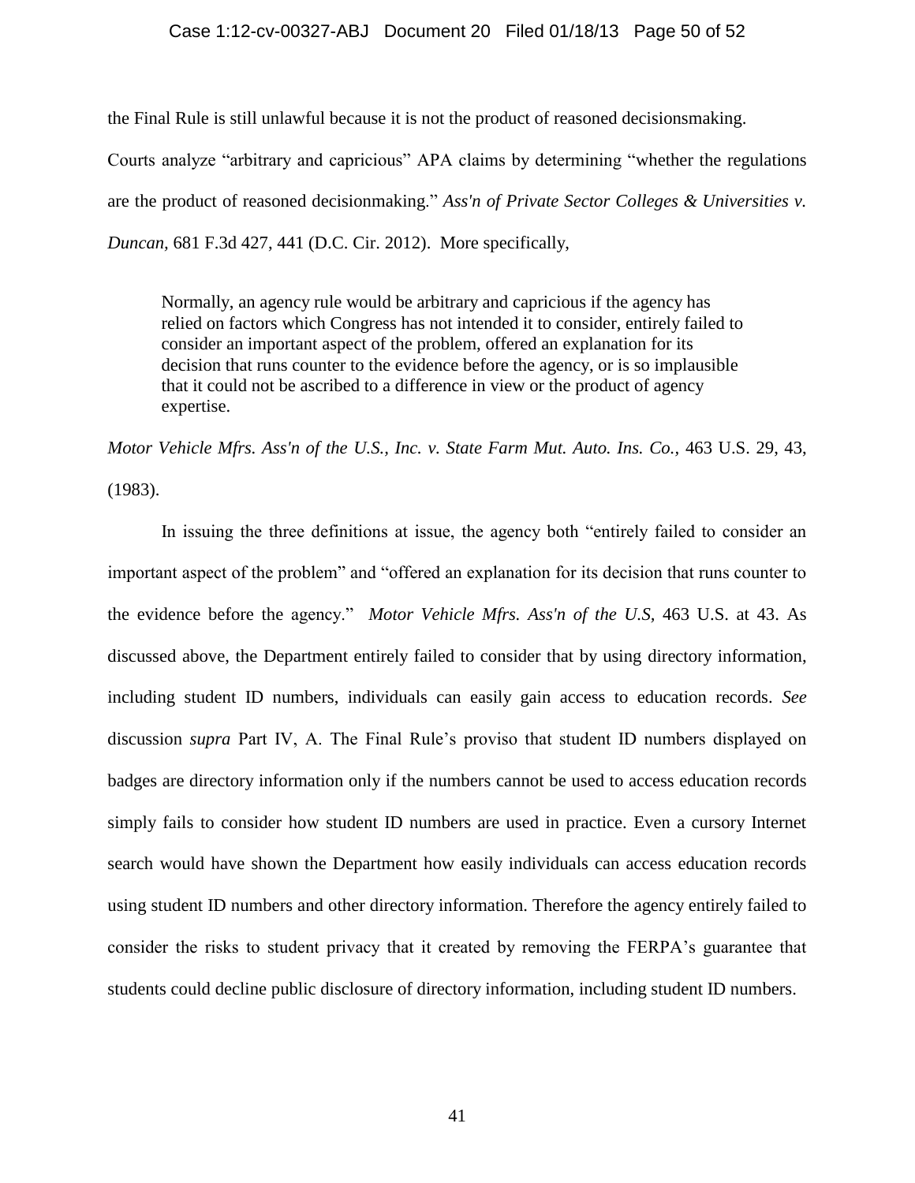the Final Rule is still unlawful because it is not the product of reasoned decisionsmaking. Courts analyze "arbitrary and capricious" APA claims by determining "whether the regulations are the product of reasoned decisionmaking." *Ass'n of Private Sector Colleges & Universities v. Duncan*, 681 F.3d 427, 441 (D.C. Cir. 2012). More specifically,

> Normally, an agency rule would be arbitrary and capricious if the agency has relied on factors which Congress has not intended it to consider, entirely failed to consider an important aspect of the problem, offered an explanation for its decision that runs counter to the evidence before the agency, or is so implausible that it could not be ascribed to a difference in view or the product of agency expertise.

*Motor Vehicle Mfrs. Ass'n of the U.S., Inc. v. State Farm Mut. Auto. Ins. Co.*, 463 U.S. 29, 43, (1983).

In issuing the three definitions at issue, the agency both "entirely failed to consider an important aspect of the problem" and "offered an explanation for its decision that runs counter to the evidence before the agency." *Motor Vehicle Mfrs. Ass'n of the U.S*, 463 U.S. at 43. As discussed above, the Department entirely failed to consider that by using directory information, including student ID numbers, individuals can easily gain access to education records. *See* discussion *supra* Part IV, A. The Final Rule's proviso that student ID numbers displayed on badges are directory information only if the numbers cannot be used to access education records simply fails to consider how student ID numbers are used in practice. Even a cursory Internet search would have shown the Department how easily individuals can access education records using student ID numbers and other directory information. Therefore the agency entirely failed to consider the risks to student privacy that it created by removing the FERPA's guarantee that students could decline public disclosure of directory information, including student ID numbers.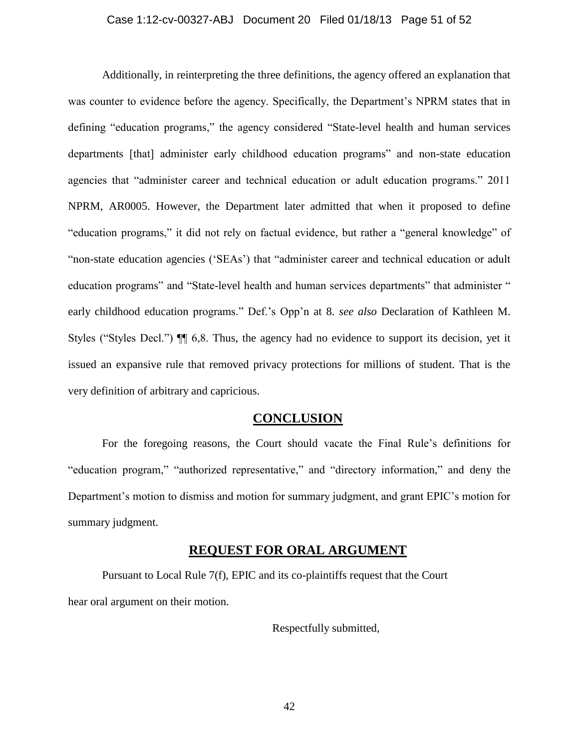Additionally, in reinterpreting the three definitions, the agency offered an explanation that was counter to evidence before the agency. Specifically, the Department's NPRM states that in defining "education programs," the agency considered "State-level health and human services departments [that] administer early childhood education programs" and non-state education agencies that "administer career and technical education or adult education programs." 2011 NPRM, AR0005. However, the Department later admitted that when it proposed to define "education programs," it did not rely on factual evidence, but rather a "general knowledge" of "non-state education agencies ('SEAs') that "administer career and technical education or adult education programs" and "State-level health and human services departments" that administer " early childhood education programs." Def.'s Opp'n at 8. *see also* Declaration of Kathleen M. Styles ("Styles Decl.") ¶¶ 6,8. Thus, the agency had no evidence to support its decision, yet it issued an expansive rule that removed privacy protections for millions of student. That is the very definition of arbitrary and capricious.

## CONCLUSION

For the foregoing reasons, the Court should vacate the Final Rule's definitions for "education program," "authorized representative," and "directory information," and deny the Department's motion to dismiss and motion for summary judgment, and grant EPIC's motion for summary judgment.

## REQUEST FOR ORAL ARGUMENT

Pursuant to Local Rule 7(f), EPIC and its co-plaintiffs request that the Court hear oral argument on their motion.

Respectfully submitted,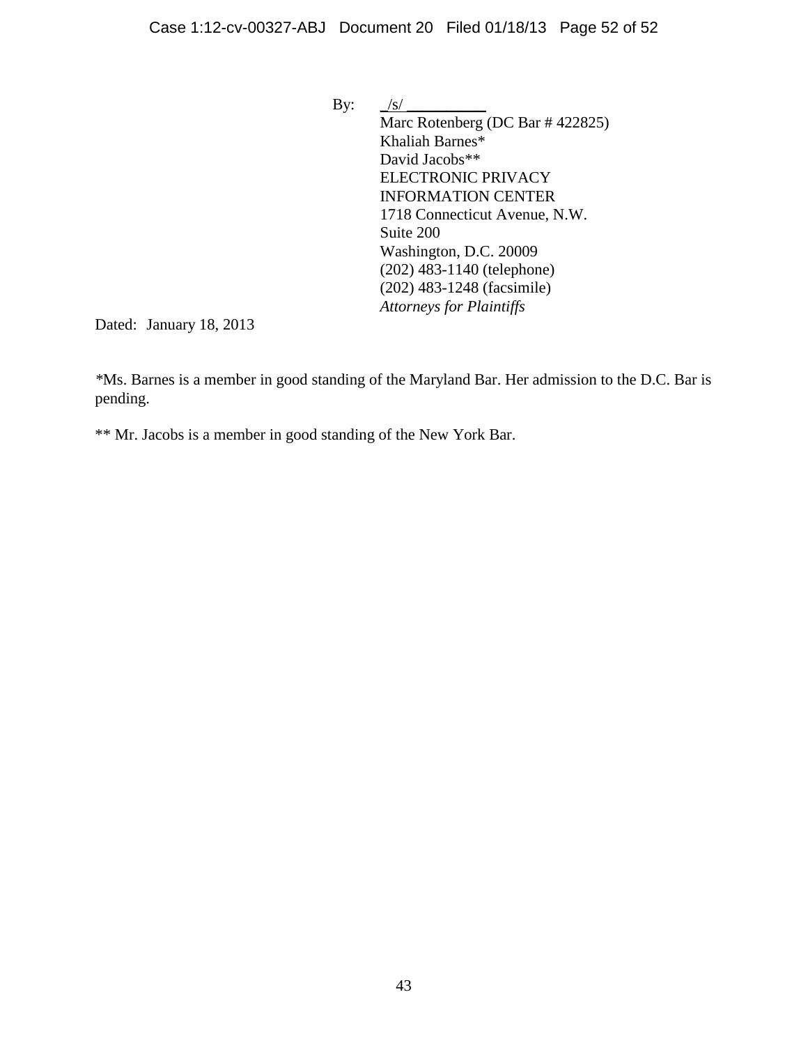By: _/s/ __________

Marc Rotenberg (DC Bar # 422825)
Khaliah Barnes*
David Jacobs**
ELECTRONIC PRIVACY
INFORMATION CENTER
1718 Connecticut Avenue, N.W.
Suite 200
Washington, D.C. 20009
(202) 483-1140 (telephone)
(202) 483-1248 (facsimile)
*Attorneys for Plaintiffs*

Dated: January 18, 2013

*Ms. Barnes is a member in good standing of the Maryland Bar. Her admission to the D.C. Bar is pending.

** Mr. Jacobs is a member in good standing of the New York Bar.